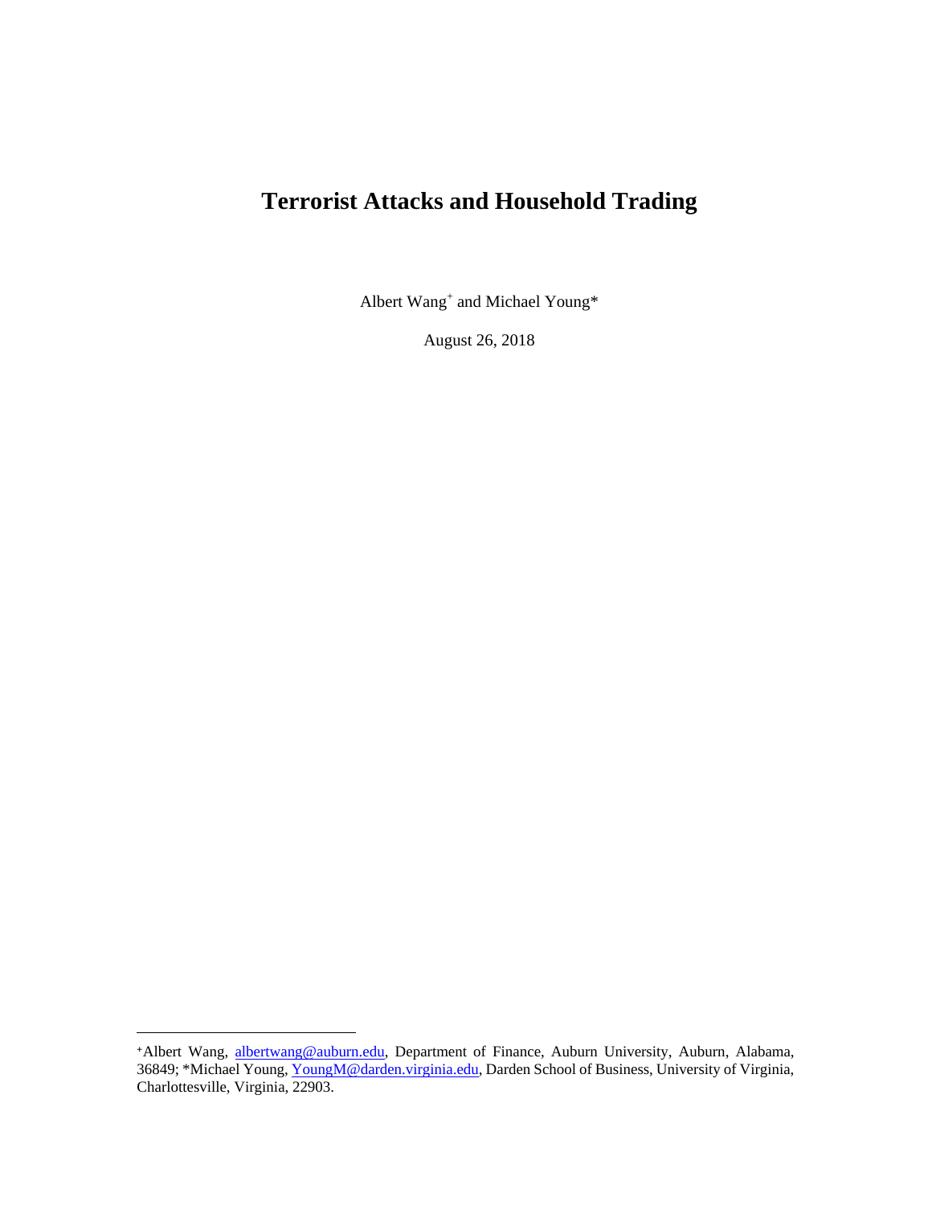# Terrorist Attacks and Household Trading

Albert Wang[+] and Michael Young[*]

August 26, 2018

---

[+]Albert Wang, albertwang@auburn.edu, Department of Finance, Auburn University, Auburn, Alabama, 36849; [*]Michael Young, YoungM@darden.virginia.edu, Darden School of Business, University of Virginia, Charlottesville, Virginia, 22903.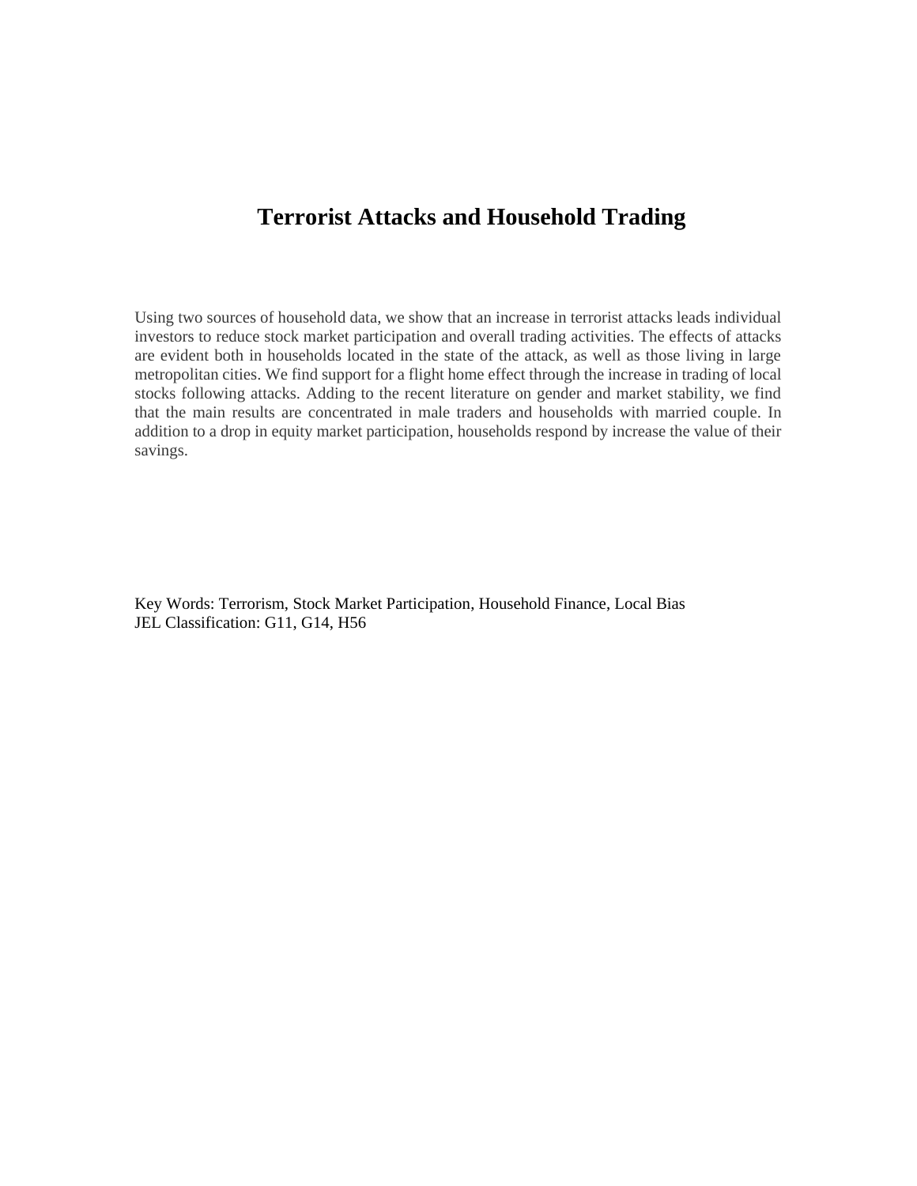# Terrorist Attacks and Household Trading

Using two sources of household data, we show that an increase in terrorist attacks leads individual investors to reduce stock market participation and overall trading activities. The effects of attacks are evident both in households located in the state of the attack, as well as those living in large metropolitan cities. We find support for a flight home effect through the increase in trading of local stocks following attacks. Adding to the recent literature on gender and market stability, we find that the main results are concentrated in male traders and households with married couple. In addition to a drop in equity market participation, households respond by increase the value of their savings.

Key Words: Terrorism, Stock Market Participation, Household Finance, Local Bias
JEL Classification: G11, G14, H56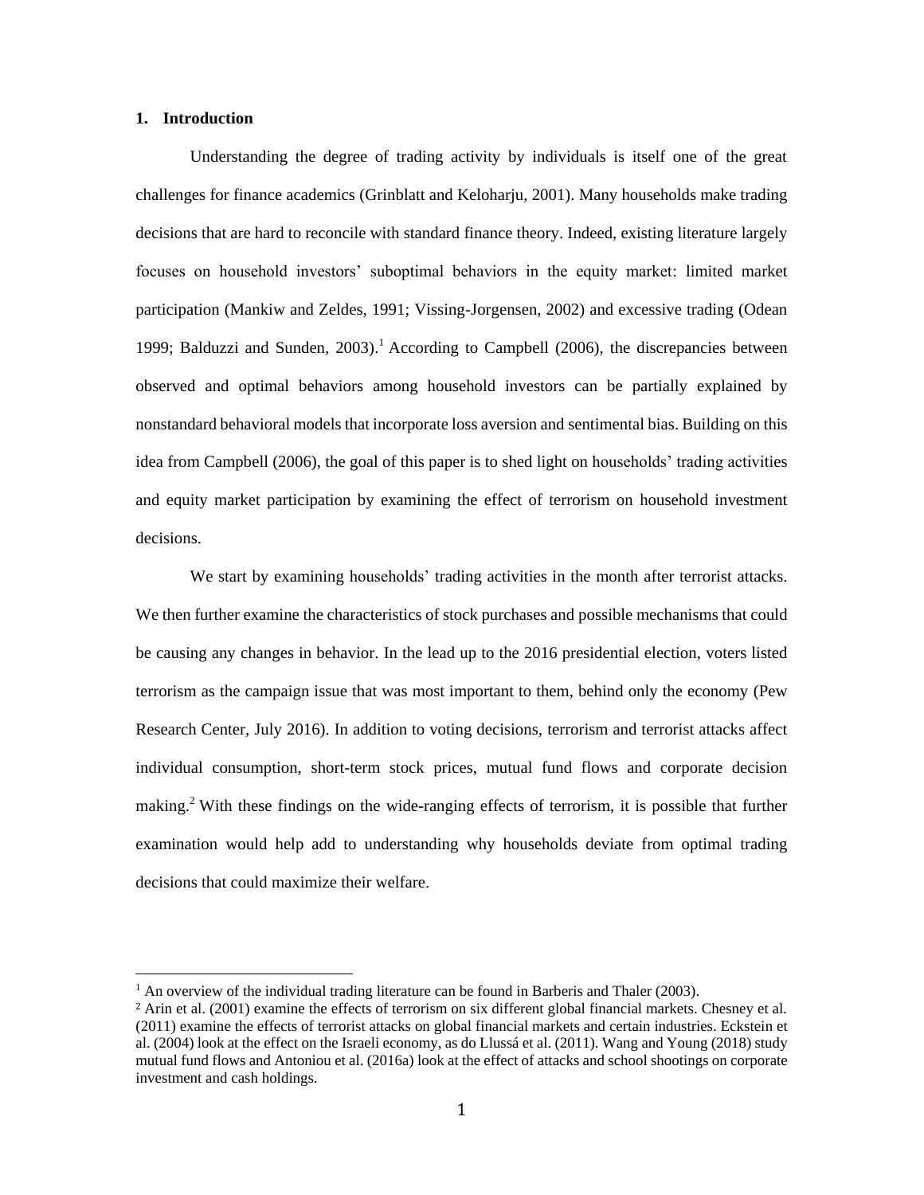## 1. Introduction

Understanding the degree of trading activity by individuals is itself one of the great challenges for finance academics (Grinblatt and Keloharju, 2001). Many households make trading decisions that are hard to reconcile with standard finance theory. Indeed, existing literature largely focuses on household investors' suboptimal behaviors in the equity market: limited market participation (Mankiw and Zeldes, 1991; Vissing-Jorgensen, 2002) and excessive trading (Odean 1999; Balduzzi and Sunden, 2003).[1] According to Campbell (2006), the discrepancies between observed and optimal behaviors among household investors can be partially explained by nonstandard behavioral models that incorporate loss aversion and sentimental bias. Building on this idea from Campbell (2006), the goal of this paper is to shed light on households' trading activities and equity market participation by examining the effect of terrorism on household investment decisions.

We start by examining households' trading activities in the month after terrorist attacks. We then further examine the characteristics of stock purchases and possible mechanisms that could be causing any changes in behavior. In the lead up to the 2016 presidential election, voters listed terrorism as the campaign issue that was most important to them, behind only the economy (Pew Research Center, July 2016). In addition to voting decisions, terrorism and terrorist attacks affect individual consumption, short-term stock prices, mutual fund flows and corporate decision making.[2] With these findings on the wide-ranging effects of terrorism, it is possible that further examination would help add to understanding why households deviate from optimal trading decisions that could maximize their welfare.

[1] An overview of the individual trading literature can be found in Barberis and Thaler (2003).

[2] Arin et al. (2001) examine the effects of terrorism on six different global financial markets. Chesney et al. (2011) examine the effects of terrorist attacks on global financial markets and certain industries. Eckstein et al. (2004) look at the effect on the Israeli economy, as do Llussá et al. (2011). Wang and Young (2018) study mutual fund flows and Antoniou et al. (2016a) look at the effect of attacks and school shootings on corporate investment and cash holdings.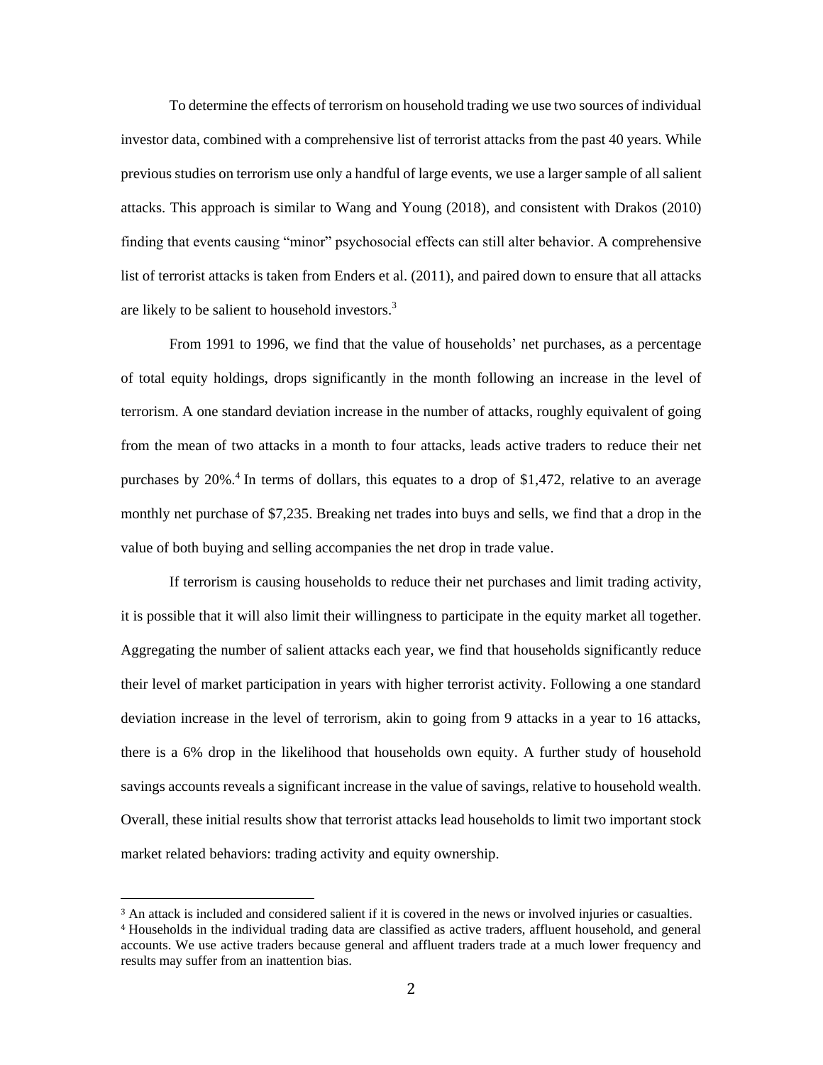To determine the effects of terrorism on household trading we use two sources of individual investor data, combined with a comprehensive list of terrorist attacks from the past 40 years. While previous studies on terrorism use only a handful of large events, we use a larger sample of all salient attacks. This approach is similar to Wang and Young (2018), and consistent with Drakos (2010) finding that events causing "minor" psychosocial effects can still alter behavior. A comprehensive list of terrorist attacks is taken from Enders et al. (2011), and paired down to ensure that all attacks are likely to be salient to household investors.[3]

From 1991 to 1996, we find that the value of households' net purchases, as a percentage of total equity holdings, drops significantly in the month following an increase in the level of terrorism. A one standard deviation increase in the number of attacks, roughly equivalent of going from the mean of two attacks in a month to four attacks, leads active traders to reduce their net purchases by 20%.[4] In terms of dollars, this equates to a drop of $1,472, relative to an average monthly net purchase of $7,235. Breaking net trades into buys and sells, we find that a drop in the value of both buying and selling accompanies the net drop in trade value.

If terrorism is causing households to reduce their net purchases and limit trading activity, it is possible that it will also limit their willingness to participate in the equity market all together. Aggregating the number of salient attacks each year, we find that households significantly reduce their level of market participation in years with higher terrorist activity. Following a one standard deviation increase in the level of terrorism, akin to going from 9 attacks in a year to 16 attacks, there is a 6% drop in the likelihood that households own equity. A further study of household savings accounts reveals a significant increase in the value of savings, relative to household wealth. Overall, these initial results show that terrorist attacks lead households to limit two important stock market related behaviors: trading activity and equity ownership.

---

[3] An attack is included and considered salient if it is covered in the news or involved injuries or casualties.

[4] Households in the individual trading data are classified as active traders, affluent household, and general accounts. We use active traders because general and affluent traders trade at a much lower frequency and results may suffer from an inattention bias.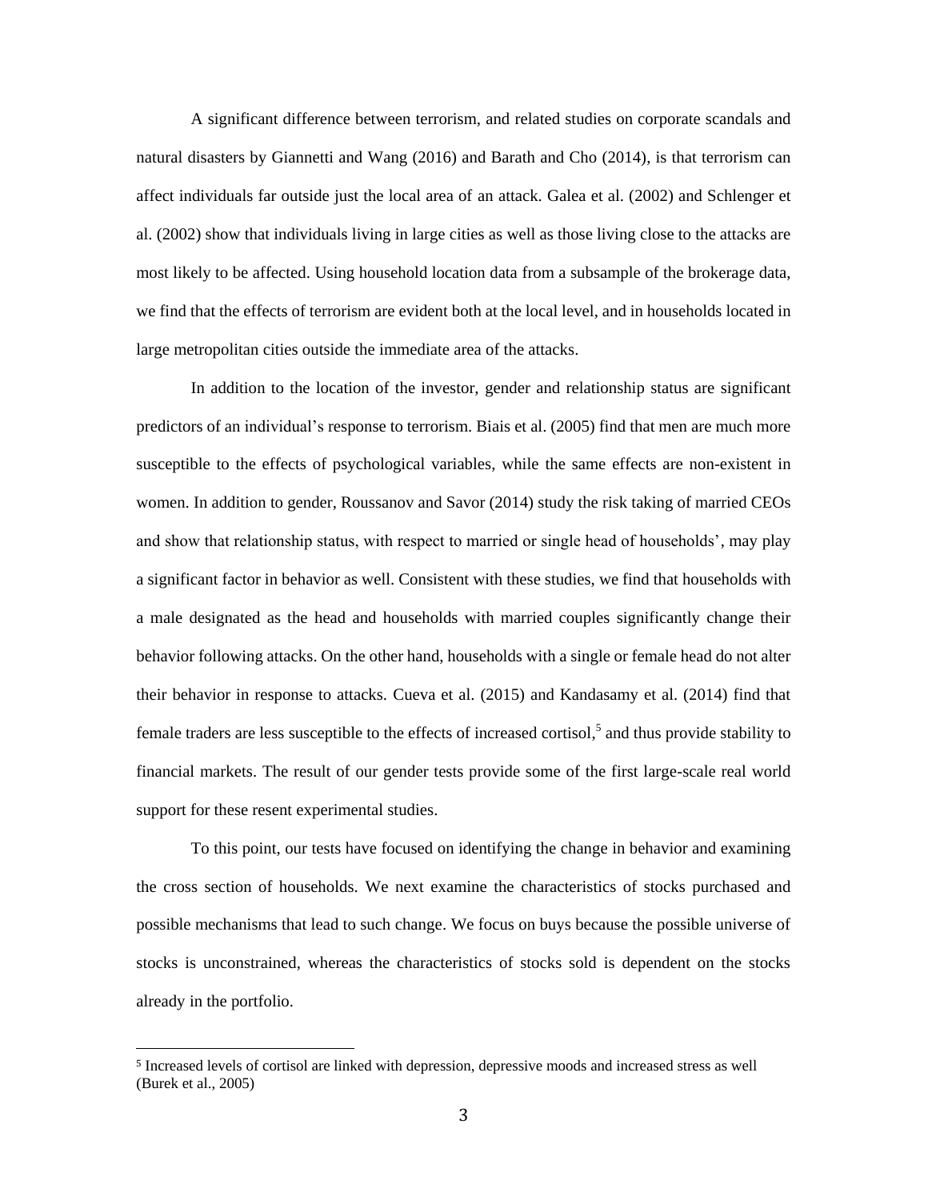A significant difference between terrorism, and related studies on corporate scandals and natural disasters by Giannetti and Wang (2016) and Barath and Cho (2014), is that terrorism can affect individuals far outside just the local area of an attack. Galea et al. (2002) and Schlenger et al. (2002) show that individuals living in large cities as well as those living close to the attacks are most likely to be affected. Using household location data from a subsample of the brokerage data, we find that the effects of terrorism are evident both at the local level, and in households located in large metropolitan cities outside the immediate area of the attacks.

In addition to the location of the investor, gender and relationship status are significant predictors of an individual's response to terrorism. Biais et al. (2005) find that men are much more susceptible to the effects of psychological variables, while the same effects are non-existent in women. In addition to gender, Roussanov and Savor (2014) study the risk taking of married CEOs and show that relationship status, with respect to married or single head of households', may play a significant factor in behavior as well. Consistent with these studies, we find that households with a male designated as the head and households with married couples significantly change their behavior following attacks. On the other hand, households with a single or female head do not alter their behavior in response to attacks. Cueva et al. (2015) and Kandasamy et al. (2014) find that female traders are less susceptible to the effects of increased cortisol,[5] and thus provide stability to financial markets. The result of our gender tests provide some of the first large-scale real world support for these resent experimental studies.

To this point, our tests have focused on identifying the change in behavior and examining the cross section of households. We next examine the characteristics of stocks purchased and possible mechanisms that lead to such change. We focus on buys because the possible universe of stocks is unconstrained, whereas the characteristics of stocks sold is dependent on the stocks already in the portfolio.

---

[5] Increased levels of cortisol are linked with depression, depressive moods and increased stress as well (Burek et al., 2005)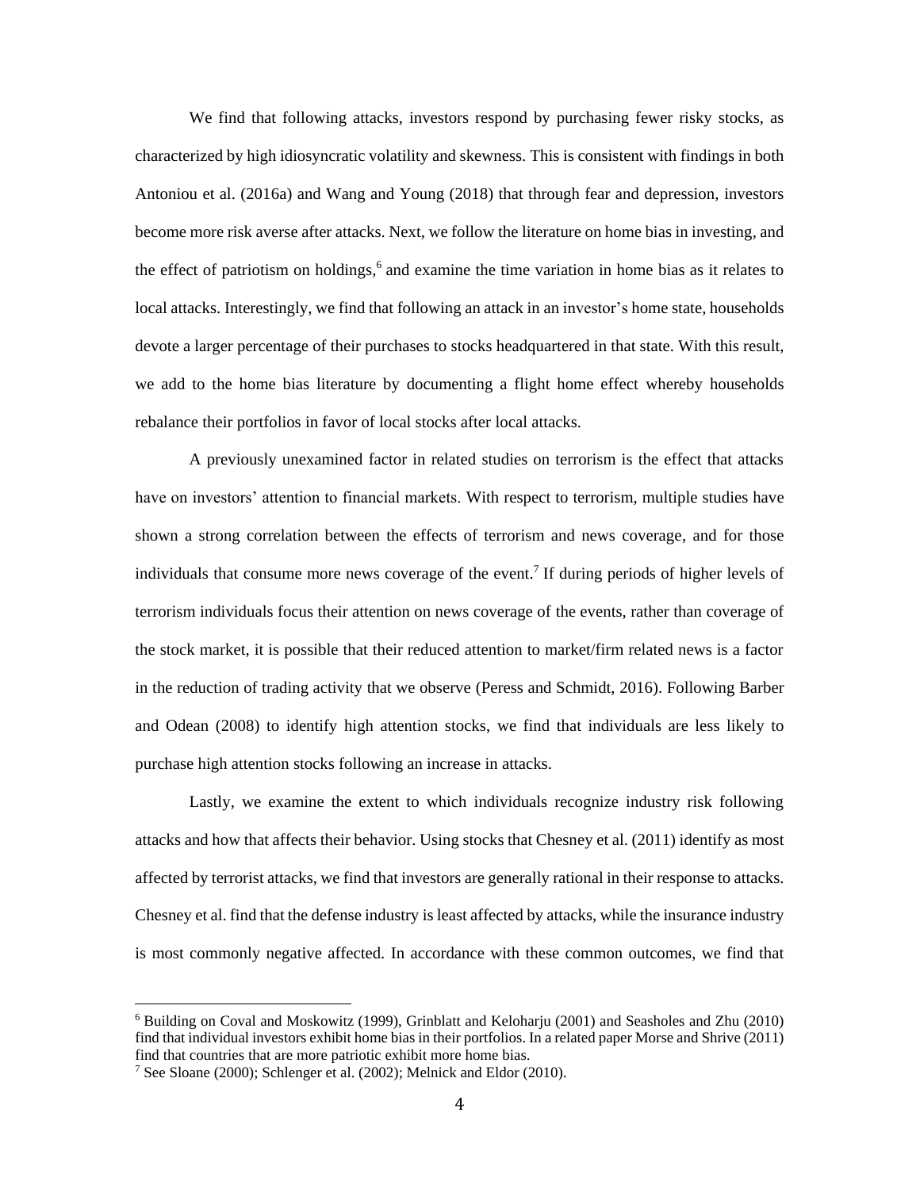We find that following attacks, investors respond by purchasing fewer risky stocks, as characterized by high idiosyncratic volatility and skewness. This is consistent with findings in both Antoniou et al. (2016a) and Wang and Young (2018) that through fear and depression, investors become more risk averse after attacks. Next, we follow the literature on home bias in investing, and the effect of patriotism on holdings,[6] and examine the time variation in home bias as it relates to local attacks. Interestingly, we find that following an attack in an investor's home state, households devote a larger percentage of their purchases to stocks headquartered in that state. With this result, we add to the home bias literature by documenting a flight home effect whereby households rebalance their portfolios in favor of local stocks after local attacks.

A previously unexamined factor in related studies on terrorism is the effect that attacks have on investors' attention to financial markets. With respect to terrorism, multiple studies have shown a strong correlation between the effects of terrorism and news coverage, and for those individuals that consume more news coverage of the event.[7] If during periods of higher levels of terrorism individuals focus their attention on news coverage of the events, rather than coverage of the stock market, it is possible that their reduced attention to market/firm related news is a factor in the reduction of trading activity that we observe (Peress and Schmidt, 2016). Following Barber and Odean (2008) to identify high attention stocks, we find that individuals are less likely to purchase high attention stocks following an increase in attacks.

Lastly, we examine the extent to which individuals recognize industry risk following attacks and how that affects their behavior. Using stocks that Chesney et al. (2011) identify as most affected by terrorist attacks, we find that investors are generally rational in their response to attacks. Chesney et al. find that the defense industry is least affected by attacks, while the insurance industry is most commonly negative affected. In accordance with these common outcomes, we find that

---

[6] Building on Coval and Moskowitz (1999), Grinblatt and Keloharju (2001) and Seasholes and Zhu (2010) find that individual investors exhibit home bias in their portfolios. In a related paper Morse and Shrive (2011) find that countries that are more patriotic exhibit more home bias.

[7] See Sloane (2000); Schlenger et al. (2002); Melnick and Eldor (2010).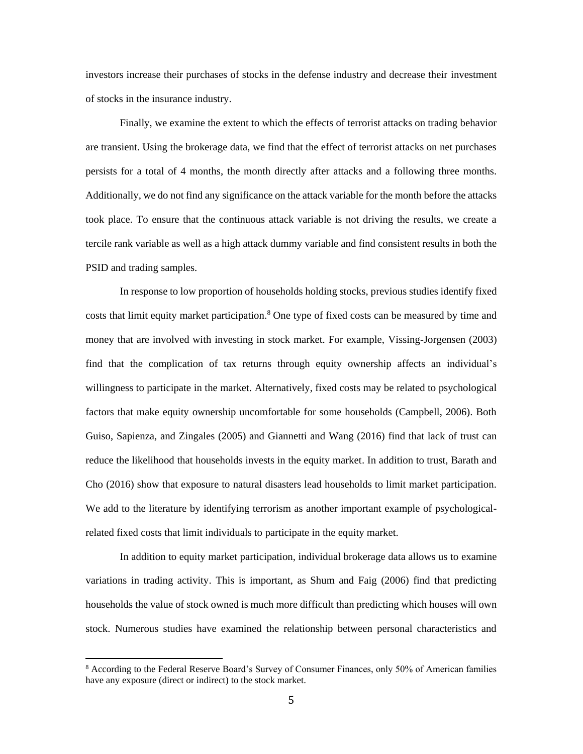investors increase their purchases of stocks in the defense industry and decrease their investment of stocks in the insurance industry.

Finally, we examine the extent to which the effects of terrorist attacks on trading behavior are transient. Using the brokerage data, we find that the effect of terrorist attacks on net purchases persists for a total of 4 months, the month directly after attacks and a following three months. Additionally, we do not find any significance on the attack variable for the month before the attacks took place. To ensure that the continuous attack variable is not driving the results, we create a tercile rank variable as well as a high attack dummy variable and find consistent results in both the PSID and trading samples.

In response to low proportion of households holding stocks, previous studies identify fixed costs that limit equity market participation.[8] One type of fixed costs can be measured by time and money that are involved with investing in stock market. For example, Vissing-Jorgensen (2003) find that the complication of tax returns through equity ownership affects an individual's willingness to participate in the market. Alternatively, fixed costs may be related to psychological factors that make equity ownership uncomfortable for some households (Campbell, 2006). Both Guiso, Sapienza, and Zingales (2005) and Giannetti and Wang (2016) find that lack of trust can reduce the likelihood that households invests in the equity market. In addition to trust, Barath and Cho (2016) show that exposure to natural disasters lead households to limit market participation. We add to the literature by identifying terrorism as another important example of psychological-related fixed costs that limit individuals to participate in the equity market.

In addition to equity market participation, individual brokerage data allows us to examine variations in trading activity. This is important, as Shum and Faig (2006) find that predicting households the value of stock owned is much more difficult than predicting which houses will own stock. Numerous studies have examined the relationship between personal characteristics and

[8] According to the Federal Reserve Board's Survey of Consumer Finances, only 50% of American families have any exposure (direct or indirect) to the stock market.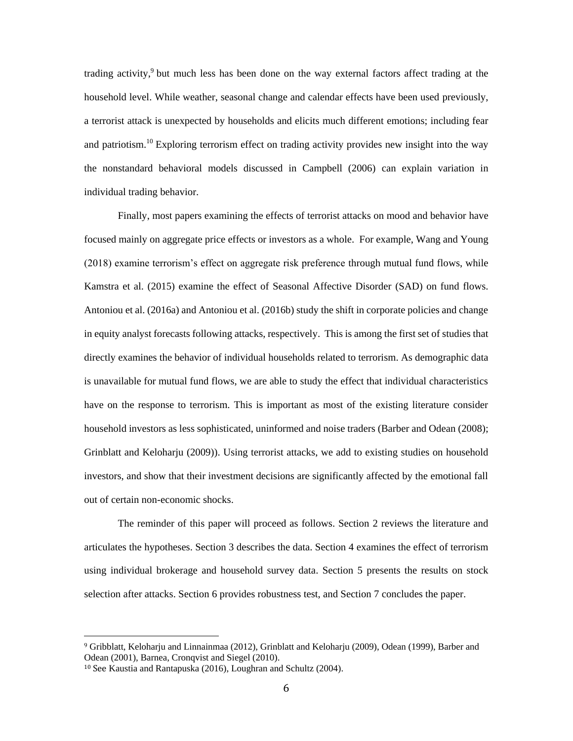trading activity,[9] but much less has been done on the way external factors affect trading at the household level. While weather, seasonal change and calendar effects have been used previously, a terrorist attack is unexpected by households and elicits much different emotions; including fear and patriotism.[10] Exploring terrorism effect on trading activity provides new insight into the way the nonstandard behavioral models discussed in Campbell (2006) can explain variation in individual trading behavior.

Finally, most papers examining the effects of terrorist attacks on mood and behavior have focused mainly on aggregate price effects or investors as a whole. For example, Wang and Young (2018) examine terrorism's effect on aggregate risk preference through mutual fund flows, while Kamstra et al. (2015) examine the effect of Seasonal Affective Disorder (SAD) on fund flows. Antoniou et al. (2016a) and Antoniou et al. (2016b) study the shift in corporate policies and change in equity analyst forecasts following attacks, respectively. This is among the first set of studies that directly examines the behavior of individual households related to terrorism. As demographic data is unavailable for mutual fund flows, we are able to study the effect that individual characteristics have on the response to terrorism. This is important as most of the existing literature consider household investors as less sophisticated, uninformed and noise traders (Barber and Odean (2008); Grinblatt and Keloharju (2009)). Using terrorist attacks, we add to existing studies on household investors, and show that their investment decisions are significantly affected by the emotional fall out of certain non-economic shocks.

The reminder of this paper will proceed as follows. Section 2 reviews the literature and articulates the hypotheses. Section 3 describes the data. Section 4 examines the effect of terrorism using individual brokerage and household survey data. Section 5 presents the results on stock selection after attacks. Section 6 provides robustness test, and Section 7 concludes the paper.

[9] Gribblatt, Keloharju and Linnainmaa (2012), Grinblatt and Keloharju (2009), Odean (1999), Barber and Odean (2001), Barnea, Cronqvist and Siegel (2010).

[10] See Kaustia and Rantapuska (2016), Loughran and Schultz (2004).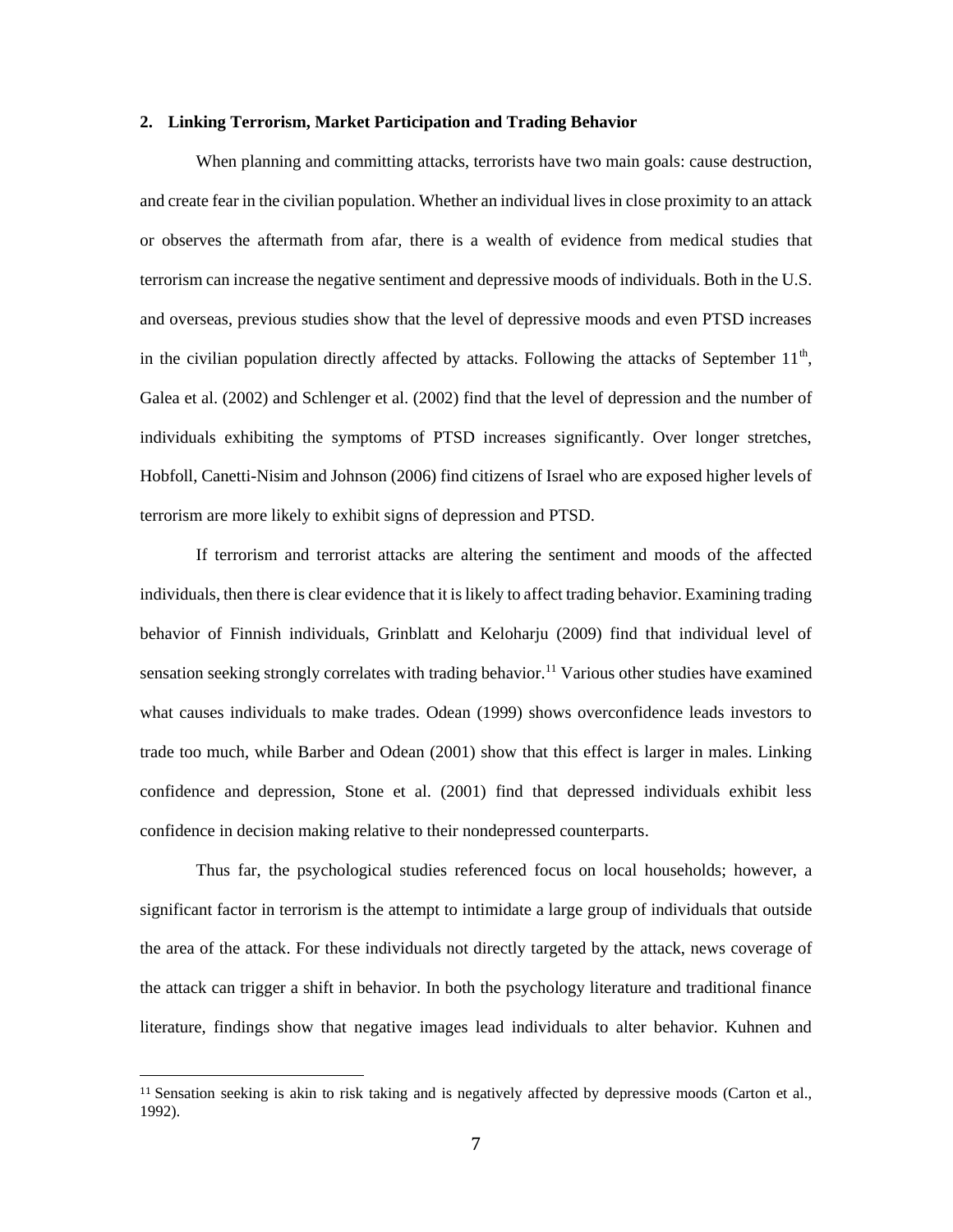## 2. Linking Terrorism, Market Participation and Trading Behavior

When planning and committing attacks, terrorists have two main goals: cause destruction, and create fear in the civilian population. Whether an individual lives in close proximity to an attack or observes the aftermath from afar, there is a wealth of evidence from medical studies that terrorism can increase the negative sentiment and depressive moods of individuals. Both in the U.S. and overseas, previous studies show that the level of depressive moods and even PTSD increases in the civilian population directly affected by attacks. Following the attacks of September 11th, Galea et al. (2002) and Schlenger et al. (2002) find that the level of depression and the number of individuals exhibiting the symptoms of PTSD increases significantly. Over longer stretches, Hobfoll, Canetti-Nisim and Johnson (2006) find citizens of Israel who are exposed higher levels of terrorism are more likely to exhibit signs of depression and PTSD.

If terrorism and terrorist attacks are altering the sentiment and moods of the affected individuals, then there is clear evidence that it is likely to affect trading behavior. Examining trading behavior of Finnish individuals, Grinblatt and Keloharju (2009) find that individual level of sensation seeking strongly correlates with trading behavior.[11] Various other studies have examined what causes individuals to make trades. Odean (1999) shows overconfidence leads investors to trade too much, while Barber and Odean (2001) show that this effect is larger in males. Linking confidence and depression, Stone et al. (2001) find that depressed individuals exhibit less confidence in decision making relative to their nondepressed counterparts.

Thus far, the psychological studies referenced focus on local households; however, a significant factor in terrorism is the attempt to intimidate a large group of individuals that outside the area of the attack. For these individuals not directly targeted by the attack, news coverage of the attack can trigger a shift in behavior. In both the psychology literature and traditional finance literature, findings show that negative images lead individuals to alter behavior. Kuhnen and

[11] Sensation seeking is akin to risk taking and is negatively affected by depressive moods (Carton et al., 1992).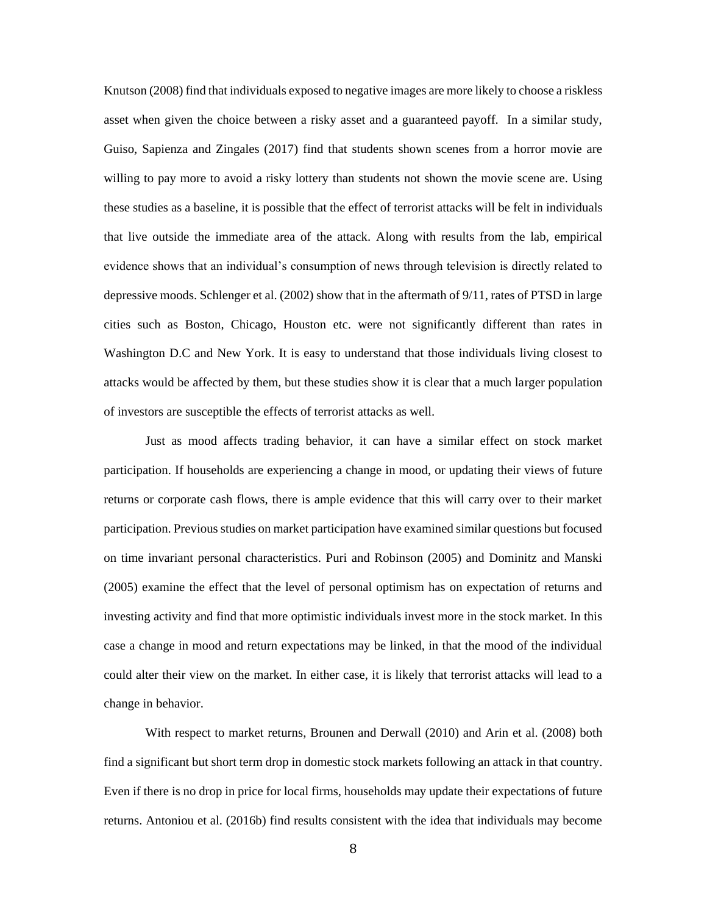Knutson (2008) find that individuals exposed to negative images are more likely to choose a riskless asset when given the choice between a risky asset and a guaranteed payoff. In a similar study, Guiso, Sapienza and Zingales (2017) find that students shown scenes from a horror movie are willing to pay more to avoid a risky lottery than students not shown the movie scene are. Using these studies as a baseline, it is possible that the effect of terrorist attacks will be felt in individuals that live outside the immediate area of the attack. Along with results from the lab, empirical evidence shows that an individual's consumption of news through television is directly related to depressive moods. Schlenger et al. (2002) show that in the aftermath of 9/11, rates of PTSD in large cities such as Boston, Chicago, Houston etc. were not significantly different than rates in Washington D.C and New York. It is easy to understand that those individuals living closest to attacks would be affected by them, but these studies show it is clear that a much larger population of investors are susceptible the effects of terrorist attacks as well.

Just as mood affects trading behavior, it can have a similar effect on stock market participation. If households are experiencing a change in mood, or updating their views of future returns or corporate cash flows, there is ample evidence that this will carry over to their market participation. Previous studies on market participation have examined similar questions but focused on time invariant personal characteristics. Puri and Robinson (2005) and Dominitz and Manski (2005) examine the effect that the level of personal optimism has on expectation of returns and investing activity and find that more optimistic individuals invest more in the stock market. In this case a change in mood and return expectations may be linked, in that the mood of the individual could alter their view on the market. In either case, it is likely that terrorist attacks will lead to a change in behavior.

With respect to market returns, Brounen and Derwall (2010) and Arin et al. (2008) both find a significant but short term drop in domestic stock markets following an attack in that country. Even if there is no drop in price for local firms, households may update their expectations of future returns. Antoniou et al. (2016b) find results consistent with the idea that individuals may become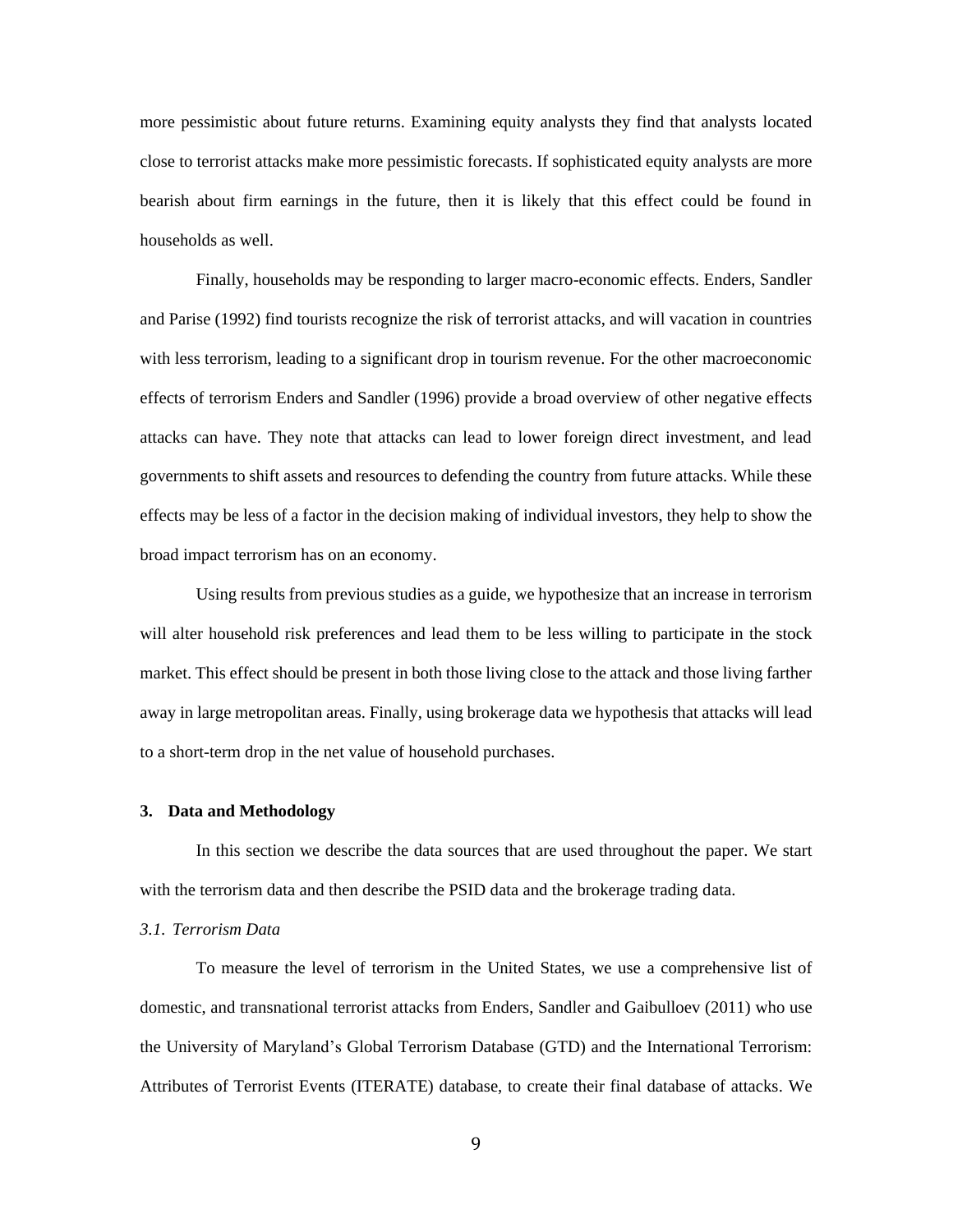more pessimistic about future returns. Examining equity analysts they find that analysts located close to terrorist attacks make more pessimistic forecasts. If sophisticated equity analysts are more bearish about firm earnings in the future, then it is likely that this effect could be found in households as well.

Finally, households may be responding to larger macro-economic effects. Enders, Sandler and Parise (1992) find tourists recognize the risk of terrorist attacks, and will vacation in countries with less terrorism, leading to a significant drop in tourism revenue. For the other macroeconomic effects of terrorism Enders and Sandler (1996) provide a broad overview of other negative effects attacks can have. They note that attacks can lead to lower foreign direct investment, and lead governments to shift assets and resources to defending the country from future attacks. While these effects may be less of a factor in the decision making of individual investors, they help to show the broad impact terrorism has on an economy.

Using results from previous studies as a guide, we hypothesize that an increase in terrorism will alter household risk preferences and lead them to be less willing to participate in the stock market. This effect should be present in both those living close to the attack and those living farther away in large metropolitan areas. Finally, using brokerage data we hypothesis that attacks will lead to a short-term drop in the net value of household purchases.

## 3. Data and Methodology

In this section we describe the data sources that are used throughout the paper. We start with the terrorism data and then describe the PSID data and the brokerage trading data.

### *3.1. Terrorism Data*

To measure the level of terrorism in the United States, we use a comprehensive list of domestic, and transnational terrorist attacks from Enders, Sandler and Gaibulloev (2011) who use the University of Maryland's Global Terrorism Database (GTD) and the International Terrorism: Attributes of Terrorist Events (ITERATE) database, to create their final database of attacks. We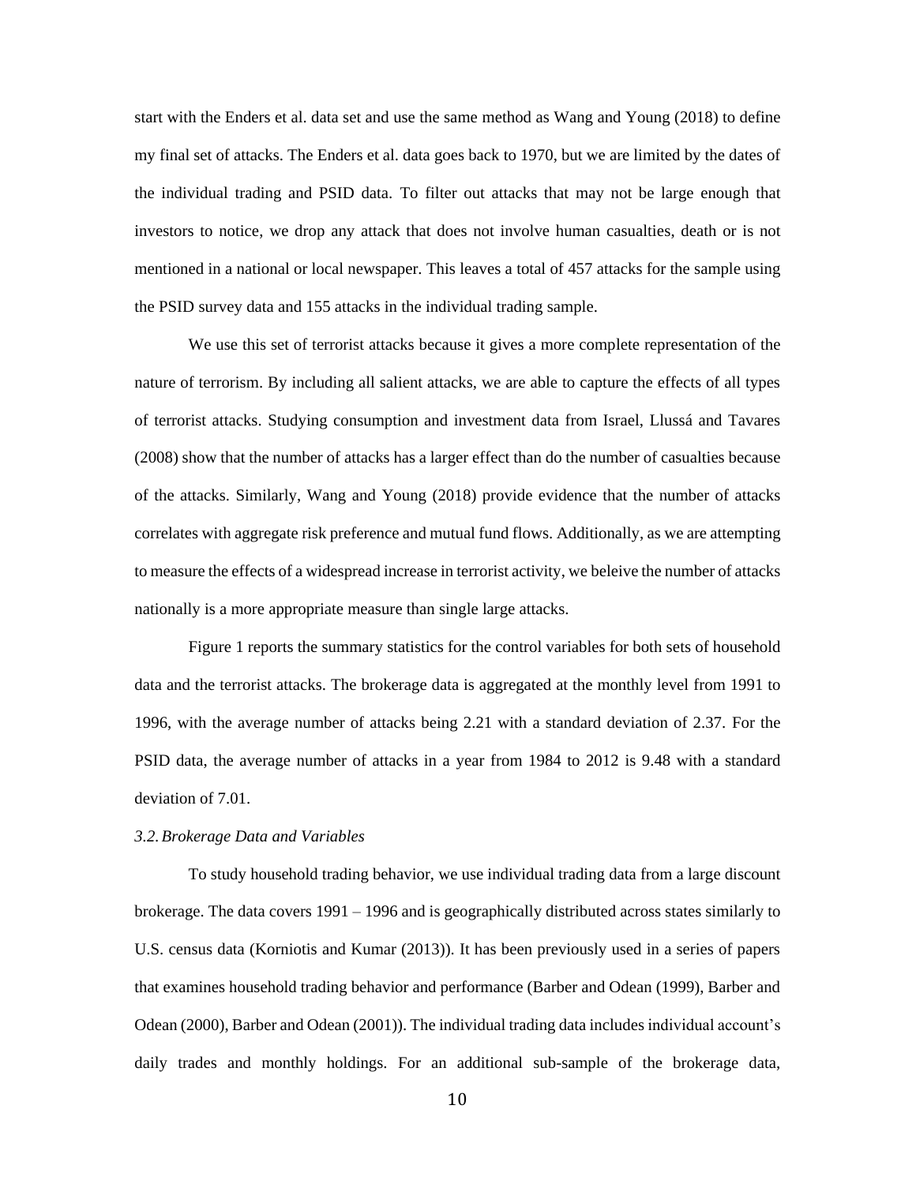start with the Enders et al. data set and use the same method as Wang and Young (2018) to define my final set of attacks. The Enders et al. data goes back to 1970, but we are limited by the dates of the individual trading and PSID data. To filter out attacks that may not be large enough that investors to notice, we drop any attack that does not involve human casualties, death or is not mentioned in a national or local newspaper. This leaves a total of 457 attacks for the sample using the PSID survey data and 155 attacks in the individual trading sample.

We use this set of terrorist attacks because it gives a more complete representation of the nature of terrorism. By including all salient attacks, we are able to capture the effects of all types of terrorist attacks. Studying consumption and investment data from Israel, Llussá and Tavares (2008) show that the number of attacks has a larger effect than do the number of casualties because of the attacks. Similarly, Wang and Young (2018) provide evidence that the number of attacks correlates with aggregate risk preference and mutual fund flows. Additionally, as we are attempting to measure the effects of a widespread increase in terrorist activity, we beleive the number of attacks nationally is a more appropriate measure than single large attacks.

Figure 1 reports the summary statistics for the control variables for both sets of household data and the terrorist attacks. The brokerage data is aggregated at the monthly level from 1991 to 1996, with the average number of attacks being 2.21 with a standard deviation of 2.37. For the PSID data, the average number of attacks in a year from 1984 to 2012 is 9.48 with a standard deviation of 7.01.

### *3.2. Brokerage Data and Variables*

To study household trading behavior, we use individual trading data from a large discount brokerage. The data covers 1991 – 1996 and is geographically distributed across states similarly to U.S. census data (Korniotis and Kumar (2013)). It has been previously used in a series of papers that examines household trading behavior and performance (Barber and Odean (1999), Barber and Odean (2000), Barber and Odean (2001)). The individual trading data includes individual account's daily trades and monthly holdings. For an additional sub-sample of the brokerage data,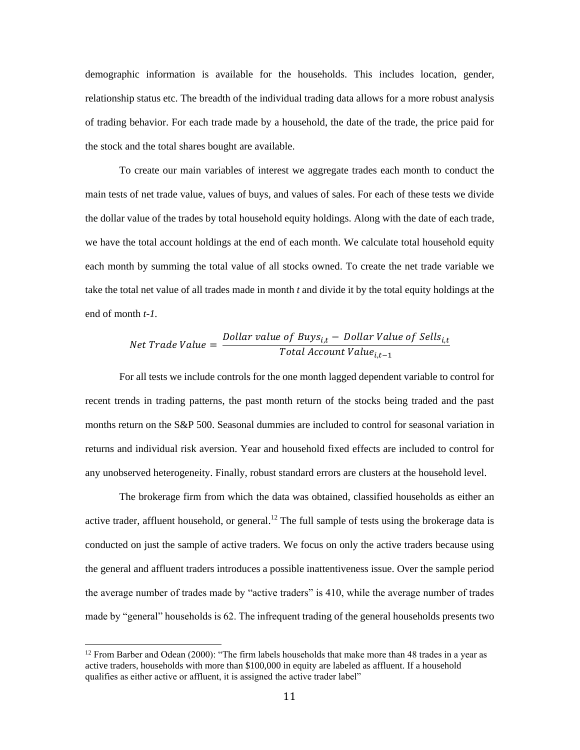demographic information is available for the households. This includes location, gender, relationship status etc. The breadth of the individual trading data allows for a more robust analysis of trading behavior. For each trade made by a household, the date of the trade, the price paid for the stock and the total shares bought are available.

To create our main variables of interest we aggregate trades each month to conduct the main tests of net trade value, values of buys, and values of sales. For each of these tests we divide the dollar value of the trades by total household equity holdings. Along with the date of each trade, we have the total account holdings at the end of each month. We calculate total household equity each month by summing the total value of all stocks owned. To create the net trade variable we take the total net value of all trades made in month *t* and divide it by the total equity holdings at the end of month *t-1*.

$$Net\ Trade\ Value = \frac{Dollar\ value\ of\ Buys_{i,t} - Dollar\ Value\ of\ Sells_{i,t}}{Total\ Account\ Value_{i,t-1}}$$

For all tests we include controls for the one month lagged dependent variable to control for recent trends in trading patterns, the past month return of the stocks being traded and the past months return on the S&P 500. Seasonal dummies are included to control for seasonal variation in returns and individual risk aversion. Year and household fixed effects are included to control for any unobserved heterogeneity. Finally, robust standard errors are clusters at the household level.

The brokerage firm from which the data was obtained, classified households as either an active trader, affluent household, or general.[12] The full sample of tests using the brokerage data is conducted on just the sample of active traders. We focus on only the active traders because using the general and affluent traders introduces a possible inattentiveness issue. Over the sample period the average number of trades made by "active traders" is 410, while the average number of trades made by "general" households is 62. The infrequent trading of the general households presents two

[12] From Barber and Odean (2000): "The firm labels households that make more than 48 trades in a year as active traders, households with more than $100,000 in equity are labeled as affluent. If a household qualifies as either active or affluent, it is assigned the active trader label"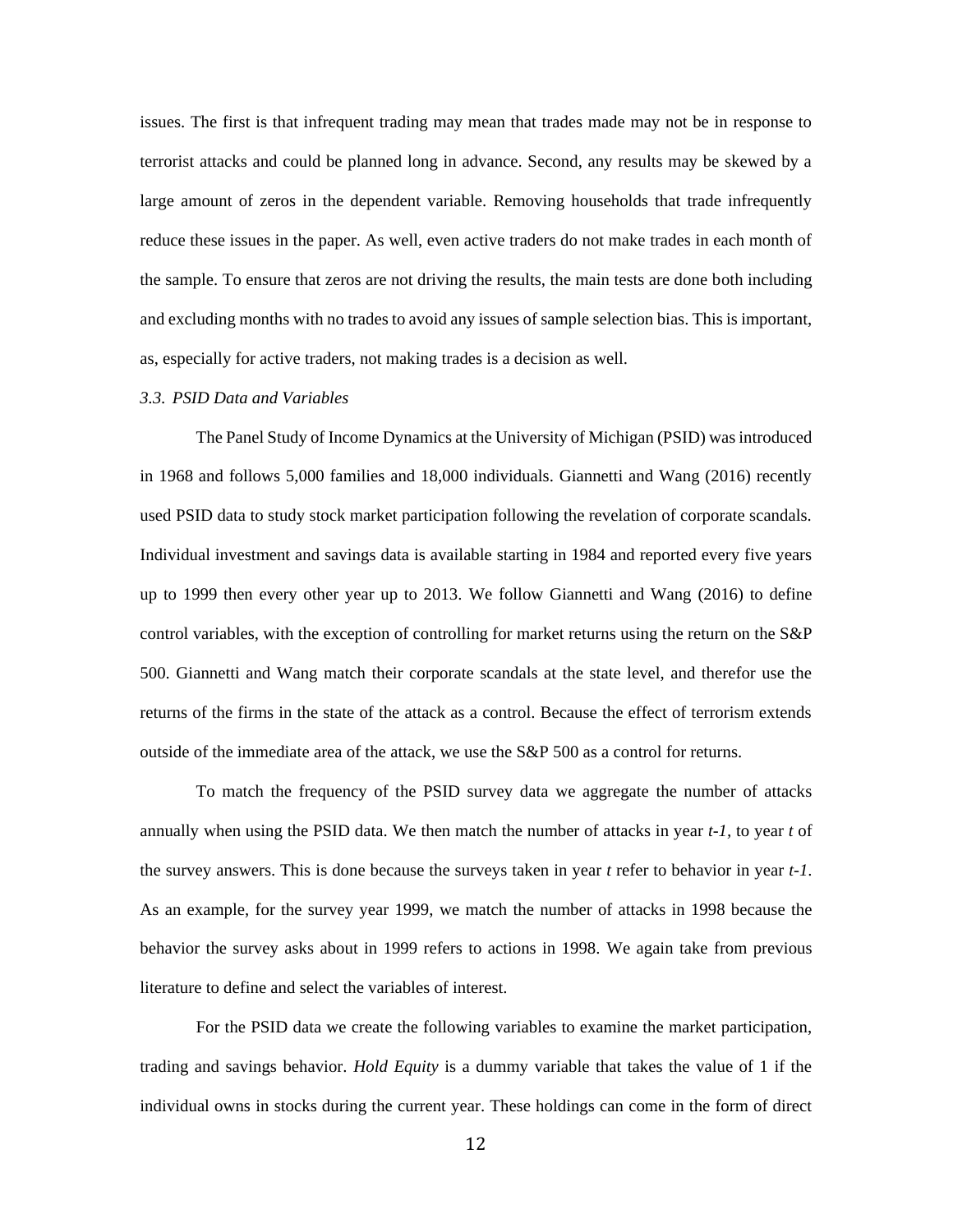issues. The first is that infrequent trading may mean that trades made may not be in response to terrorist attacks and could be planned long in advance. Second, any results may be skewed by a large amount of zeros in the dependent variable. Removing households that trade infrequently reduce these issues in the paper. As well, even active traders do not make trades in each month of the sample. To ensure that zeros are not driving the results, the main tests are done both including and excluding months with no trades to avoid any issues of sample selection bias. This is important, as, especially for active traders, not making trades is a decision as well.

### *3.3. PSID Data and Variables*

The Panel Study of Income Dynamics at the University of Michigan (PSID) was introduced in 1968 and follows 5,000 families and 18,000 individuals. Giannetti and Wang (2016) recently used PSID data to study stock market participation following the revelation of corporate scandals. Individual investment and savings data is available starting in 1984 and reported every five years up to 1999 then every other year up to 2013. We follow Giannetti and Wang (2016) to define control variables, with the exception of controlling for market returns using the return on the S&P 500. Giannetti and Wang match their corporate scandals at the state level, and therefor use the returns of the firms in the state of the attack as a control. Because the effect of terrorism extends outside of the immediate area of the attack, we use the S&P 500 as a control for returns.

To match the frequency of the PSID survey data we aggregate the number of attacks annually when using the PSID data. We then match the number of attacks in year *t-1*, to year *t* of the survey answers. This is done because the surveys taken in year *t* refer to behavior in year *t-1*. As an example, for the survey year 1999, we match the number of attacks in 1998 because the behavior the survey asks about in 1999 refers to actions in 1998. We again take from previous literature to define and select the variables of interest.

For the PSID data we create the following variables to examine the market participation, trading and savings behavior. *Hold Equity* is a dummy variable that takes the value of 1 if the individual owns in stocks during the current year. These holdings can come in the form of direct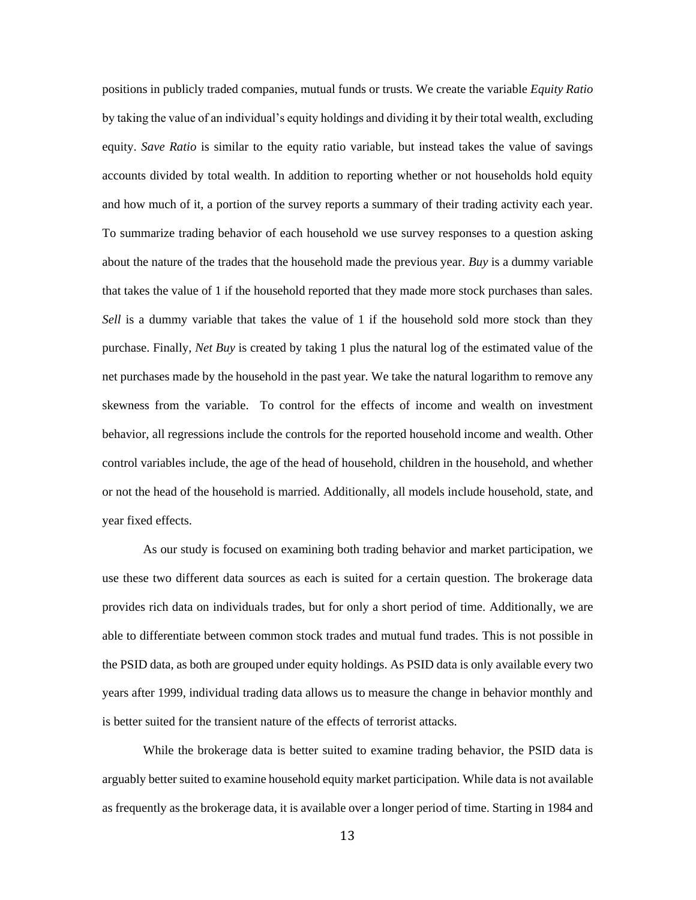positions in publicly traded companies, mutual funds or trusts. We create the variable *Equity Ratio* by taking the value of an individual's equity holdings and dividing it by their total wealth, excluding equity. *Save Ratio* is similar to the equity ratio variable, but instead takes the value of savings accounts divided by total wealth. In addition to reporting whether or not households hold equity and how much of it, a portion of the survey reports a summary of their trading activity each year. To summarize trading behavior of each household we use survey responses to a question asking about the nature of the trades that the household made the previous year. *Buy* is a dummy variable that takes the value of 1 if the household reported that they made more stock purchases than sales. *Sell* is a dummy variable that takes the value of 1 if the household sold more stock than they purchase. Finally, *Net Buy* is created by taking 1 plus the natural log of the estimated value of the net purchases made by the household in the past year. We take the natural logarithm to remove any skewness from the variable. To control for the effects of income and wealth on investment behavior, all regressions include the controls for the reported household income and wealth. Other control variables include, the age of the head of household, children in the household, and whether or not the head of the household is married. Additionally, all models include household, state, and year fixed effects.

As our study is focused on examining both trading behavior and market participation, we use these two different data sources as each is suited for a certain question. The brokerage data provides rich data on individuals trades, but for only a short period of time. Additionally, we are able to differentiate between common stock trades and mutual fund trades. This is not possible in the PSID data, as both are grouped under equity holdings. As PSID data is only available every two years after 1999, individual trading data allows us to measure the change in behavior monthly and is better suited for the transient nature of the effects of terrorist attacks.

While the brokerage data is better suited to examine trading behavior, the PSID data is arguably better suited to examine household equity market participation. While data is not available as frequently as the brokerage data, it is available over a longer period of time. Starting in 1984 and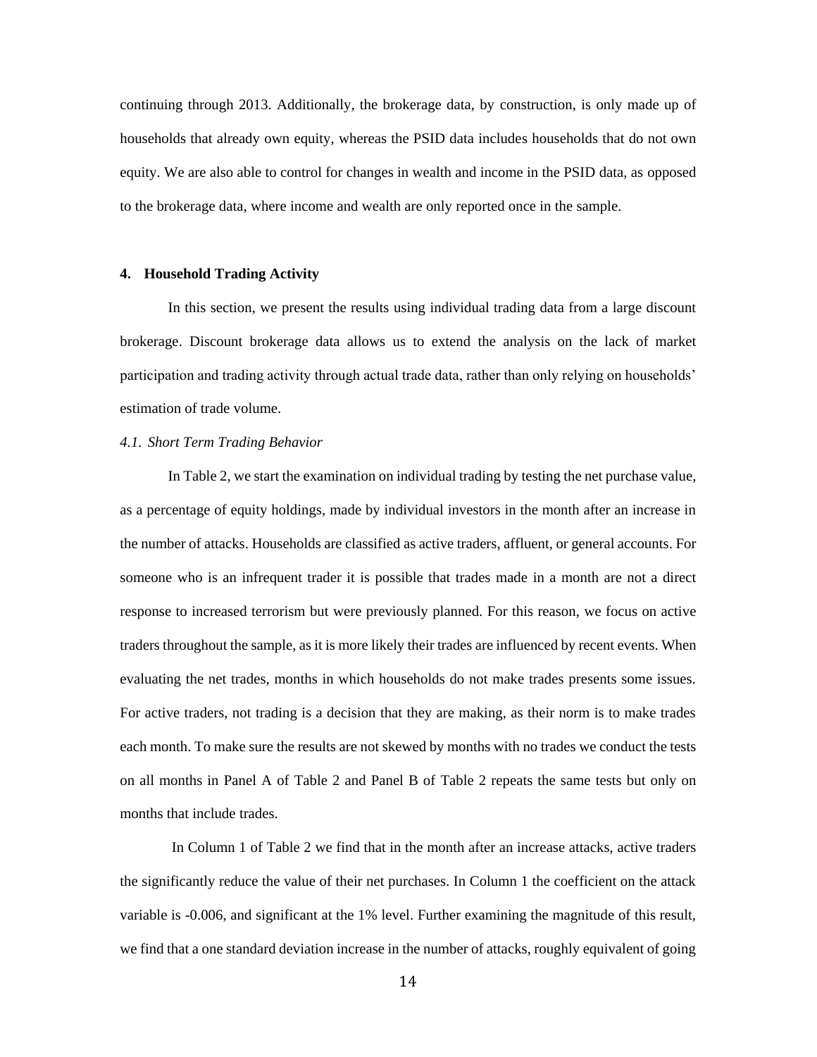continuing through 2013. Additionally, the brokerage data, by construction, is only made up of households that already own equity, whereas the PSID data includes households that do not own equity. We are also able to control for changes in wealth and income in the PSID data, as opposed to the brokerage data, where income and wealth are only reported once in the sample.

## 4. Household Trading Activity

In this section, we present the results using individual trading data from a large discount brokerage. Discount brokerage data allows us to extend the analysis on the lack of market participation and trading activity through actual trade data, rather than only relying on households' estimation of trade volume.

### *4.1. Short Term Trading Behavior*

In Table 2, we start the examination on individual trading by testing the net purchase value, as a percentage of equity holdings, made by individual investors in the month after an increase in the number of attacks. Households are classified as active traders, affluent, or general accounts. For someone who is an infrequent trader it is possible that trades made in a month are not a direct response to increased terrorism but were previously planned. For this reason, we focus on active traders throughout the sample, as it is more likely their trades are influenced by recent events. When evaluating the net trades, months in which households do not make trades presents some issues. For active traders, not trading is a decision that they are making, as their norm is to make trades each month. To make sure the results are not skewed by months with no trades we conduct the tests on all months in Panel A of Table 2 and Panel B of Table 2 repeats the same tests but only on months that include trades.

In Column 1 of Table 2 we find that in the month after an increase attacks, active traders the significantly reduce the value of their net purchases. In Column 1 the coefficient on the attack variable is -0.006, and significant at the 1% level. Further examining the magnitude of this result, we find that a one standard deviation increase in the number of attacks, roughly equivalent of going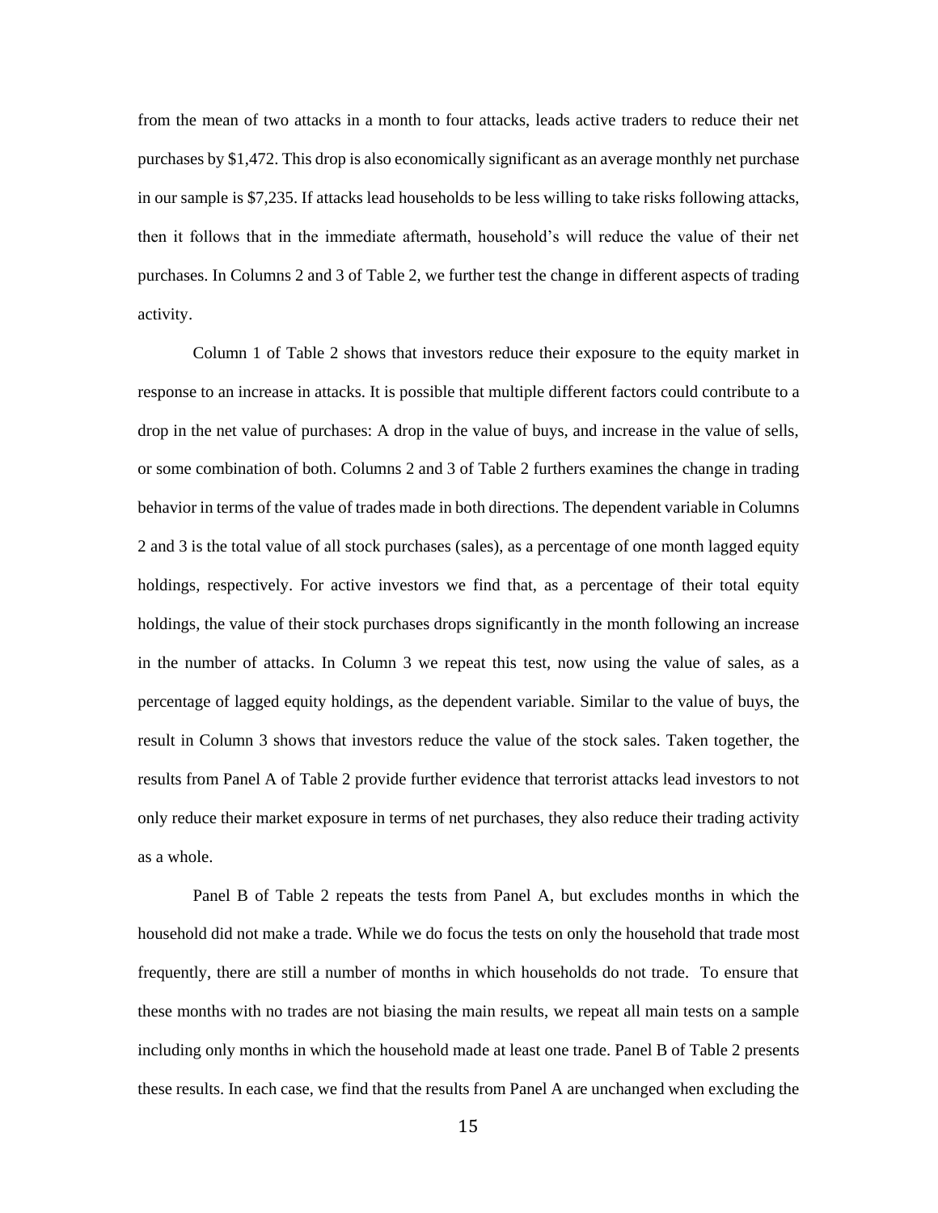from the mean of two attacks in a month to four attacks, leads active traders to reduce their net purchases by $1,472. This drop is also economically significant as an average monthly net purchase in our sample is $7,235. If attacks lead households to be less willing to take risks following attacks, then it follows that in the immediate aftermath, household's will reduce the value of their net purchases. In Columns 2 and 3 of Table 2, we further test the change in different aspects of trading activity.

Column 1 of Table 2 shows that investors reduce their exposure to the equity market in response to an increase in attacks. It is possible that multiple different factors could contribute to a drop in the net value of purchases: A drop in the value of buys, and increase in the value of sells, or some combination of both. Columns 2 and 3 of Table 2 furthers examines the change in trading behavior in terms of the value of trades made in both directions. The dependent variable in Columns 2 and 3 is the total value of all stock purchases (sales), as a percentage of one month lagged equity holdings, respectively. For active investors we find that, as a percentage of their total equity holdings, the value of their stock purchases drops significantly in the month following an increase in the number of attacks. In Column 3 we repeat this test, now using the value of sales, as a percentage of lagged equity holdings, as the dependent variable. Similar to the value of buys, the result in Column 3 shows that investors reduce the value of the stock sales. Taken together, the results from Panel A of Table 2 provide further evidence that terrorist attacks lead investors to not only reduce their market exposure in terms of net purchases, they also reduce their trading activity as a whole.

Panel B of Table 2 repeats the tests from Panel A, but excludes months in which the household did not make a trade. While we do focus the tests on only the household that trade most frequently, there are still a number of months in which households do not trade. To ensure that these months with no trades are not biasing the main results, we repeat all main tests on a sample including only months in which the household made at least one trade. Panel B of Table 2 presents these results. In each case, we find that the results from Panel A are unchanged when excluding the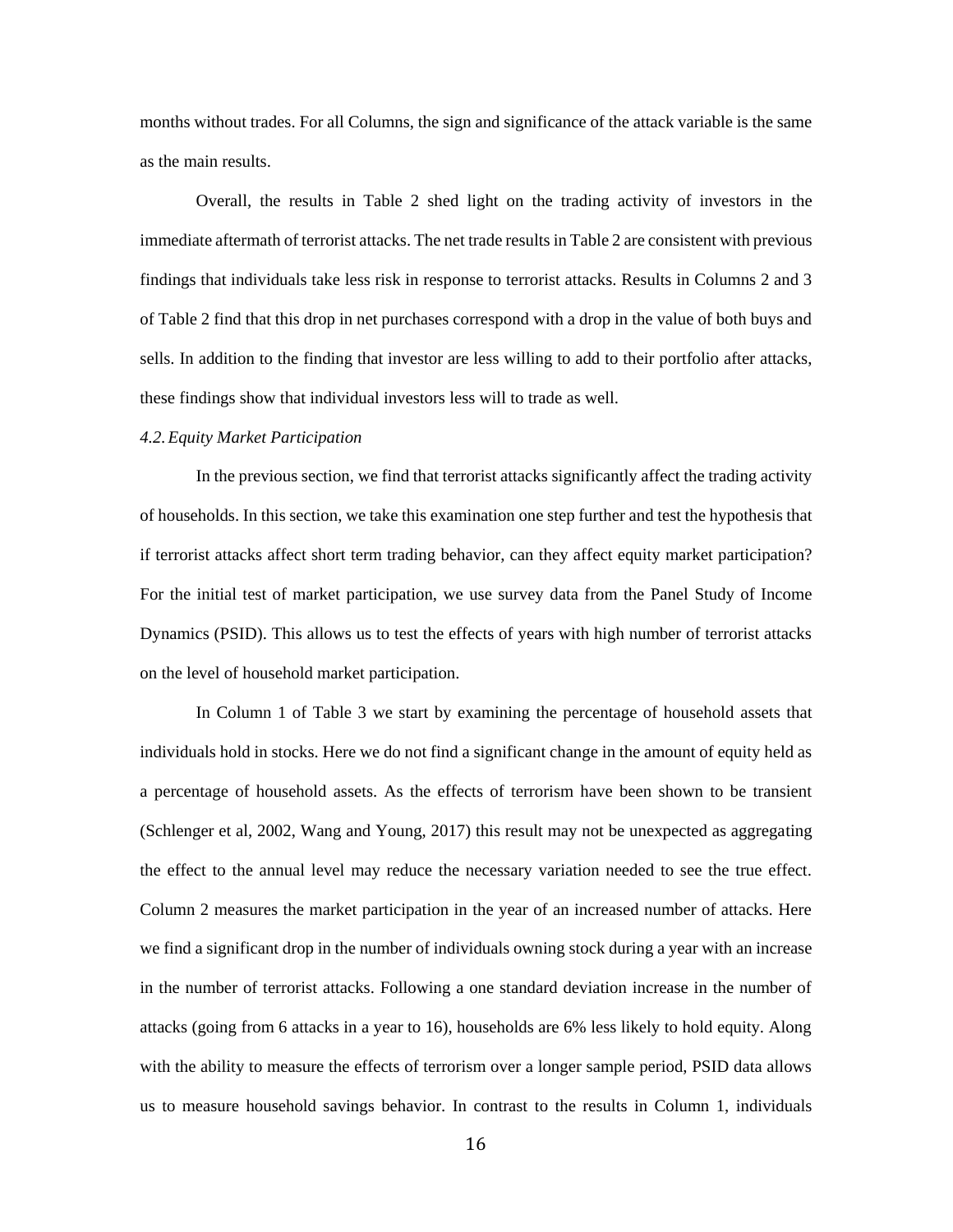months without trades. For all Columns, the sign and significance of the attack variable is the same as the main results.

Overall, the results in Table 2 shed light on the trading activity of investors in the immediate aftermath of terrorist attacks. The net trade results in Table 2 are consistent with previous findings that individuals take less risk in response to terrorist attacks. Results in Columns 2 and 3 of Table 2 find that this drop in net purchases correspond with a drop in the value of both buys and sells. In addition to the finding that investor are less willing to add to their portfolio after attacks, these findings show that individual investors less will to trade as well.

### *4.2. Equity Market Participation*

In the previous section, we find that terrorist attacks significantly affect the trading activity of households. In this section, we take this examination one step further and test the hypothesis that if terrorist attacks affect short term trading behavior, can they affect equity market participation? For the initial test of market participation, we use survey data from the Panel Study of Income Dynamics (PSID). This allows us to test the effects of years with high number of terrorist attacks on the level of household market participation.

In Column 1 of Table 3 we start by examining the percentage of household assets that individuals hold in stocks. Here we do not find a significant change in the amount of equity held as a percentage of household assets. As the effects of terrorism have been shown to be transient (Schlenger et al, 2002, Wang and Young, 2017) this result may not be unexpected as aggregating the effect to the annual level may reduce the necessary variation needed to see the true effect. Column 2 measures the market participation in the year of an increased number of attacks. Here we find a significant drop in the number of individuals owning stock during a year with an increase in the number of terrorist attacks. Following a one standard deviation increase in the number of attacks (going from 6 attacks in a year to 16), households are 6% less likely to hold equity. Along with the ability to measure the effects of terrorism over a longer sample period, PSID data allows us to measure household savings behavior. In contrast to the results in Column 1, individuals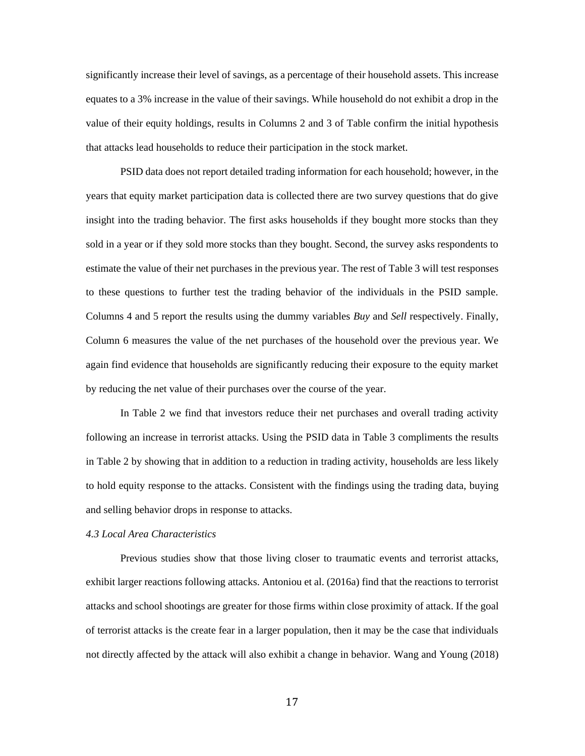significantly increase their level of savings, as a percentage of their household assets. This increase equates to a 3% increase in the value of their savings. While household do not exhibit a drop in the value of their equity holdings, results in Columns 2 and 3 of Table confirm the initial hypothesis that attacks lead households to reduce their participation in the stock market.

PSID data does not report detailed trading information for each household; however, in the years that equity market participation data is collected there are two survey questions that do give insight into the trading behavior. The first asks households if they bought more stocks than they sold in a year or if they sold more stocks than they bought. Second, the survey asks respondents to estimate the value of their net purchases in the previous year. The rest of Table 3 will test responses to these questions to further test the trading behavior of the individuals in the PSID sample. Columns 4 and 5 report the results using the dummy variables *Buy* and *Sell* respectively. Finally, Column 6 measures the value of the net purchases of the household over the previous year. We again find evidence that households are significantly reducing their exposure to the equity market by reducing the net value of their purchases over the course of the year.

In Table 2 we find that investors reduce their net purchases and overall trading activity following an increase in terrorist attacks. Using the PSID data in Table 3 compliments the results in Table 2 by showing that in addition to a reduction in trading activity, households are less likely to hold equity response to the attacks. Consistent with the findings using the trading data, buying and selling behavior drops in response to attacks.

*4.3 Local Area Characteristics*

Previous studies show that those living closer to traumatic events and terrorist attacks, exhibit larger reactions following attacks. Antoniou et al. (2016a) find that the reactions to terrorist attacks and school shootings are greater for those firms within close proximity of attack. If the goal of terrorist attacks is the create fear in a larger population, then it may be the case that individuals not directly affected by the attack will also exhibit a change in behavior. Wang and Young (2018)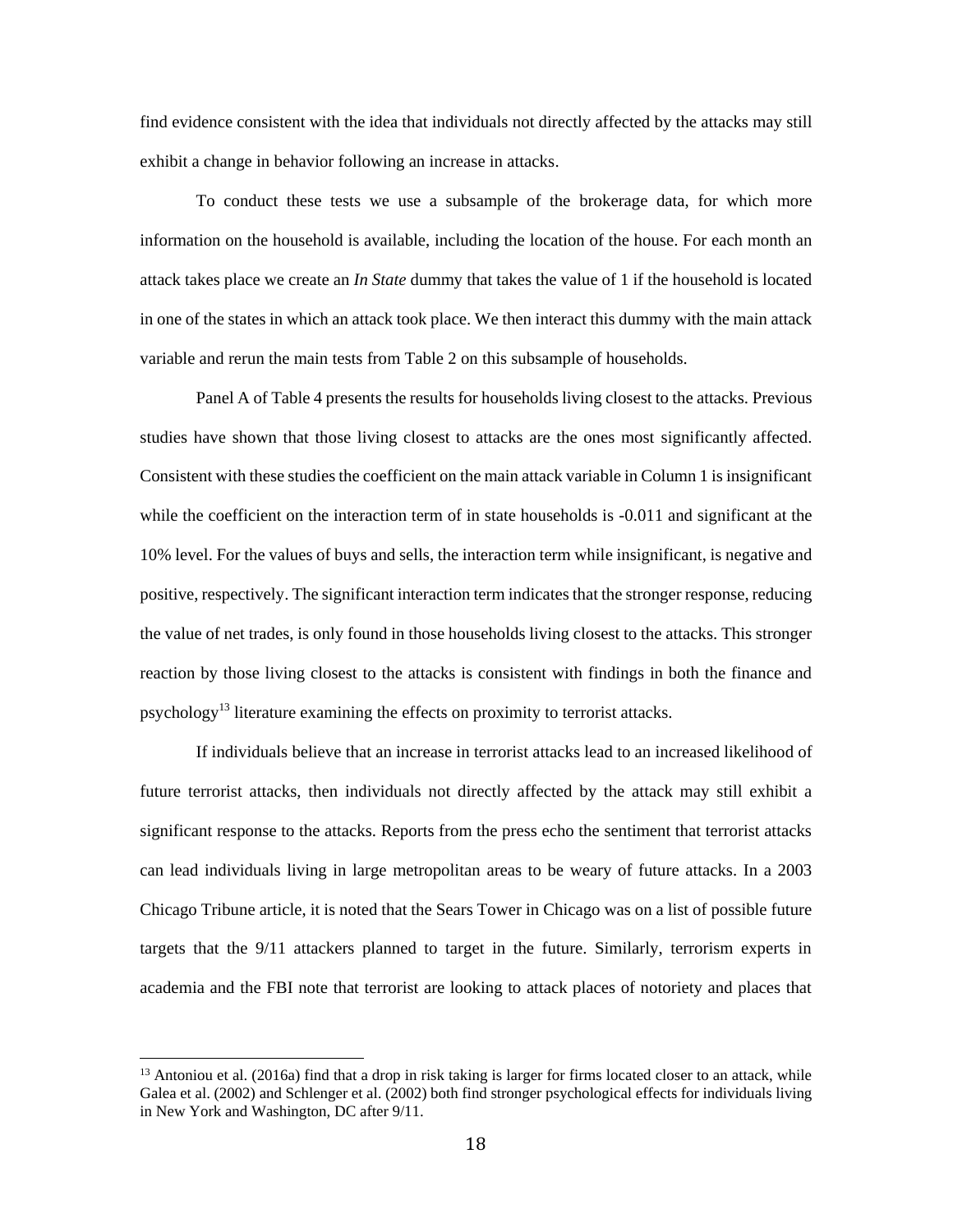find evidence consistent with the idea that individuals not directly affected by the attacks may still exhibit a change in behavior following an increase in attacks.

To conduct these tests we use a subsample of the brokerage data, for which more information on the household is available, including the location of the house. For each month an attack takes place we create an *In State* dummy that takes the value of 1 if the household is located in one of the states in which an attack took place. We then interact this dummy with the main attack variable and rerun the main tests from Table 2 on this subsample of households.

Panel A of Table 4 presents the results for households living closest to the attacks. Previous studies have shown that those living closest to attacks are the ones most significantly affected. Consistent with these studies the coefficient on the main attack variable in Column 1 is insignificant while the coefficient on the interaction term of in state households is -0.011 and significant at the 10% level. For the values of buys and sells, the interaction term while insignificant, is negative and positive, respectively. The significant interaction term indicates that the stronger response, reducing the value of net trades, is only found in those households living closest to the attacks. This stronger reaction by those living closest to the attacks is consistent with findings in both the finance and psychology[13] literature examining the effects on proximity to terrorist attacks.

If individuals believe that an increase in terrorist attacks lead to an increased likelihood of future terrorist attacks, then individuals not directly affected by the attack may still exhibit a significant response to the attacks. Reports from the press echo the sentiment that terrorist attacks can lead individuals living in large metropolitan areas to be weary of future attacks. In a 2003 Chicago Tribune article, it is noted that the Sears Tower in Chicago was on a list of possible future targets that the 9/11 attackers planned to target in the future. Similarly, terrorism experts in academia and the FBI note that terrorist are looking to attack places of notoriety and places that

[13] Antoniou et al. (2016a) find that a drop in risk taking is larger for firms located closer to an attack, while Galea et al. (2002) and Schlenger et al. (2002) both find stronger psychological effects for individuals living in New York and Washington, DC after 9/11.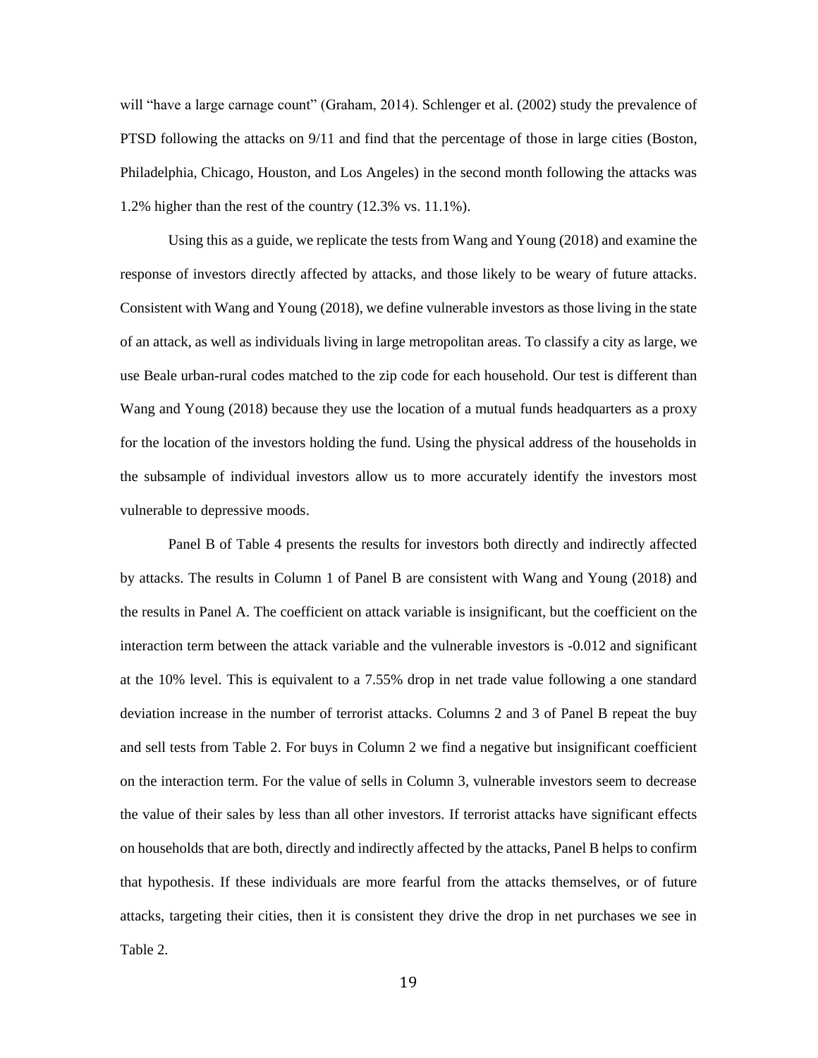will "have a large carnage count" (Graham, 2014). Schlenger et al. (2002) study the prevalence of PTSD following the attacks on 9/11 and find that the percentage of those in large cities (Boston, Philadelphia, Chicago, Houston, and Los Angeles) in the second month following the attacks was 1.2% higher than the rest of the country (12.3% vs. 11.1%).

Using this as a guide, we replicate the tests from Wang and Young (2018) and examine the response of investors directly affected by attacks, and those likely to be weary of future attacks. Consistent with Wang and Young (2018), we define vulnerable investors as those living in the state of an attack, as well as individuals living in large metropolitan areas. To classify a city as large, we use Beale urban-rural codes matched to the zip code for each household. Our test is different than Wang and Young (2018) because they use the location of a mutual funds headquarters as a proxy for the location of the investors holding the fund. Using the physical address of the households in the subsample of individual investors allow us to more accurately identify the investors most vulnerable to depressive moods.

Panel B of Table 4 presents the results for investors both directly and indirectly affected by attacks. The results in Column 1 of Panel B are consistent with Wang and Young (2018) and the results in Panel A. The coefficient on attack variable is insignificant, but the coefficient on the interaction term between the attack variable and the vulnerable investors is -0.012 and significant at the 10% level. This is equivalent to a 7.55% drop in net trade value following a one standard deviation increase in the number of terrorist attacks. Columns 2 and 3 of Panel B repeat the buy and sell tests from Table 2. For buys in Column 2 we find a negative but insignificant coefficient on the interaction term. For the value of sells in Column 3, vulnerable investors seem to decrease the value of their sales by less than all other investors. If terrorist attacks have significant effects on households that are both, directly and indirectly affected by the attacks, Panel B helps to confirm that hypothesis. If these individuals are more fearful from the attacks themselves, or of future attacks, targeting their cities, then it is consistent they drive the drop in net purchases we see in Table 2.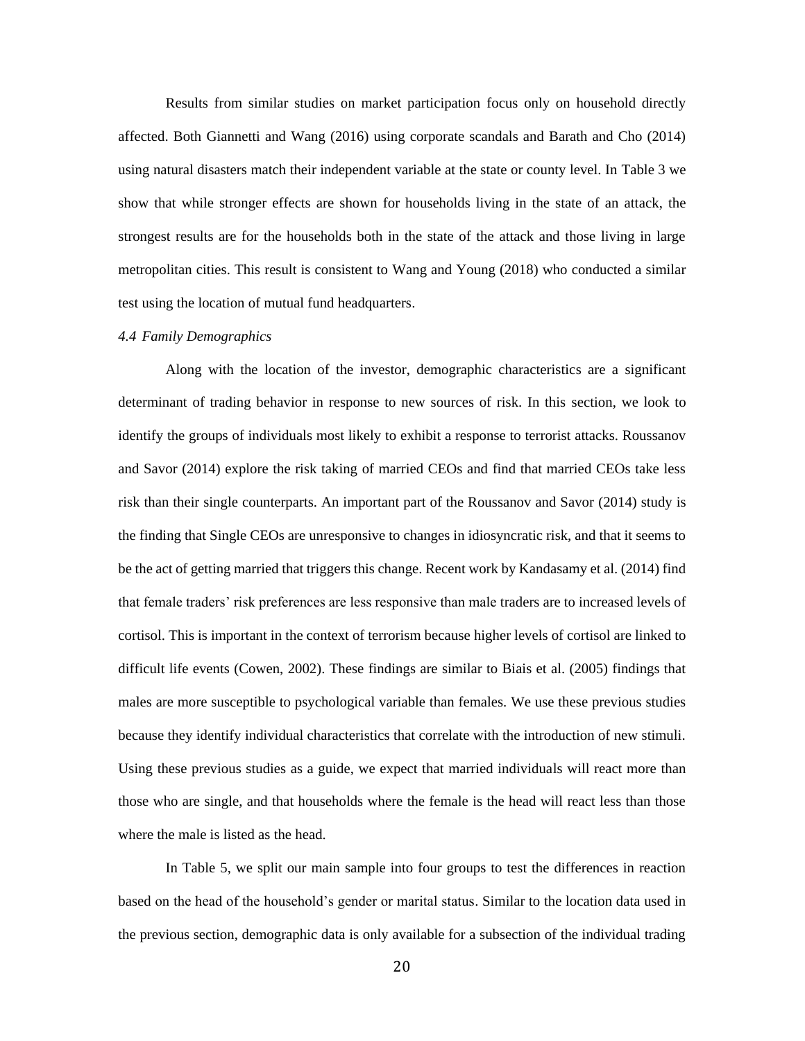Results from similar studies on market participation focus only on household directly affected. Both Giannetti and Wang (2016) using corporate scandals and Barath and Cho (2014) using natural disasters match their independent variable at the state or county level. In Table 3 we show that while stronger effects are shown for households living in the state of an attack, the strongest results are for the households both in the state of the attack and those living in large metropolitan cities. This result is consistent to Wang and Young (2018) who conducted a similar test using the location of mutual fund headquarters.

### *4.4 Family Demographics*

Along with the location of the investor, demographic characteristics are a significant determinant of trading behavior in response to new sources of risk. In this section, we look to identify the groups of individuals most likely to exhibit a response to terrorist attacks. Roussanov and Savor (2014) explore the risk taking of married CEOs and find that married CEOs take less risk than their single counterparts. An important part of the Roussanov and Savor (2014) study is the finding that Single CEOs are unresponsive to changes in idiosyncratic risk, and that it seems to be the act of getting married that triggers this change. Recent work by Kandasamy et al. (2014) find that female traders' risk preferences are less responsive than male traders are to increased levels of cortisol. This is important in the context of terrorism because higher levels of cortisol are linked to difficult life events (Cowen, 2002). These findings are similar to Biais et al. (2005) findings that males are more susceptible to psychological variable than females. We use these previous studies because they identify individual characteristics that correlate with the introduction of new stimuli. Using these previous studies as a guide, we expect that married individuals will react more than those who are single, and that households where the female is the head will react less than those where the male is listed as the head.

In Table 5, we split our main sample into four groups to test the differences in reaction based on the head of the household's gender or marital status. Similar to the location data used in the previous section, demographic data is only available for a subsection of the individual trading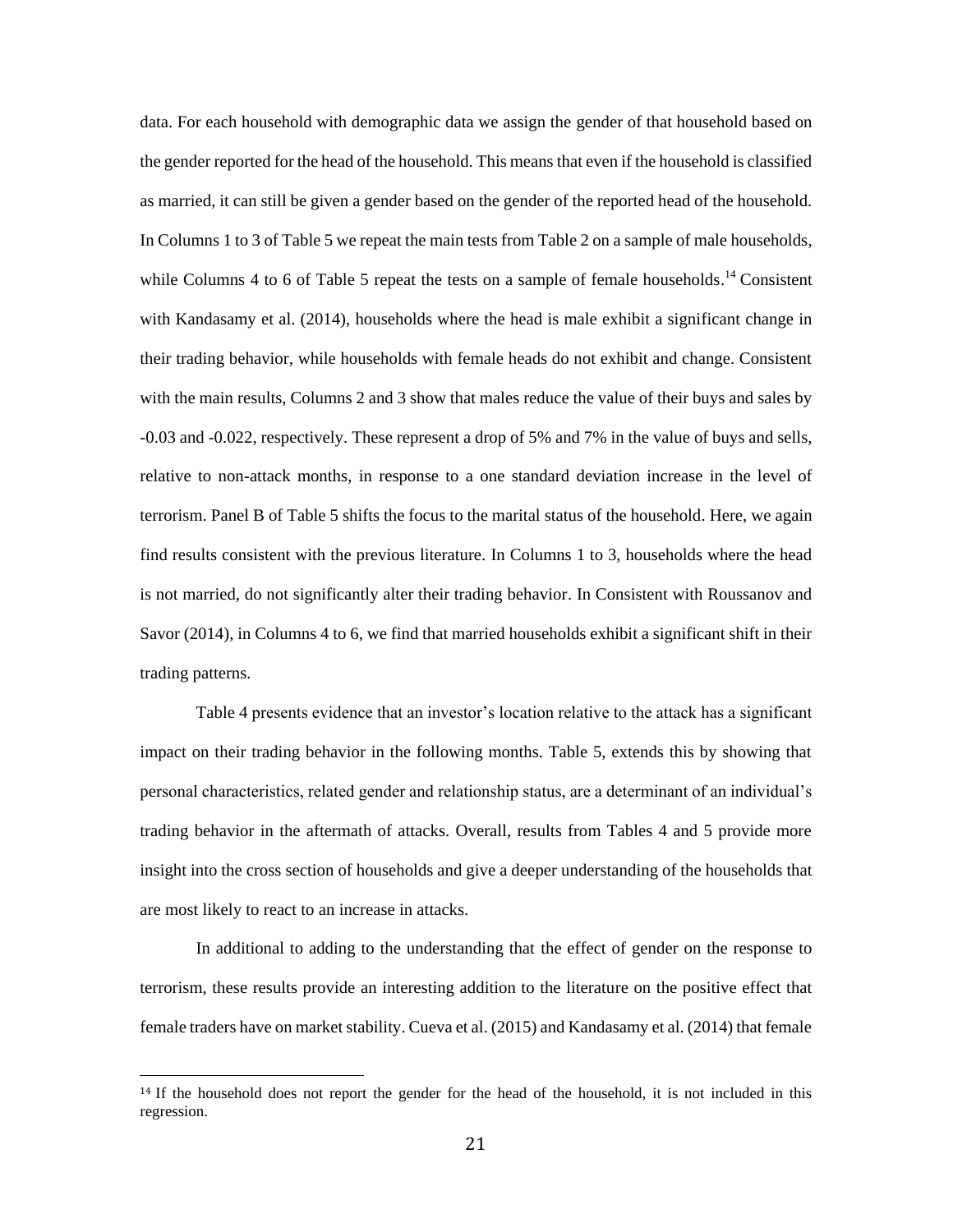data. For each household with demographic data we assign the gender of that household based on the gender reported for the head of the household. This means that even if the household is classified as married, it can still be given a gender based on the gender of the reported head of the household. In Columns 1 to 3 of Table 5 we repeat the main tests from Table 2 on a sample of male households, while Columns 4 to 6 of Table 5 repeat the tests on a sample of female households.[14] Consistent with Kandasamy et al. (2014), households where the head is male exhibit a significant change in their trading behavior, while households with female heads do not exhibit and change. Consistent with the main results, Columns 2 and 3 show that males reduce the value of their buys and sales by -0.03 and -0.022, respectively. These represent a drop of 5% and 7% in the value of buys and sells, relative to non-attack months, in response to a one standard deviation increase in the level of terrorism. Panel B of Table 5 shifts the focus to the marital status of the household. Here, we again find results consistent with the previous literature. In Columns 1 to 3, households where the head is not married, do not significantly alter their trading behavior. In Consistent with Roussanov and Savor (2014), in Columns 4 to 6, we find that married households exhibit a significant shift in their trading patterns.

Table 4 presents evidence that an investor's location relative to the attack has a significant impact on their trading behavior in the following months. Table 5, extends this by showing that personal characteristics, related gender and relationship status, are a determinant of an individual's trading behavior in the aftermath of attacks. Overall, results from Tables 4 and 5 provide more insight into the cross section of households and give a deeper understanding of the households that are most likely to react to an increase in attacks.

In additional to adding to the understanding that the effect of gender on the response to terrorism, these results provide an interesting addition to the literature on the positive effect that female traders have on market stability. Cueva et al. (2015) and Kandasamy et al. (2014) that female

[14] If the household does not report the gender for the head of the household, it is not included in this regression.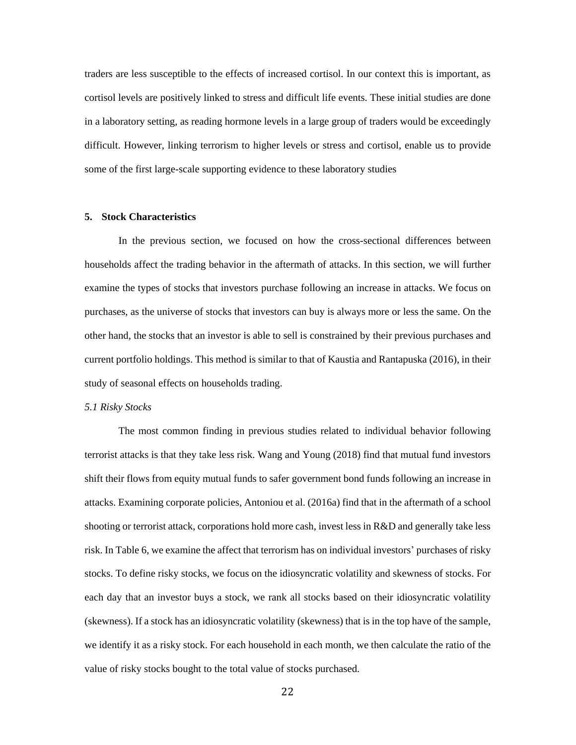traders are less susceptible to the effects of increased cortisol. In our context this is important, as cortisol levels are positively linked to stress and difficult life events. These initial studies are done in a laboratory setting, as reading hormone levels in a large group of traders would be exceedingly difficult. However, linking terrorism to higher levels or stress and cortisol, enable us to provide some of the first large-scale supporting evidence to these laboratory studies

## 5. Stock Characteristics

In the previous section, we focused on how the cross-sectional differences between households affect the trading behavior in the aftermath of attacks. In this section, we will further examine the types of stocks that investors purchase following an increase in attacks. We focus on purchases, as the universe of stocks that investors can buy is always more or less the same. On the other hand, the stocks that an investor is able to sell is constrained by their previous purchases and current portfolio holdings. This method is similar to that of Kaustia and Rantapuska (2016), in their study of seasonal effects on households trading.

### *5.1 Risky Stocks*

The most common finding in previous studies related to individual behavior following terrorist attacks is that they take less risk. Wang and Young (2018) find that mutual fund investors shift their flows from equity mutual funds to safer government bond funds following an increase in attacks. Examining corporate policies, Antoniou et al. (2016a) find that in the aftermath of a school shooting or terrorist attack, corporations hold more cash, invest less in R&D and generally take less risk. In Table 6, we examine the affect that terrorism has on individual investors' purchases of risky stocks. To define risky stocks, we focus on the idiosyncratic volatility and skewness of stocks. For each day that an investor buys a stock, we rank all stocks based on their idiosyncratic volatility (skewness). If a stock has an idiosyncratic volatility (skewness) that is in the top have of the sample, we identify it as a risky stock. For each household in each month, we then calculate the ratio of the value of risky stocks bought to the total value of stocks purchased.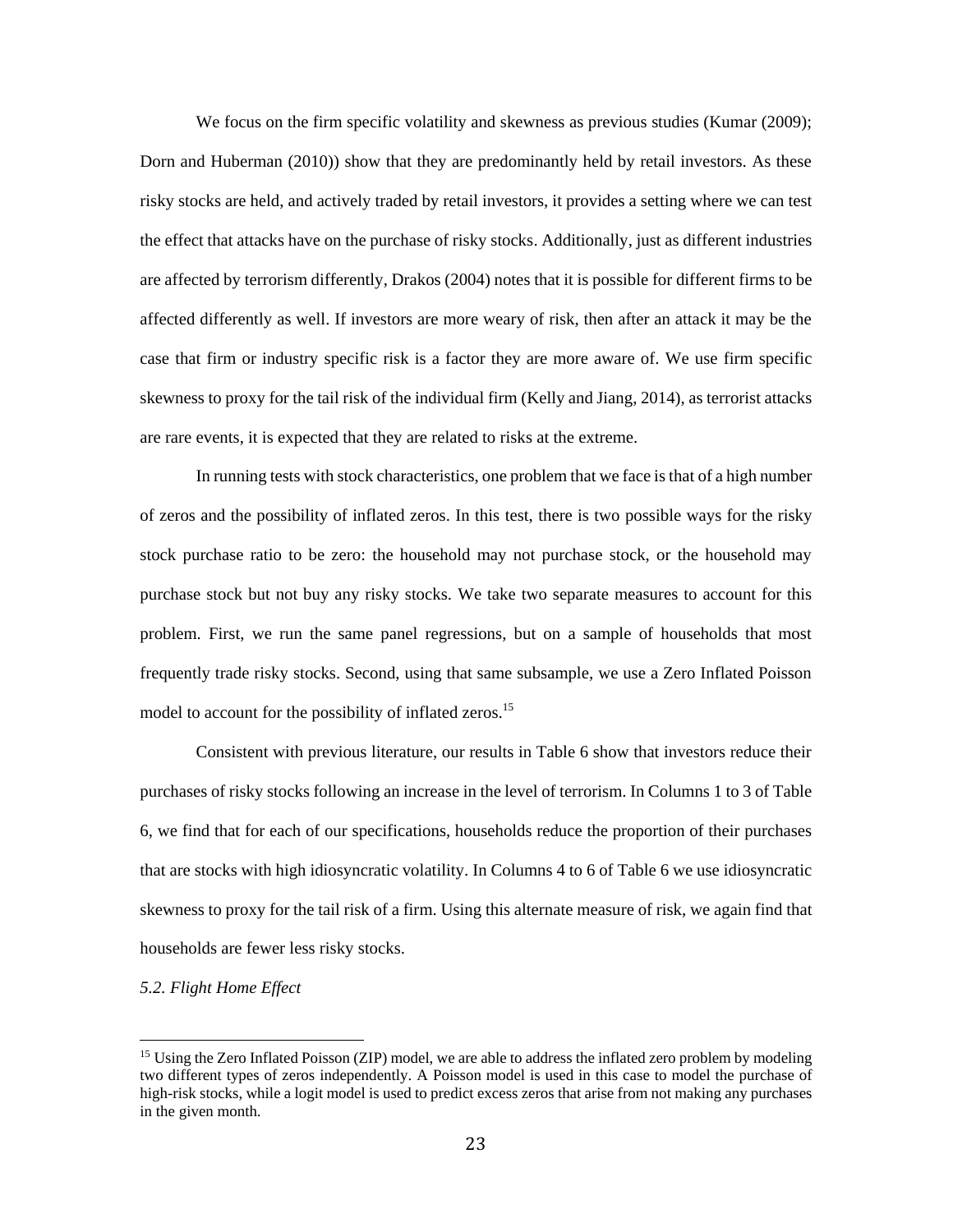We focus on the firm specific volatility and skewness as previous studies (Kumar (2009); Dorn and Huberman (2010)) show that they are predominantly held by retail investors. As these risky stocks are held, and actively traded by retail investors, it provides a setting where we can test the effect that attacks have on the purchase of risky stocks. Additionally, just as different industries are affected by terrorism differently, Drakos (2004) notes that it is possible for different firms to be affected differently as well. If investors are more weary of risk, then after an attack it may be the case that firm or industry specific risk is a factor they are more aware of. We use firm specific skewness to proxy for the tail risk of the individual firm (Kelly and Jiang, 2014), as terrorist attacks are rare events, it is expected that they are related to risks at the extreme.

In running tests with stock characteristics, one problem that we face is that of a high number of zeros and the possibility of inflated zeros. In this test, there is two possible ways for the risky stock purchase ratio to be zero: the household may not purchase stock, or the household may purchase stock but not buy any risky stocks. We take two separate measures to account for this problem. First, we run the same panel regressions, but on a sample of households that most frequently trade risky stocks. Second, using that same subsample, we use a Zero Inflated Poisson model to account for the possibility of inflated zeros.[15]

Consistent with previous literature, our results in Table 6 show that investors reduce their purchases of risky stocks following an increase in the level of terrorism. In Columns 1 to 3 of Table 6, we find that for each of our specifications, households reduce the proportion of their purchases that are stocks with high idiosyncratic volatility. In Columns 4 to 6 of Table 6 we use idiosyncratic skewness to proxy for the tail risk of a firm. Using this alternate measure of risk, we again find that households are fewer less risky stocks.

*5.2. Flight Home Effect*

[15] Using the Zero Inflated Poisson (ZIP) model, we are able to address the inflated zero problem by modeling two different types of zeros independently. A Poisson model is used in this case to model the purchase of high-risk stocks, while a logit model is used to predict excess zeros that arise from not making any purchases in the given month.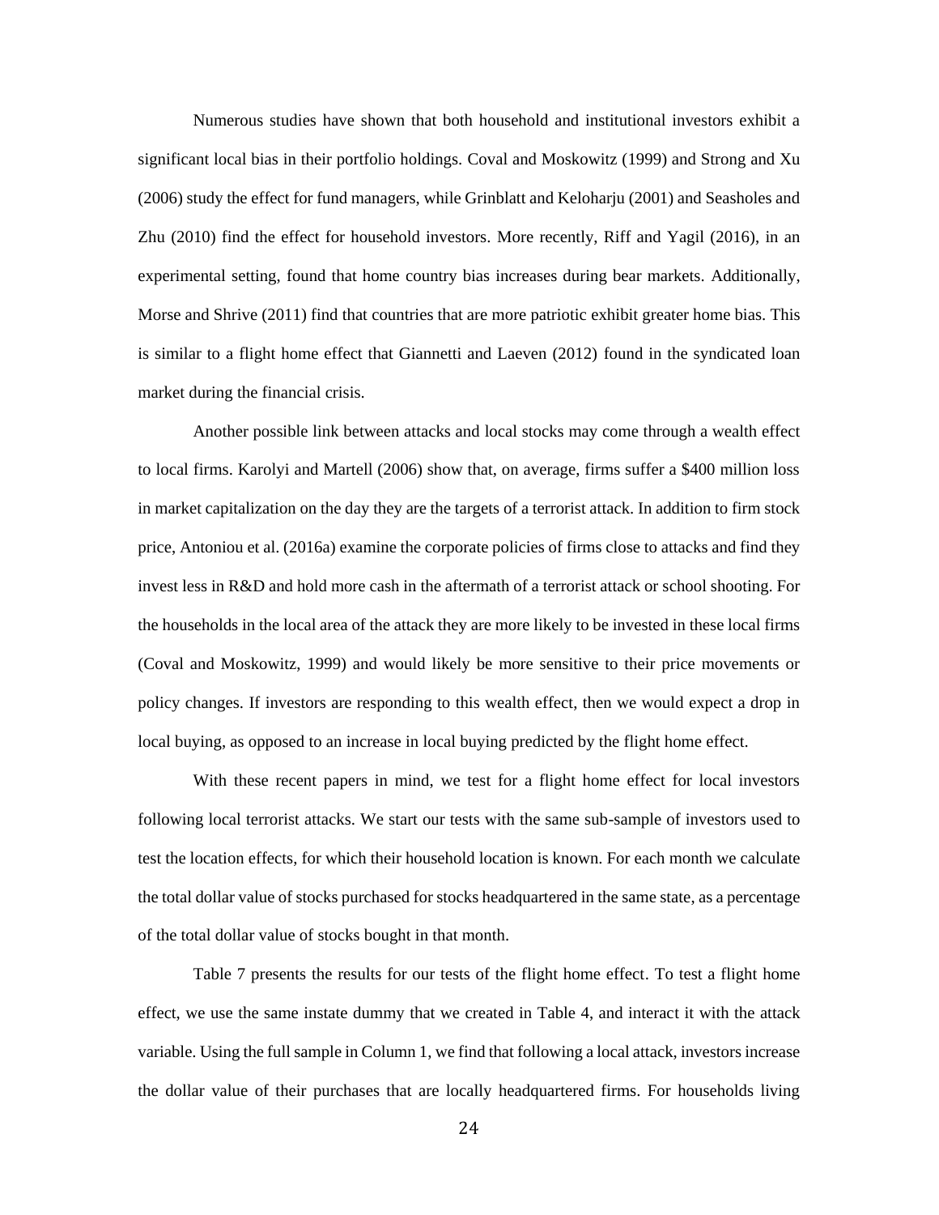Numerous studies have shown that both household and institutional investors exhibit a significant local bias in their portfolio holdings. Coval and Moskowitz (1999) and Strong and Xu (2006) study the effect for fund managers, while Grinblatt and Keloharju (2001) and Seasholes and Zhu (2010) find the effect for household investors. More recently, Riff and Yagil (2016), in an experimental setting, found that home country bias increases during bear markets. Additionally, Morse and Shrive (2011) find that countries that are more patriotic exhibit greater home bias. This is similar to a flight home effect that Giannetti and Laeven (2012) found in the syndicated loan market during the financial crisis.

Another possible link between attacks and local stocks may come through a wealth effect to local firms. Karolyi and Martell (2006) show that, on average, firms suffer a $400 million loss in market capitalization on the day they are the targets of a terrorist attack. In addition to firm stock price, Antoniou et al. (2016a) examine the corporate policies of firms close to attacks and find they invest less in R&D and hold more cash in the aftermath of a terrorist attack or school shooting. For the households in the local area of the attack they are more likely to be invested in these local firms (Coval and Moskowitz, 1999) and would likely be more sensitive to their price movements or policy changes. If investors are responding to this wealth effect, then we would expect a drop in local buying, as opposed to an increase in local buying predicted by the flight home effect.

With these recent papers in mind, we test for a flight home effect for local investors following local terrorist attacks. We start our tests with the same sub-sample of investors used to test the location effects, for which their household location is known. For each month we calculate the total dollar value of stocks purchased for stocks headquartered in the same state, as a percentage of the total dollar value of stocks bought in that month.

Table 7 presents the results for our tests of the flight home effect. To test a flight home effect, we use the same instate dummy that we created in Table 4, and interact it with the attack variable. Using the full sample in Column 1, we find that following a local attack, investors increase the dollar value of their purchases that are locally headquartered firms. For households living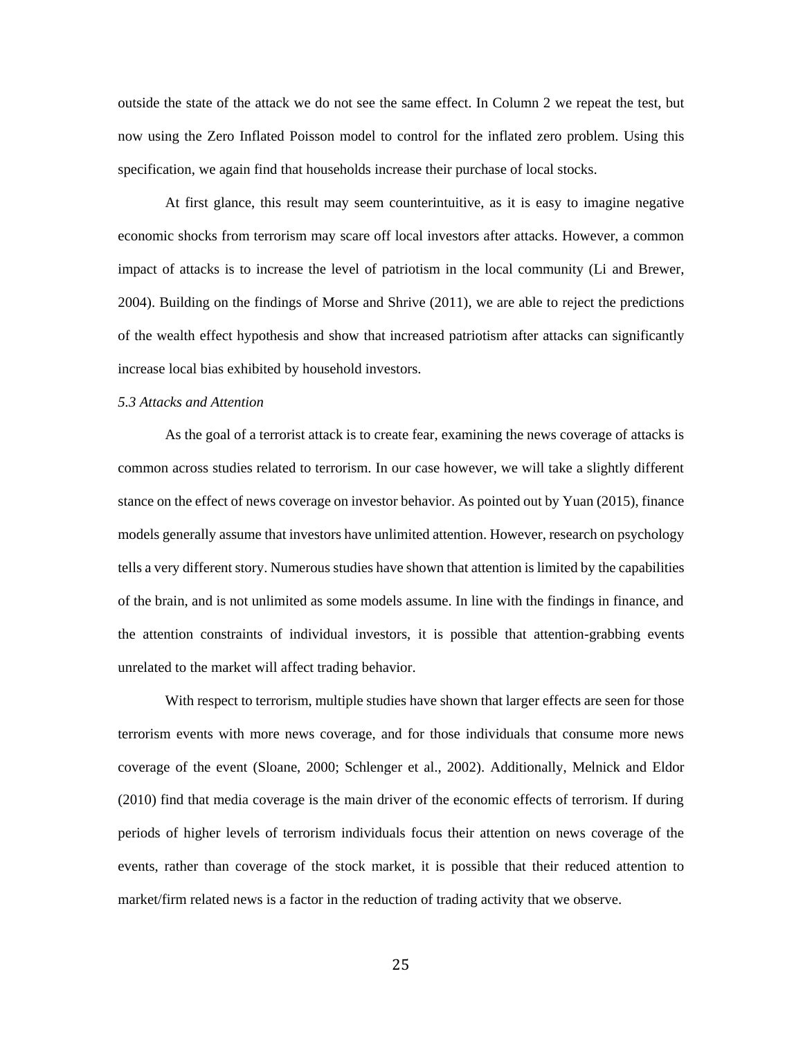outside the state of the attack we do not see the same effect. In Column 2 we repeat the test, but now using the Zero Inflated Poisson model to control for the inflated zero problem. Using this specification, we again find that households increase their purchase of local stocks.

At first glance, this result may seem counterintuitive, as it is easy to imagine negative economic shocks from terrorism may scare off local investors after attacks. However, a common impact of attacks is to increase the level of patriotism in the local community (Li and Brewer, 2004). Building on the findings of Morse and Shrive (2011), we are able to reject the predictions of the wealth effect hypothesis and show that increased patriotism after attacks can significantly increase local bias exhibited by household investors.

*5.3 Attacks and Attention*

As the goal of a terrorist attack is to create fear, examining the news coverage of attacks is common across studies related to terrorism. In our case however, we will take a slightly different stance on the effect of news coverage on investor behavior. As pointed out by Yuan (2015), finance models generally assume that investors have unlimited attention. However, research on psychology tells a very different story. Numerous studies have shown that attention is limited by the capabilities of the brain, and is not unlimited as some models assume. In line with the findings in finance, and the attention constraints of individual investors, it is possible that attention-grabbing events unrelated to the market will affect trading behavior.

With respect to terrorism, multiple studies have shown that larger effects are seen for those terrorism events with more news coverage, and for those individuals that consume more news coverage of the event (Sloane, 2000; Schlenger et al., 2002). Additionally, Melnick and Eldor (2010) find that media coverage is the main driver of the economic effects of terrorism. If during periods of higher levels of terrorism individuals focus their attention on news coverage of the events, rather than coverage of the stock market, it is possible that their reduced attention to market/firm related news is a factor in the reduction of trading activity that we observe.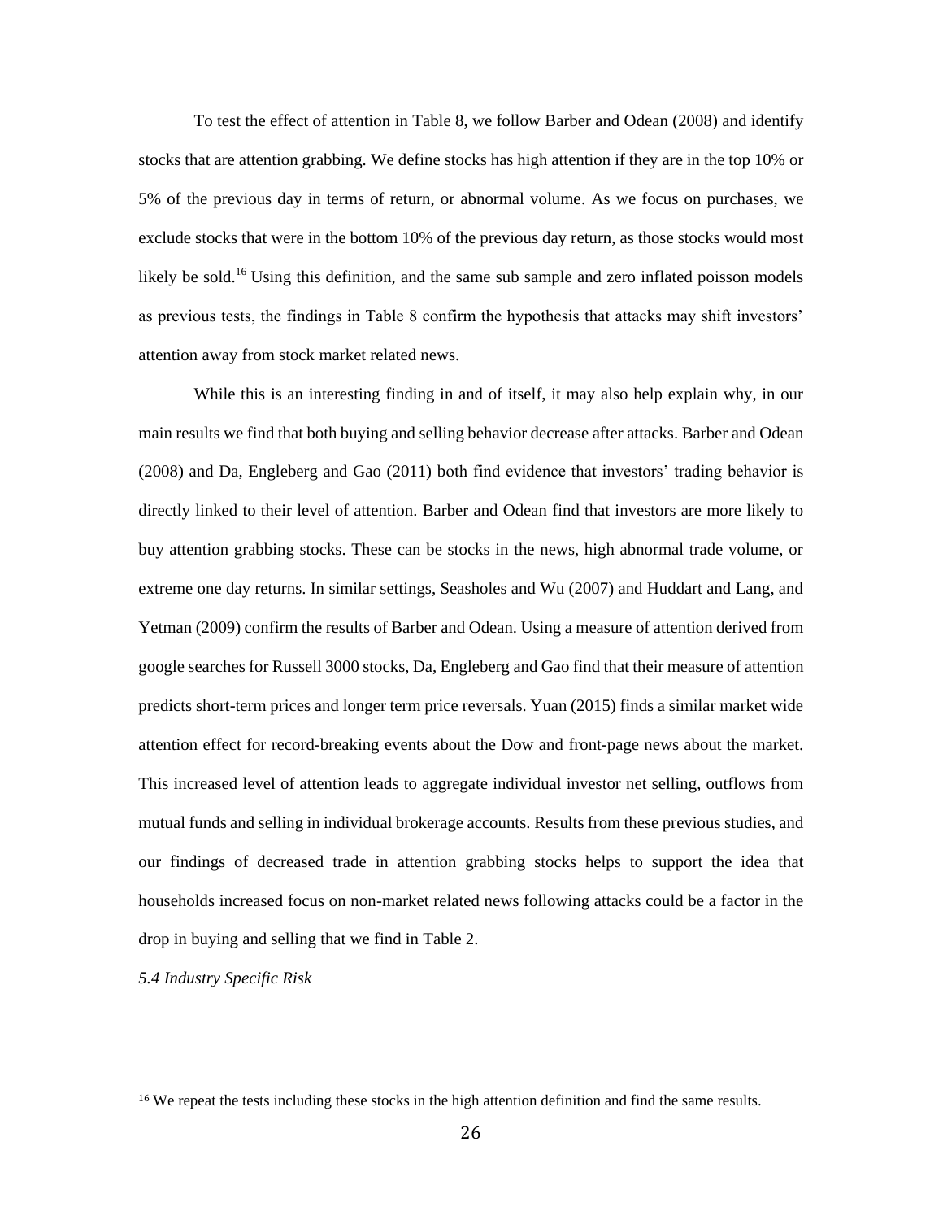To test the effect of attention in Table 8, we follow Barber and Odean (2008) and identify stocks that are attention grabbing. We define stocks has high attention if they are in the top 10% or 5% of the previous day in terms of return, or abnormal volume. As we focus on purchases, we exclude stocks that were in the bottom 10% of the previous day return, as those stocks would most likely be sold.[16] Using this definition, and the same sub sample and zero inflated poisson models as previous tests, the findings in Table 8 confirm the hypothesis that attacks may shift investors' attention away from stock market related news.

While this is an interesting finding in and of itself, it may also help explain why, in our main results we find that both buying and selling behavior decrease after attacks. Barber and Odean (2008) and Da, Engleberg and Gao (2011) both find evidence that investors' trading behavior is directly linked to their level of attention. Barber and Odean find that investors are more likely to buy attention grabbing stocks. These can be stocks in the news, high abnormal trade volume, or extreme one day returns. In similar settings, Seasholes and Wu (2007) and Huddart and Lang, and Yetman (2009) confirm the results of Barber and Odean. Using a measure of attention derived from google searches for Russell 3000 stocks, Da, Engleberg and Gao find that their measure of attention predicts short-term prices and longer term price reversals. Yuan (2015) finds a similar market wide attention effect for record-breaking events about the Dow and front-page news about the market. This increased level of attention leads to aggregate individual investor net selling, outflows from mutual funds and selling in individual brokerage accounts. Results from these previous studies, and our findings of decreased trade in attention grabbing stocks helps to support the idea that households increased focus on non-market related news following attacks could be a factor in the drop in buying and selling that we find in Table 2.

*5.4 Industry Specific Risk*

[16] We repeat the tests including these stocks in the high attention definition and find the same results.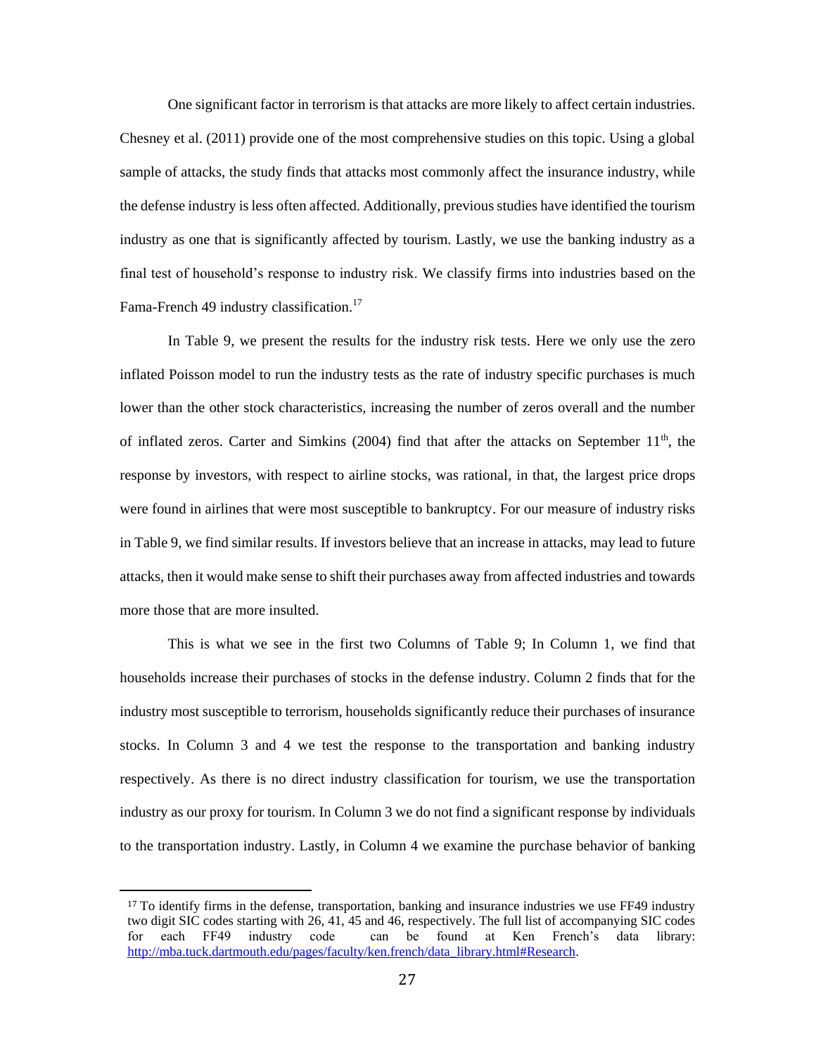One significant factor in terrorism is that attacks are more likely to affect certain industries. Chesney et al. (2011) provide one of the most comprehensive studies on this topic. Using a global sample of attacks, the study finds that attacks most commonly affect the insurance industry, while the defense industry is less often affected. Additionally, previous studies have identified the tourism industry as one that is significantly affected by tourism. Lastly, we use the banking industry as a final test of household's response to industry risk. We classify firms into industries based on the Fama-French 49 industry classification.[17]

In Table 9, we present the results for the industry risk tests. Here we only use the zero inflated Poisson model to run the industry tests as the rate of industry specific purchases is much lower than the other stock characteristics, increasing the number of zeros overall and the number of inflated zeros. Carter and Simkins (2004) find that after the attacks on September 11th, the response by investors, with respect to airline stocks, was rational, in that, the largest price drops were found in airlines that were most susceptible to bankruptcy. For our measure of industry risks in Table 9, we find similar results. If investors believe that an increase in attacks, may lead to future attacks, then it would make sense to shift their purchases away from affected industries and towards more those that are more insulted.

This is what we see in the first two Columns of Table 9; In Column 1, we find that households increase their purchases of stocks in the defense industry. Column 2 finds that for the industry most susceptible to terrorism, households significantly reduce their purchases of insurance stocks. In Column 3 and 4 we test the response to the transportation and banking industry respectively. As there is no direct industry classification for tourism, we use the transportation industry as our proxy for tourism. In Column 3 we do not find a significant response by individuals to the transportation industry. Lastly, in Column 4 we examine the purchase behavior of banking

[17] To identify firms in the defense, transportation, banking and insurance industries we use FF49 industry two digit SIC codes starting with 26, 41, 45 and 46, respectively. The full list of accompanying SIC codes for each FF49 industry code can be found at Ken French's data library: http://mba.tuck.dartmouth.edu/pages/faculty/ken.french/data_library.html#Research.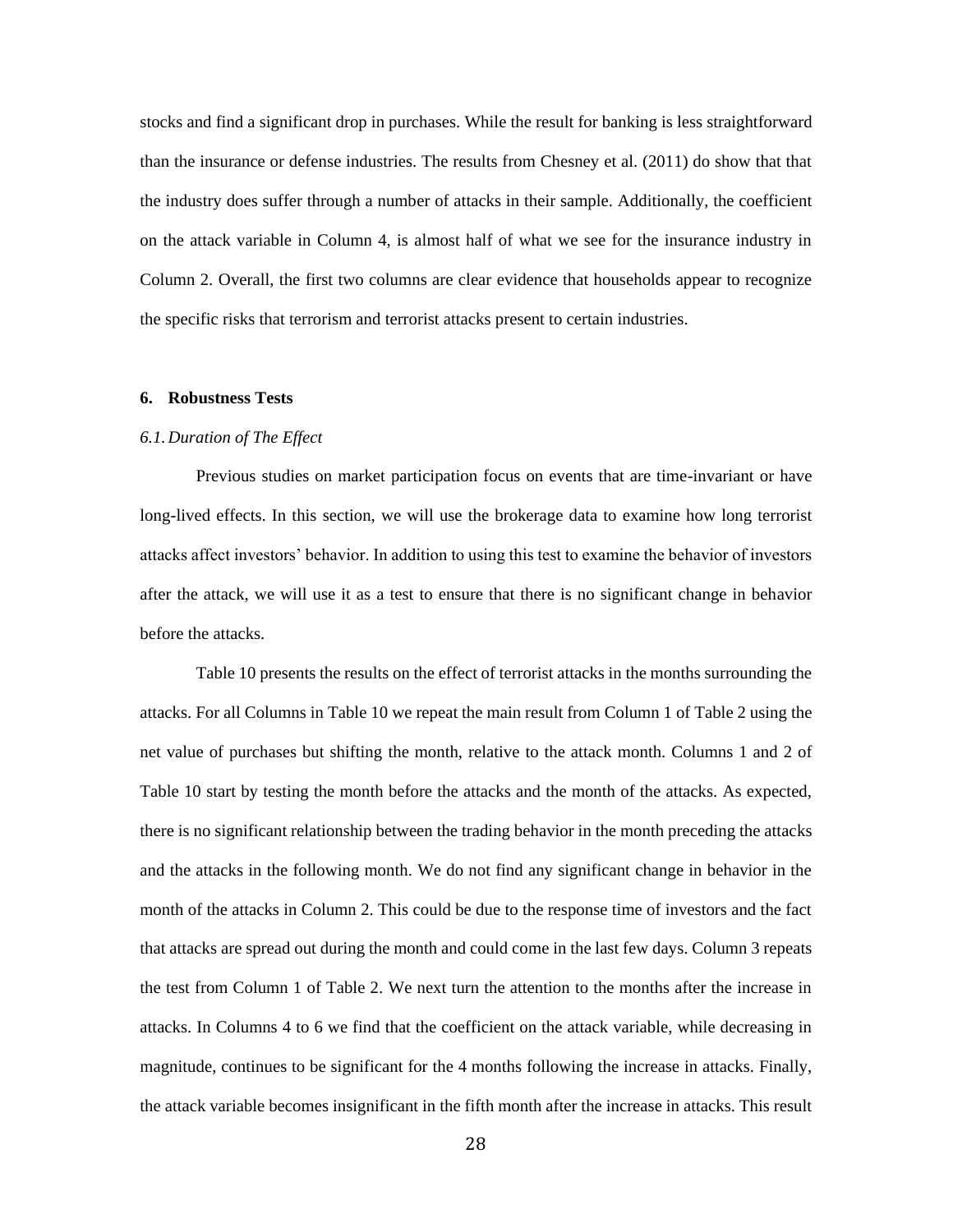stocks and find a significant drop in purchases. While the result for banking is less straightforward than the insurance or defense industries. The results from Chesney et al. (2011) do show that that the industry does suffer through a number of attacks in their sample. Additionally, the coefficient on the attack variable in Column 4, is almost half of what we see for the insurance industry in Column 2. Overall, the first two columns are clear evidence that households appear to recognize the specific risks that terrorism and terrorist attacks present to certain industries.

## 6. Robustness Tests

### *6.1. Duration of The Effect*

Previous studies on market participation focus on events that are time-invariant or have long-lived effects. In this section, we will use the brokerage data to examine how long terrorist attacks affect investors' behavior. In addition to using this test to examine the behavior of investors after the attack, we will use it as a test to ensure that there is no significant change in behavior before the attacks.

Table 10 presents the results on the effect of terrorist attacks in the months surrounding the attacks. For all Columns in Table 10 we repeat the main result from Column 1 of Table 2 using the net value of purchases but shifting the month, relative to the attack month. Columns 1 and 2 of Table 10 start by testing the month before the attacks and the month of the attacks. As expected, there is no significant relationship between the trading behavior in the month preceding the attacks and the attacks in the following month. We do not find any significant change in behavior in the month of the attacks in Column 2. This could be due to the response time of investors and the fact that attacks are spread out during the month and could come in the last few days. Column 3 repeats the test from Column 1 of Table 2. We next turn the attention to the months after the increase in attacks. In Columns 4 to 6 we find that the coefficient on the attack variable, while decreasing in magnitude, continues to be significant for the 4 months following the increase in attacks. Finally, the attack variable becomes insignificant in the fifth month after the increase in attacks. This result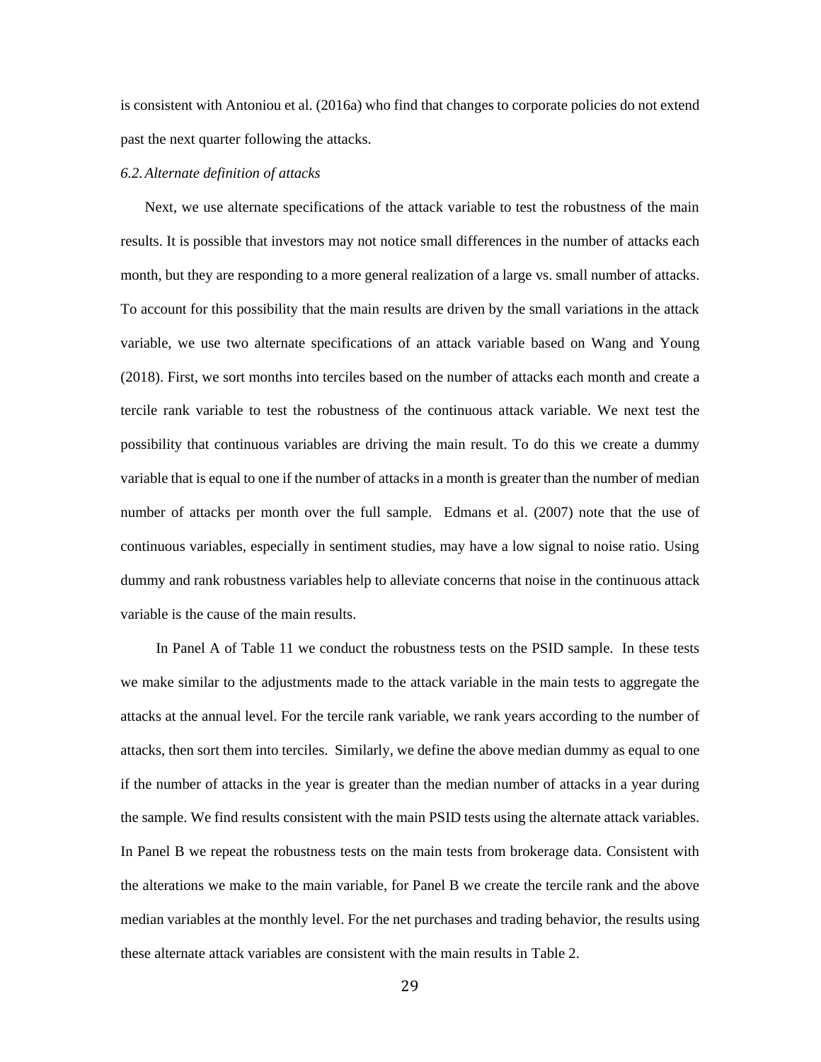is consistent with Antoniou et al. (2016a) who find that changes to corporate policies do not extend past the next quarter following the attacks.

### *6.2. Alternate definition of attacks*

Next, we use alternate specifications of the attack variable to test the robustness of the main results. It is possible that investors may not notice small differences in the number of attacks each month, but they are responding to a more general realization of a large vs. small number of attacks. To account for this possibility that the main results are driven by the small variations in the attack variable, we use two alternate specifications of an attack variable based on Wang and Young (2018). First, we sort months into terciles based on the number of attacks each month and create a tercile rank variable to test the robustness of the continuous attack variable. We next test the possibility that continuous variables are driving the main result. To do this we create a dummy variable that is equal to one if the number of attacks in a month is greater than the number of median number of attacks per month over the full sample. Edmans et al. (2007) note that the use of continuous variables, especially in sentiment studies, may have a low signal to noise ratio. Using dummy and rank robustness variables help to alleviate concerns that noise in the continuous attack variable is the cause of the main results.

In Panel A of Table 11 we conduct the robustness tests on the PSID sample. In these tests we make similar to the adjustments made to the attack variable in the main tests to aggregate the attacks at the annual level. For the tercile rank variable, we rank years according to the number of attacks, then sort them into terciles. Similarly, we define the above median dummy as equal to one if the number of attacks in the year is greater than the median number of attacks in a year during the sample. We find results consistent with the main PSID tests using the alternate attack variables. In Panel B we repeat the robustness tests on the main tests from brokerage data. Consistent with the alterations we make to the main variable, for Panel B we create the tercile rank and the above median variables at the monthly level. For the net purchases and trading behavior, the results using these alternate attack variables are consistent with the main results in Table 2.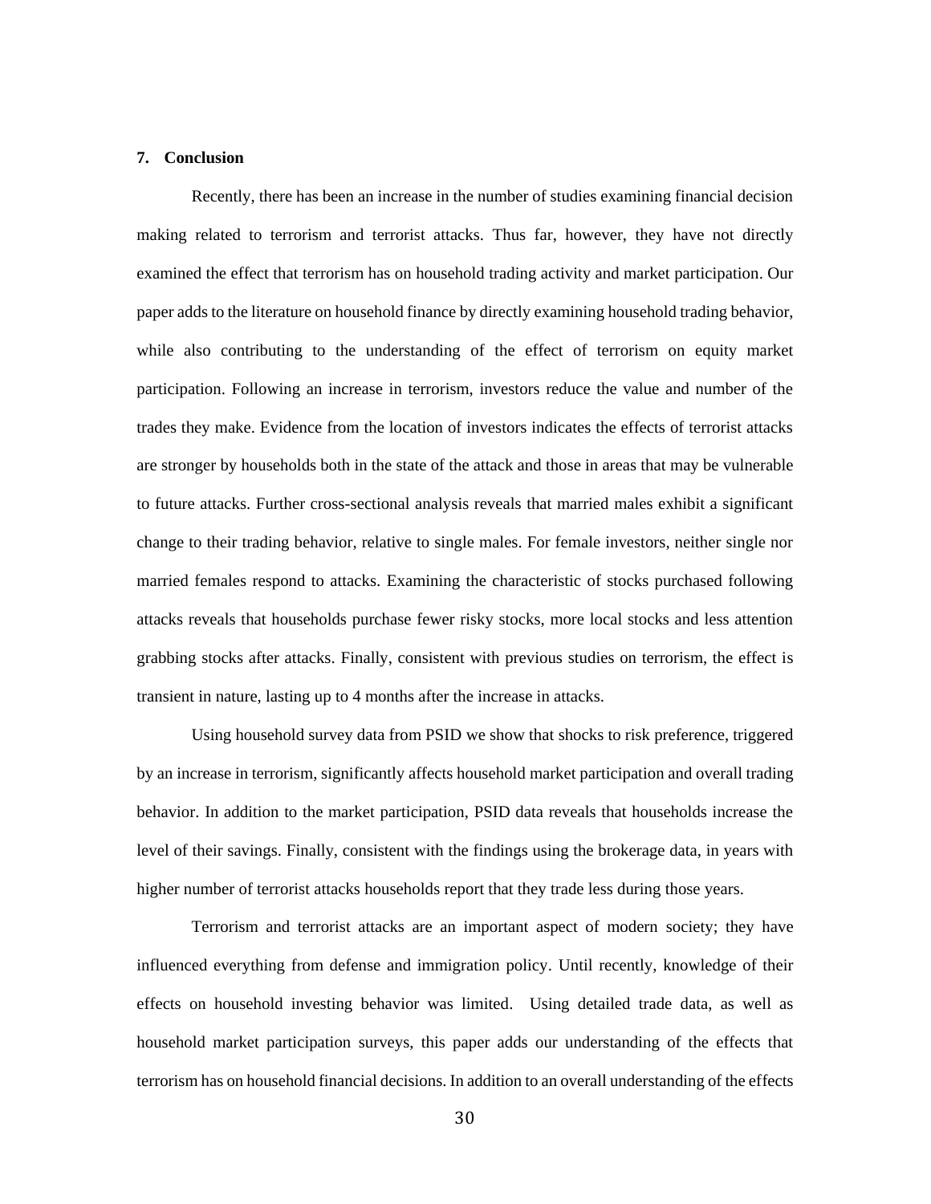## 7. Conclusion

Recently, there has been an increase in the number of studies examining financial decision making related to terrorism and terrorist attacks. Thus far, however, they have not directly examined the effect that terrorism has on household trading activity and market participation. Our paper adds to the literature on household finance by directly examining household trading behavior, while also contributing to the understanding of the effect of terrorism on equity market participation. Following an increase in terrorism, investors reduce the value and number of the trades they make. Evidence from the location of investors indicates the effects of terrorist attacks are stronger by households both in the state of the attack and those in areas that may be vulnerable to future attacks. Further cross-sectional analysis reveals that married males exhibit a significant change to their trading behavior, relative to single males. For female investors, neither single nor married females respond to attacks. Examining the characteristic of stocks purchased following attacks reveals that households purchase fewer risky stocks, more local stocks and less attention grabbing stocks after attacks. Finally, consistent with previous studies on terrorism, the effect is transient in nature, lasting up to 4 months after the increase in attacks.

Using household survey data from PSID we show that shocks to risk preference, triggered by an increase in terrorism, significantly affects household market participation and overall trading behavior. In addition to the market participation, PSID data reveals that households increase the level of their savings. Finally, consistent with the findings using the brokerage data, in years with higher number of terrorist attacks households report that they trade less during those years.

Terrorism and terrorist attacks are an important aspect of modern society; they have influenced everything from defense and immigration policy. Until recently, knowledge of their effects on household investing behavior was limited. Using detailed trade data, as well as household market participation surveys, this paper adds our understanding of the effects that terrorism has on household financial decisions. In addition to an overall understanding of the effects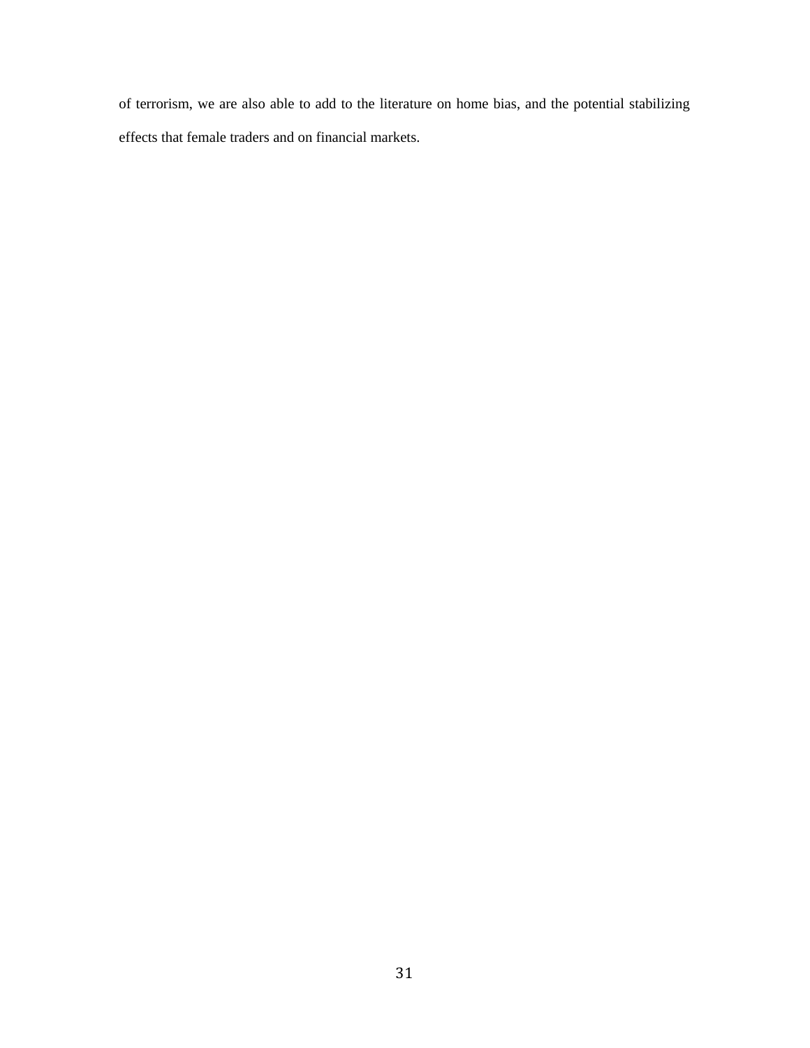of terrorism, we are also able to add to the literature on home bias, and the potential stabilizing effects that female traders and on financial markets.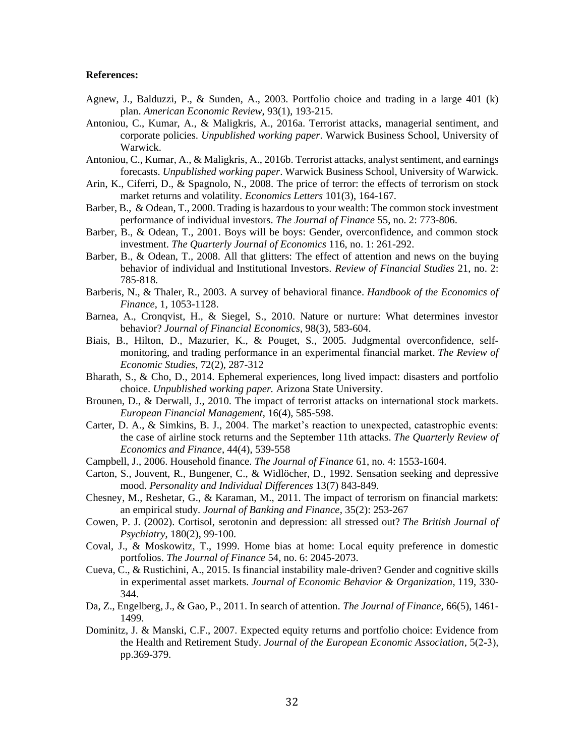**References:**

Agnew, J., Balduzzi, P., & Sunden, A., 2003. Portfolio choice and trading in a large 401 (k) plan. *American Economic Review*, 93(1), 193-215.

Antoniou, C., Kumar, A., & Maligkris, A., 2016a. Terrorist attacks, managerial sentiment, and corporate policies. *Unpublished working paper*. Warwick Business School, University of Warwick.

Antoniou, C., Kumar, A., & Maligkris, A., 2016b. Terrorist attacks, analyst sentiment, and earnings forecasts. *Unpublished working paper*. Warwick Business School, University of Warwick.

Arin, K., Ciferri, D., & Spagnolo, N., 2008. The price of terror: the effects of terrorism on stock market returns and volatility. *Economics Letters* 101(3), 164-167.

Barber, B., & Odean, T., 2000. Trading is hazardous to your wealth: The common stock investment performance of individual investors. *The Journal of Finance* 55, no. 2: 773-806.

Barber, B., & Odean, T., 2001. Boys will be boys: Gender, overconfidence, and common stock investment. *The Quarterly Journal of Economics* 116, no. 1: 261-292.

Barber, B., & Odean, T., 2008. All that glitters: The effect of attention and news on the buying behavior of individual and Institutional Investors. *Review of Financial Studies* 21, no. 2: 785-818.

Barberis, N., & Thaler, R., 2003. A survey of behavioral finance. *Handbook of the Economics of Finance*, 1, 1053-1128.

Barnea, A., Cronqvist, H., & Siegel, S., 2010. Nature or nurture: What determines investor behavior? *Journal of Financial Economics*, 98(3), 583-604.

Biais, B., Hilton, D., Mazurier, K., & Pouget, S., 2005. Judgmental overconfidence, self-monitoring, and trading performance in an experimental financial market. *The Review of Economic Studies*, 72(2), 287-312

Bharath, S., & Cho, D., 2014. Ephemeral experiences, long lived impact: disasters and portfolio choice. *Unpublished working paper.* Arizona State University.

Brounen, D., & Derwall, J., 2010. The impact of terrorist attacks on international stock markets. *European Financial Management*, 16(4), 585-598.

Carter, D. A., & Simkins, B. J., 2004. The market's reaction to unexpected, catastrophic events: the case of airline stock returns and the September 11th attacks. *The Quarterly Review of Economics and Finance*, 44(4), 539-558

Campbell, J., 2006. Household finance. *The Journal of Finance* 61, no. 4: 1553-1604.

Carton, S., Jouvent, R., Bungener, C., & Widlöcher, D., 1992. Sensation seeking and depressive mood. *Personality and Individual Differences* 13(7) 843-849.

Chesney, M., Reshetar, G., & Karaman, M., 2011. The impact of terrorism on financial markets: an empirical study. *Journal of Banking and Finance*, 35(2): 253-267

Cowen, P. J. (2002). Cortisol, serotonin and depression: all stressed out? *The British Journal of Psychiatry*, 180(2), 99-100.

Coval, J., & Moskowitz, T., 1999. Home bias at home: Local equity preference in domestic portfolios. *The Journal of Finance* 54, no. 6: 2045-2073.

Cueva, C., & Rustichini, A., 2015. Is financial instability male-driven? Gender and cognitive skills in experimental asset markets. *Journal of Economic Behavior & Organization*, 119, 330-344.

Da, Z., Engelberg, J., & Gao, P., 2011. In search of attention. *The Journal of Finance*, 66(5), 1461-1499.

Dominitz, J. & Manski, C.F., 2007. Expected equity returns and portfolio choice: Evidence from the Health and Retirement Study. *Journal of the European Economic Association*, 5(2-3), pp.369-379.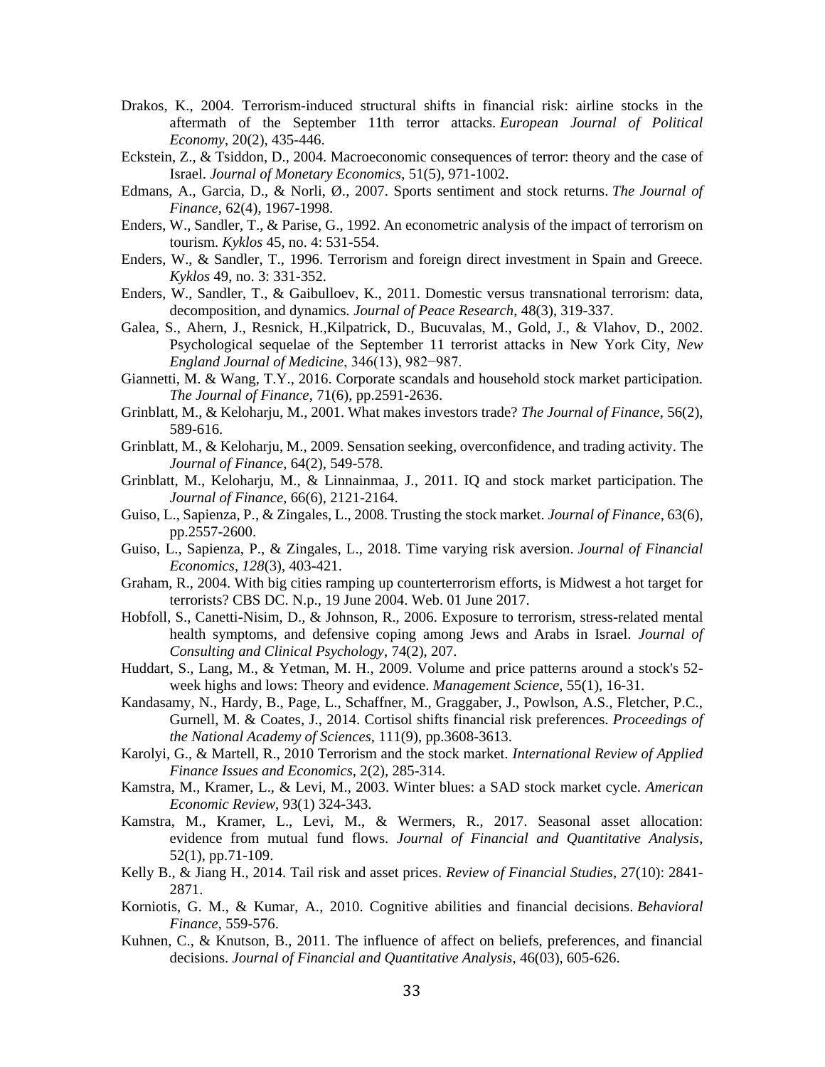Drakos, K., 2004. Terrorism-induced structural shifts in financial risk: airline stocks in the aftermath of the September 11th terror attacks. *European Journal of Political Economy*, 20(2), 435-446.

Eckstein, Z., & Tsiddon, D., 2004. Macroeconomic consequences of terror: theory and the case of Israel. *Journal of Monetary Economics*, 51(5), 971-1002.

Edmans, A., Garcia, D., & Norli, Ø., 2007. Sports sentiment and stock returns. *The Journal of Finance*, 62(4), 1967-1998.

Enders, W., Sandler, T., & Parise, G., 1992. An econometric analysis of the impact of terrorism on tourism. *Kyklos* 45, no. 4: 531-554.

Enders, W., & Sandler, T., 1996. Terrorism and foreign direct investment in Spain and Greece. *Kyklos* 49, no. 3: 331-352.

Enders, W., Sandler, T., & Gaibulloev, K., 2011. Domestic versus transnational terrorism: data, decomposition, and dynamics. *Journal of Peace Research*, 48(3), 319-337.

Galea, S., Ahern, J., Resnick, H.,Kilpatrick, D., Bucuvalas, M., Gold, J., & Vlahov, D., 2002. Psychological sequelae of the September 11 terrorist attacks in New York City, *New England Journal of Medicine*, 346(13), 982−987.

Giannetti, M. & Wang, T.Y., 2016. Corporate scandals and household stock market participation. *The Journal of Finance*, 71(6), pp.2591-2636.

Grinblatt, M., & Keloharju, M., 2001. What makes investors trade? *The Journal of Finance*, 56(2), 589-616.

Grinblatt, M., & Keloharju, M., 2009. Sensation seeking, overconfidence, and trading activity. The *Journal of Finance*, 64(2), 549-578.

Grinblatt, M., Keloharju, M., & Linnainmaa, J., 2011. IQ and stock market participation. The *Journal of Finance*, 66(6), 2121-2164.

Guiso, L., Sapienza, P., & Zingales, L., 2008. Trusting the stock market. *Journal of Finance*, 63(6), pp.2557-2600.

Guiso, L., Sapienza, P., & Zingales, L., 2018. Time varying risk aversion. *Journal of Financial Economics*, *128*(3), 403-421.

Graham, R., 2004. With big cities ramping up counterterrorism efforts, is Midwest a hot target for terrorists? CBS DC. N.p., 19 June 2004. Web. 01 June 2017.

Hobfoll, S., Canetti-Nisim, D., & Johnson, R., 2006. Exposure to terrorism, stress-related mental health symptoms, and defensive coping among Jews and Arabs in Israel. *Journal of Consulting and Clinical Psychology*, 74(2), 207.

Huddart, S., Lang, M., & Yetman, M. H., 2009. Volume and price patterns around a stock's 52-week highs and lows: Theory and evidence. *Management Science*, 55(1), 16-31.

Kandasamy, N., Hardy, B., Page, L., Schaffner, M., Graggaber, J., Powlson, A.S., Fletcher, P.C., Gurnell, M. & Coates, J., 2014. Cortisol shifts financial risk preferences. *Proceedings of the National Academy of Sciences*, 111(9), pp.3608-3613.

Karolyi, G., & Martell, R., 2010 Terrorism and the stock market. *International Review of Applied Finance Issues and Economics*, 2(2), 285-314.

Kamstra, M., Kramer, L., & Levi, M., 2003. Winter blues: a SAD stock market cycle. *American Economic Review*, 93(1) 324-343.

Kamstra, M., Kramer, L., Levi, M., & Wermers, R., 2017. Seasonal asset allocation: evidence from mutual fund flows. *Journal of Financial and Quantitative Analysis*, 52(1), pp.71-109.

Kelly B., & Jiang H., 2014. Tail risk and asset prices. *Review of Financial Studies*, 27(10): 2841-2871.

Korniotis, G. M., & Kumar, A., 2010. Cognitive abilities and financial decisions. *Behavioral Finance*, 559-576.

Kuhnen, C., & Knutson, B., 2011. The influence of affect on beliefs, preferences, and financial decisions. *Journal of Financial and Quantitative Analysis*, 46(03), 605-626.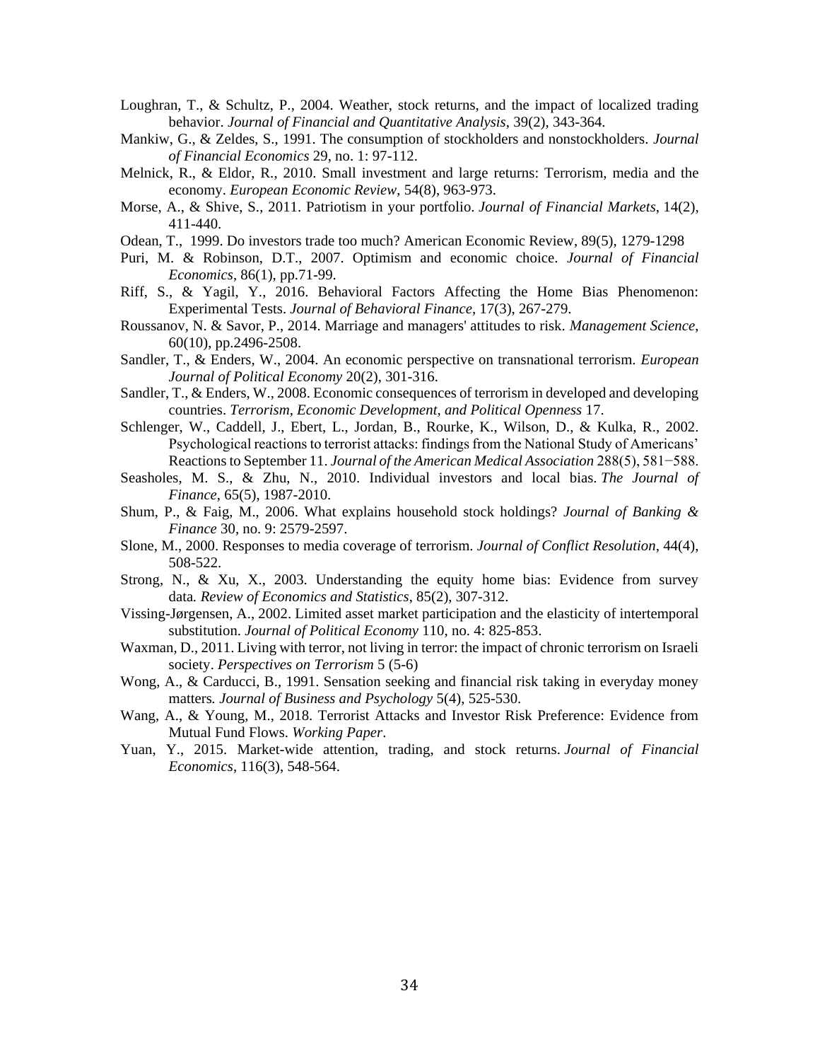Loughran, T., & Schultz, P., 2004. Weather, stock returns, and the impact of localized trading behavior. *Journal of Financial and Quantitative Analysis*, 39(2), 343-364.

Mankiw, G., & Zeldes, S., 1991. The consumption of stockholders and nonstockholders. *Journal of Financial Economics* 29, no. 1: 97-112.

Melnick, R., & Eldor, R., 2010. Small investment and large returns: Terrorism, media and the economy. *European Economic Review*, 54(8), 963-973.

Morse, A., & Shive, S., 2011. Patriotism in your portfolio. *Journal of Financial Markets*, 14(2), 411-440.

Odean, T., 1999. Do investors trade too much? American Economic Review, 89(5), 1279-1298

Puri, M. & Robinson, D.T., 2007. Optimism and economic choice. *Journal of Financial Economics*, 86(1), pp.71-99.

Riff, S., & Yagil, Y., 2016. Behavioral Factors Affecting the Home Bias Phenomenon: Experimental Tests. *Journal of Behavioral Finance*, 17(3), 267-279.

Roussanov, N. & Savor, P., 2014. Marriage and managers' attitudes to risk. *Management Science*, 60(10), pp.2496-2508.

Sandler, T., & Enders, W., 2004. An economic perspective on transnational terrorism. *European Journal of Political Economy* 20(2), 301-316.

Sandler, T., & Enders, W., 2008. Economic consequences of terrorism in developed and developing countries. *Terrorism, Economic Development, and Political Openness* 17.

Schlenger, W., Caddell, J., Ebert, L., Jordan, B., Rourke, K., Wilson, D., & Kulka, R., 2002. Psychological reactions to terrorist attacks: findings from the National Study of Americans' Reactions to September 11. *Journal of the American Medical Association* 288(5), 581−588.

Seasholes, M. S., & Zhu, N., 2010. Individual investors and local bias. *The Journal of Finance*, 65(5), 1987-2010.

Shum, P., & Faig, M., 2006. What explains household stock holdings? *Journal of Banking & Finance* 30, no. 9: 2579-2597.

Slone, M., 2000. Responses to media coverage of terrorism. *Journal of Conflict Resolution*, 44(4), 508-522.

Strong, N., & Xu, X., 2003. Understanding the equity home bias: Evidence from survey data. *Review of Economics and Statistics*, 85(2), 307-312.

Vissing-Jørgensen, A., 2002. Limited asset market participation and the elasticity of intertemporal substitution. *Journal of Political Economy* 110, no. 4: 825-853.

Waxman, D., 2011. Living with terror, not living in terror: the impact of chronic terrorism on Israeli society. *Perspectives on Terrorism* 5 (5-6)

Wong, A., & Carducci, B., 1991. Sensation seeking and financial risk taking in everyday money matters. *Journal of Business and Psychology* 5(4), 525-530.

Wang, A., & Young, M., 2018. Terrorist Attacks and Investor Risk Preference: Evidence from Mutual Fund Flows. *Working Paper*.

Yuan, Y., 2015. Market-wide attention, trading, and stock returns. *Journal of Financial Economics*, 116(3), 548-564.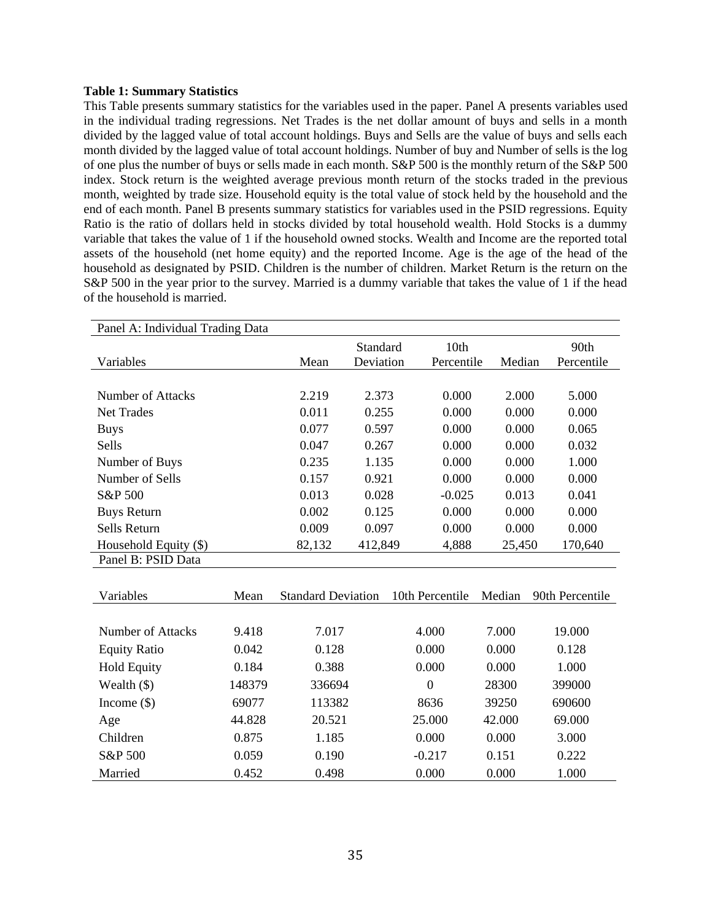**Table 1: Summary Statistics**

This Table presents summary statistics for the variables used in the paper. Panel A presents variables used in the individual trading regressions. Net Trades is the net dollar amount of buys and sells in a month divided by the lagged value of total account holdings. Buys and Sells are the value of buys and sells each month divided by the lagged value of total account holdings. Number of buy and Number of sells is the log of one plus the number of buys or sells made in each month. S&P 500 is the monthly return of the S&P 500 index. Stock return is the weighted average previous month return of the stocks traded in the previous month, weighted by trade size. Household equity is the total value of stock held by the household and the end of each month. Panel B presents summary statistics for variables used in the PSID regressions. Equity Ratio is the ratio of dollars held in stocks divided by total household wealth. Hold Stocks is a dummy variable that takes the value of 1 if the household owned stocks. Wealth and Income are the reported total assets of the household (net home equity) and the reported Income. Age is the age of the head of the household as designated by PSID. Children is the number of children. Market Return is the return on the S&P 500 in the year prior to the survey. Married is a dummy variable that takes the value of 1 if the head of the household is married.

Panel A: Individual Trading Data

| Variables | Mean | Standard Deviation | 10th Percentile | Median | 90th Percentile |
|---|---|---|---|---|---|
| Number of Attacks | 2.219 | 2.373 | 0.000 | 2.000 | 5.000 |
| Net Trades | 0.011 | 0.255 | 0.000 | 0.000 | 0.000 |
| Buys | 0.077 | 0.597 | 0.000 | 0.000 | 0.065 |
| Sells | 0.047 | 0.267 | 0.000 | 0.000 | 0.032 |
| Number of Buys | 0.235 | 1.135 | 0.000 | 0.000 | 1.000 |
| Number of Sells | 0.157 | 0.921 | 0.000 | 0.000 | 0.000 |
| S&P 500 | 0.013 | 0.028 | -0.025 | 0.013 | 0.041 |
| Buys Return | 0.002 | 0.125 | 0.000 | 0.000 | 0.000 |
| Sells Return | 0.009 | 0.097 | 0.000 | 0.000 | 0.000 |
| Household Equity ($) | 82,132 | 412,849 | 4,888 | 25,450 | 170,640 |

Panel B: PSID Data

| Variables | Mean | Standard Deviation | 10th Percentile | Median | 90th Percentile |
|---|---|---|---|---|---|
| Number of Attacks | 9.418 | 7.017 | 4.000 | 7.000 | 19.000 |
| Equity Ratio | 0.042 | 0.128 | 0.000 | 0.000 | 0.128 |
| Hold Equity | 0.184 | 0.388 | 0.000 | 0.000 | 1.000 |
| Wealth ($) | 148379 | 336694 | 0 | 28300 | 399000 |
| Income ($) | 69077 | 113382 | 8636 | 39250 | 690600 |
| Age | 44.828 | 20.521 | 25.000 | 42.000 | 69.000 |
| Children | 0.875 | 1.185 | 0.000 | 0.000 | 3.000 |
| S&P 500 | 0.059 | 0.190 | -0.217 | 0.151 | 0.222 |
| Married | 0.452 | 0.498 | 0.000 | 0.000 | 1.000 |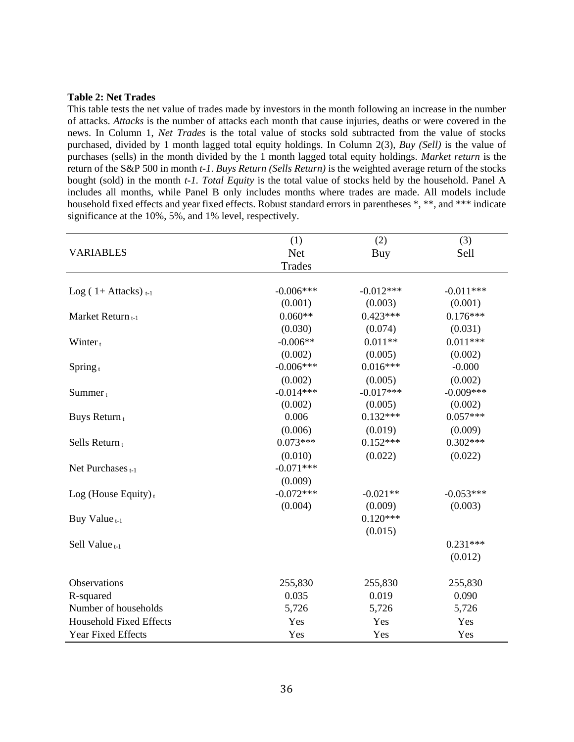**Table 2: Net Trades**

This table tests the net value of trades made by investors in the month following an increase in the number of attacks. *Attacks* is the number of attacks each month that cause injuries, deaths or were covered in the news. In Column 1, *Net Trades* is the total value of stocks sold subtracted from the value of stocks purchased, divided by 1 month lagged total equity holdings. In Column 2(3), *Buy (Sell)* is the value of purchases (sells) in the month divided by the 1 month lagged total equity holdings. *Market return* is the return of the S&P 500 in month *t-1*. *Buys Return (Sells Return)* is the weighted average return of the stocks bought (sold) in the month *t-1*. *Total Equity* is the total value of stocks held by the household. Panel A includes all months, while Panel B only includes months where trades are made. All models include household fixed effects and year fixed effects. Robust standard errors in parentheses *, **, and *** indicate significance at the 10%, 5%, and 1% level, respectively.

| VARIABLES | (1) Net Trades | (2) Buy | (3) Sell |
|---|---|---|---|
| Log ( 1+ Attacks) $_{t-1}$ | -0.006*** | -0.012*** | -0.011*** |
| | (0.001) | (0.003) | (0.001) |
| Market Return $_{t-1}$ | 0.060** | 0.423*** | 0.176*** |
| | (0.030) | (0.074) | (0.031) |
| Winter $_{t}$ | -0.006** | 0.011** | 0.011*** |
| | (0.002) | (0.005) | (0.002) |
| Spring $_{t}$ | -0.006*** | 0.016*** | -0.000 |
| | (0.002) | (0.005) | (0.002) |
| Summer $_{t}$ | -0.014*** | -0.017*** | -0.009*** |
| | (0.002) | (0.005) | (0.002) |
| Buys Return $_{t}$ | 0.006 | 0.132*** | 0.057*** |
| | (0.006) | (0.019) | (0.009) |
| Sells Return $_{t}$ | 0.073*** | 0.152*** | 0.302*** |
| | (0.010) | (0.022) | (0.022) |
| Net Purchases $_{t-1}$ | -0.071*** | | |
| | (0.009) | | |
| Log (House Equity) $_{t}$ | -0.072*** | -0.021** | -0.053*** |
| | (0.004) | (0.009) | (0.003) |
| Buy Value $_{t-1}$ | | 0.120*** | |
| | | (0.015) | |
| Sell Value $_{t-1}$ | | | 0.231*** |
| | | | (0.012) |
| Observations | 255,830 | 255,830 | 255,830 |
| R-squared | 0.035 | 0.019 | 0.090 |
| Number of households | 5,726 | 5,726 | 5,726 |
| Household Fixed Effects | Yes | Yes | Yes |
| Year Fixed Effects | Yes | Yes | Yes |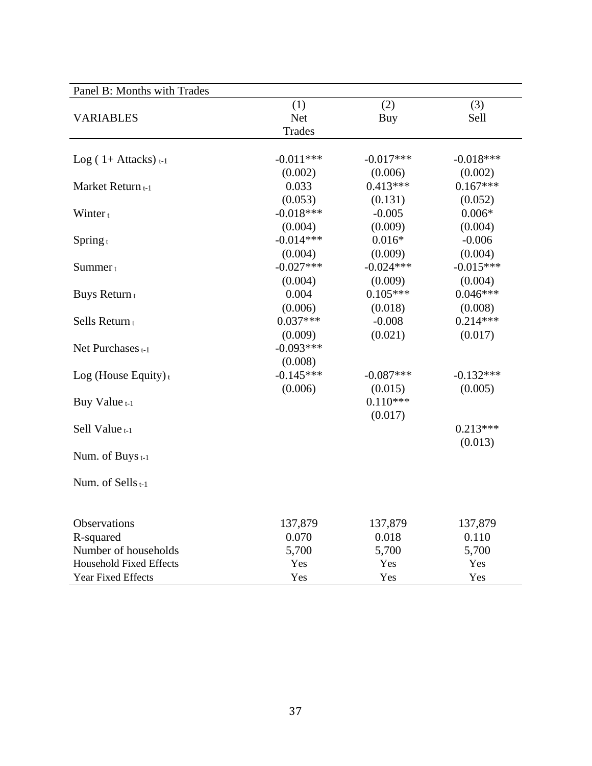| Panel B: Months with Trades | | | |
|---|---|---|---|
| VARIABLES | (1)<br>Net<br>Trades | (2)<br>Buy | (3)<br>Sell |
| Log ( 1+ Attacks) $_{t-1}$ | -0.011*** | -0.017*** | -0.018*** |
| | (0.002) | (0.006) | (0.002) |
| Market Return $_{t-1}$ | 0.033 | 0.413*** | 0.167*** |
| | (0.053) | (0.131) | (0.052) |
| Winter $_t$ | -0.018*** | -0.005 | 0.006* |
| | (0.004) | (0.009) | (0.004) |
| Spring $_t$ | -0.014*** | 0.016* | -0.006 |
| | (0.004) | (0.009) | (0.004) |
| Summer $_t$ | -0.027*** | -0.024*** | -0.015*** |
| | (0.004) | (0.009) | (0.004) |
| Buys Return $_t$ | 0.004 | 0.105*** | 0.046*** |
| | (0.006) | (0.018) | (0.008) |
| Sells Return $_t$ | 0.037*** | -0.008 | 0.214*** |
| | (0.009) | (0.021) | (0.017) |
| Net Purchases $_{t-1}$ | -0.093*** | | |
| | (0.008) | | |
| Log (House Equity) $_t$ | -0.145*** | -0.087*** | -0.132*** |
| | (0.006) | (0.015) | (0.005) |
| Buy Value $_{t-1}$ | | 0.110*** | |
| | | (0.017) | |
| Sell Value $_{t-1}$ | | | 0.213*** |
| | | | (0.013) |
| Num. of Buys $_{t-1}$ | | | |
| Num. of Sells $_{t-1}$ | | | |
| Observations | 137,879 | 137,879 | 137,879 |
| R-squared | 0.070 | 0.018 | 0.110 |
| Number of households | 5,700 | 5,700 | 5,700 |
| Household Fixed Effects | Yes | Yes | Yes |
| Year Fixed Effects | Yes | Yes | Yes |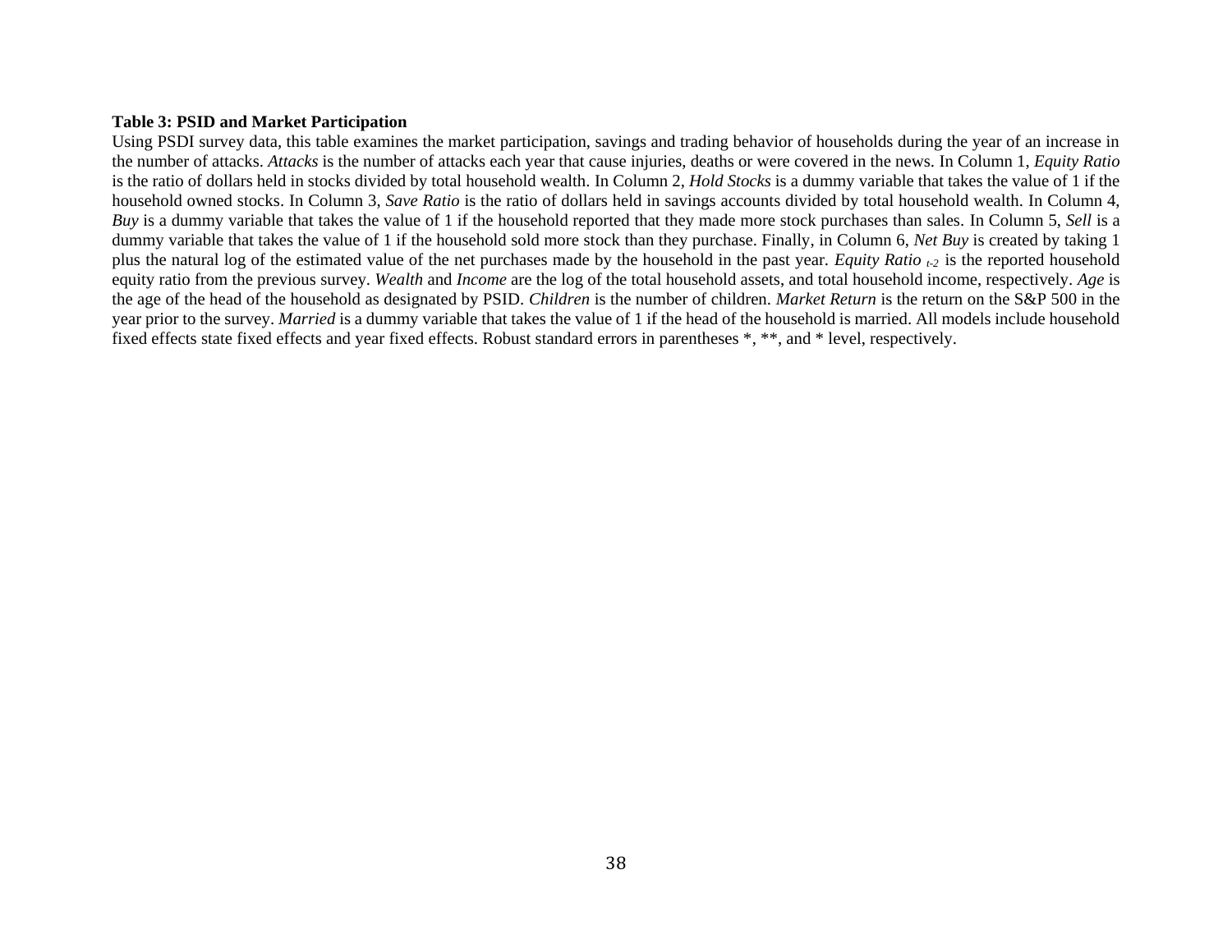**Table 3: PSID and Market Participation**

Using PSDI survey data, this table examines the market participation, savings and trading behavior of households during the year of an increase in the number of attacks. *Attacks* is the number of attacks each year that cause injuries, deaths or were covered in the news. In Column 1, *Equity Ratio* is the ratio of dollars held in stocks divided by total household wealth. In Column 2, *Hold Stocks* is a dummy variable that takes the value of 1 if the household owned stocks. In Column 3, *Save Ratio* is the ratio of dollars held in savings accounts divided by total household wealth. In Column 4, *Buy* is a dummy variable that takes the value of 1 if the household reported that they made more stock purchases than sales. In Column 5, *Sell* is a dummy variable that takes the value of 1 if the household sold more stock than they purchase. Finally, in Column 6, *Net Buy* is created by taking 1 plus the natural log of the estimated value of the net purchases made by the household in the past year. *Equity Ratio* $_{t-2}$ is the reported household equity ratio from the previous survey. *Wealth* and *Income* are the log of the total household assets, and total household income, respectively. *Age* is the age of the head of the household as designated by PSID. *Children* is the number of children. *Market Return* is the return on the S&P 500 in the year prior to the survey. *Married* is a dummy variable that takes the value of 1 if the head of the household is married. All models include household fixed effects state fixed effects and year fixed effects. Robust standard errors in parentheses *, **, and * level, respectively.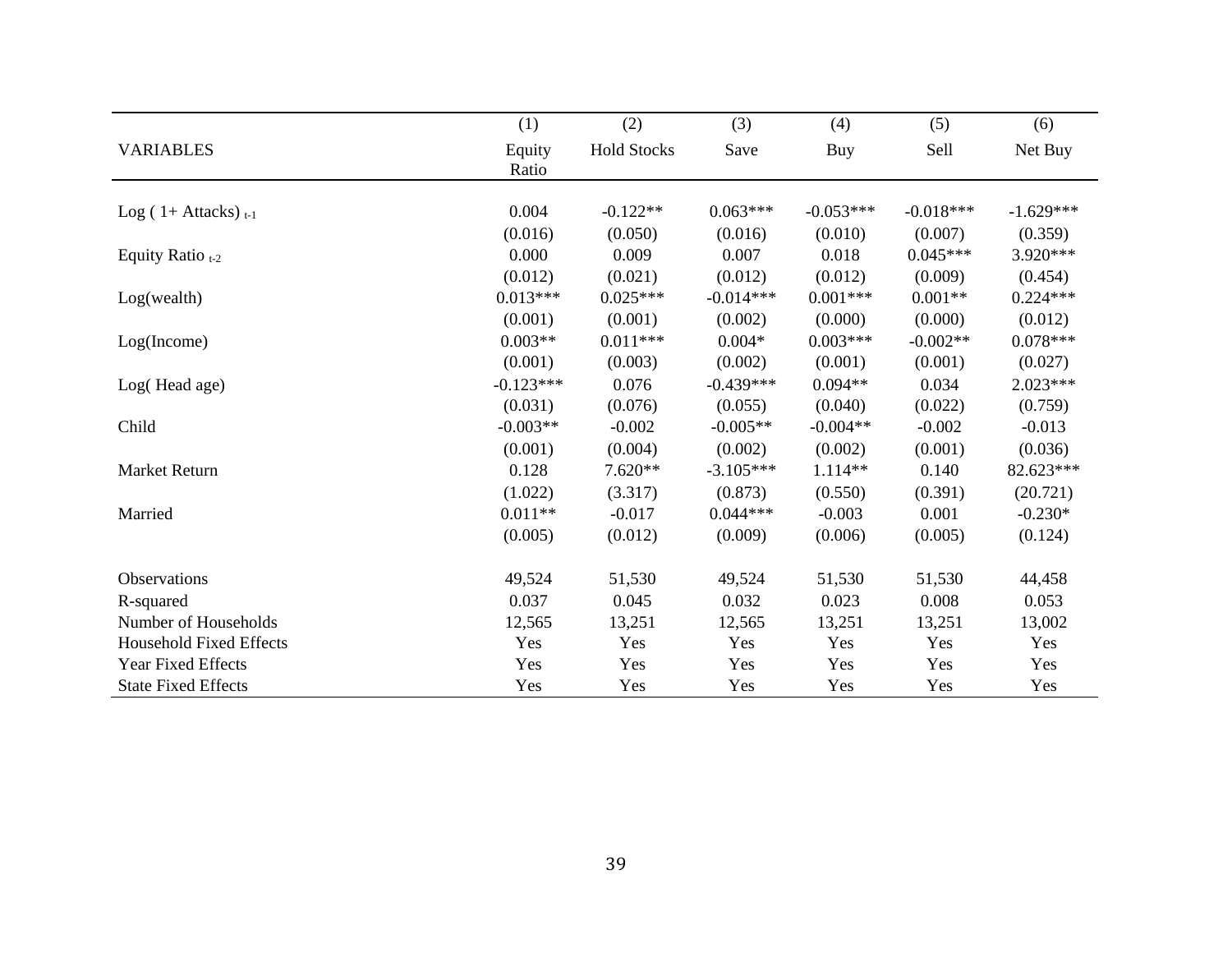| VARIABLES | (1) Equity Ratio | (2) Hold Stocks | (3) Save | (4) Buy | (5) Sell | (6) Net Buy |
|---|---|---|---|---|---|---|
| Log ( 1+ Attacks) $_{t-1}$ | 0.004 | -0.122** | 0.063*** | -0.053*** | -0.018*** | -1.629*** |
| | (0.016) | (0.050) | (0.016) | (0.010) | (0.007) | (0.359) |
| Equity Ratio $_{t-2}$ | 0.000 | 0.009 | 0.007 | 0.018 | 0.045*** | 3.920*** |
| | (0.012) | (0.021) | (0.012) | (0.012) | (0.009) | (0.454) |
| Log(wealth) | 0.013*** | 0.025*** | -0.014*** | 0.001*** | 0.001** | 0.224*** |
| | (0.001) | (0.001) | (0.002) | (0.000) | (0.000) | (0.012) |
| Log(Income) | 0.003** | 0.011*** | 0.004* | 0.003*** | -0.002** | 0.078*** |
| | (0.001) | (0.003) | (0.002) | (0.001) | (0.001) | (0.027) |
| Log( Head age) | -0.123*** | 0.076 | -0.439*** | 0.094** | 0.034 | 2.023*** |
| | (0.031) | (0.076) | (0.055) | (0.040) | (0.022) | (0.759) |
| Child | -0.003** | -0.002 | -0.005** | -0.004** | -0.002 | -0.013 |
| | (0.001) | (0.004) | (0.002) | (0.002) | (0.001) | (0.036) |
| Market Return | 0.128 | 7.620** | -3.105*** | 1.114** | 0.140 | 82.623*** |
| | (1.022) | (3.317) | (0.873) | (0.550) | (0.391) | (20.721) |
| Married | 0.011** | -0.017 | 0.044*** | -0.003 | 0.001 | -0.230* |
| | (0.005) | (0.012) | (0.009) | (0.006) | (0.005) | (0.124) |
| Observations | 49,524 | 51,530 | 49,524 | 51,530 | 51,530 | 44,458 |
| R-squared | 0.037 | 0.045 | 0.032 | 0.023 | 0.008 | 0.053 |
| Number of Households | 12,565 | 13,251 | 12,565 | 13,251 | 13,251 | 13,002 |
| Household Fixed Effects | Yes | Yes | Yes | Yes | Yes | Yes |
| Year Fixed Effects | Yes | Yes | Yes | Yes | Yes | Yes |
| State Fixed Effects | Yes | Yes | Yes | Yes | Yes | Yes |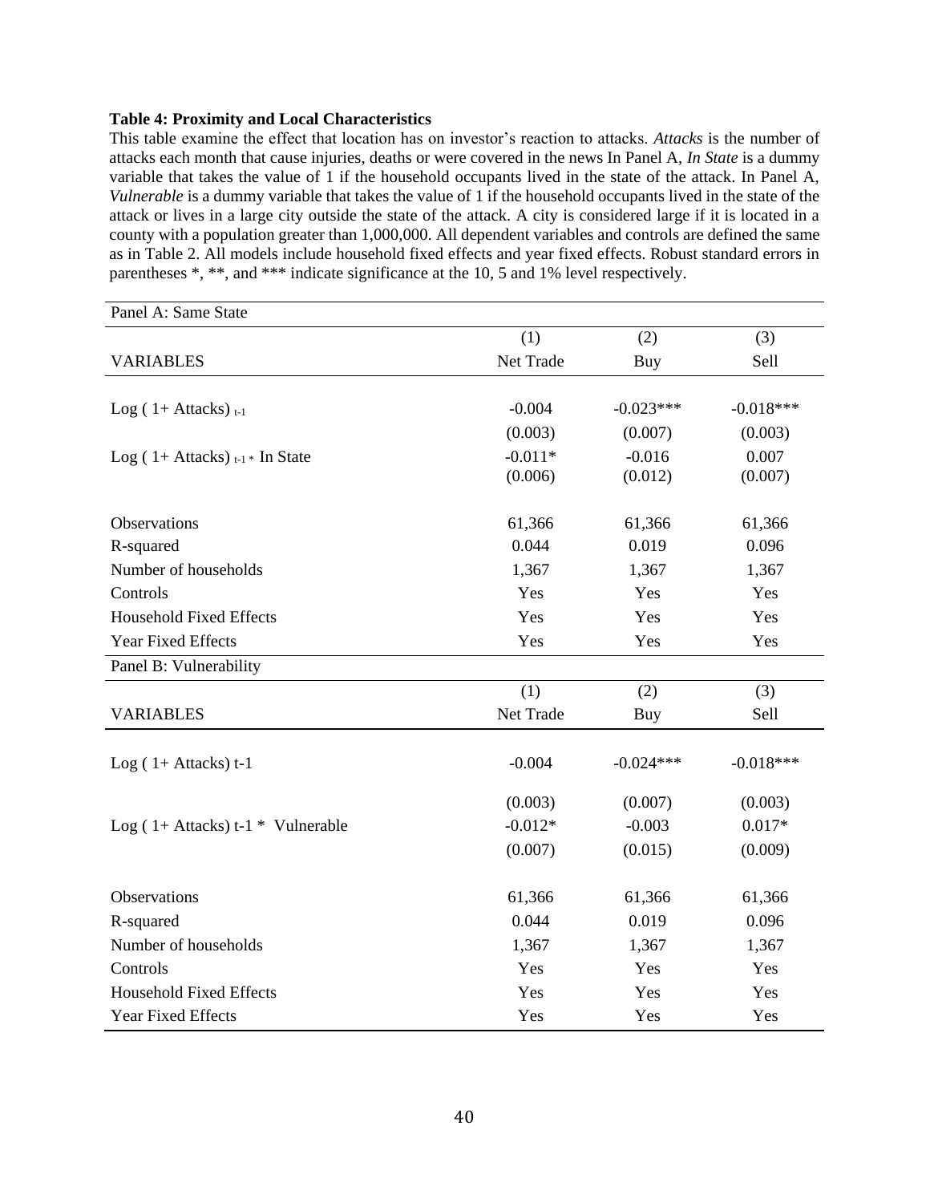**Table 4: Proximity and Local Characteristics**

This table examine the effect that location has on investor's reaction to attacks. *Attacks* is the number of attacks each month that cause injuries, deaths or were covered in the news In Panel A, *In State* is a dummy variable that takes the value of 1 if the household occupants lived in the state of the attack. In Panel A, *Vulnerable* is a dummy variable that takes the value of 1 if the household occupants lived in the state of the attack or lives in a large city outside the state of the attack. A city is considered large if it is located in a county with a population greater than 1,000,000. All dependent variables and controls are defined the same as in Table 2. All models include household fixed effects and year fixed effects. Robust standard errors in parentheses *, **, and *** indicate significance at the 10, 5 and 1% level respectively.

| Panel A: Same State | | | |
|---|---|---|---|
| | (1) | (2) | (3) |
| VARIABLES | Net Trade | Buy | Sell |
| Log ( 1+ Attacks) $_{t-1}$ | -0.004 | -0.023*** | -0.018*** |
| | (0.003) | (0.007) | (0.003) |
| Log ( 1+ Attacks) $_{t-1}$ * In State | -0.011* | -0.016 | 0.007 |
| | (0.006) | (0.012) | (0.007) |
| Observations | 61,366 | 61,366 | 61,366 |
| R-squared | 0.044 | 0.019 | 0.096 |
| Number of households | 1,367 | 1,367 | 1,367 |
| Controls | Yes | Yes | Yes |
| Household Fixed Effects | Yes | Yes | Yes |
| Year Fixed Effects | Yes | Yes | Yes |

| Panel B: Vulnerability | | | |
|---|---|---|---|
| | (1) | (2) | (3) |
| VARIABLES | Net Trade | Buy | Sell |
| Log ( 1+ Attacks) t-1 | -0.004 | -0.024*** | -0.018*** |
| | (0.003) | (0.007) | (0.003) |
| Log ( 1+ Attacks) t-1 * Vulnerable | -0.012* | -0.003 | 0.017* |
| | (0.007) | (0.015) | (0.009) |
| Observations | 61,366 | 61,366 | 61,366 |
| R-squared | 0.044 | 0.019 | 0.096 |
| Number of households | 1,367 | 1,367 | 1,367 |
| Controls | Yes | Yes | Yes |
| Household Fixed Effects | Yes | Yes | Yes |
| Year Fixed Effects | Yes | Yes | Yes |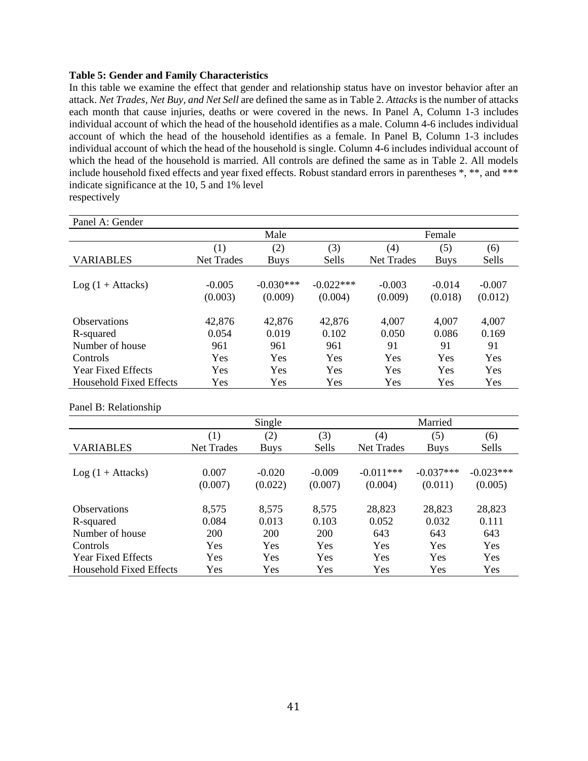**Table 5: Gender and Family Characteristics**

In this table we examine the effect that gender and relationship status have on investor behavior after an attack. *Net Trades, Net Buy, and Net Sell* are defined the same as in Table 2. *Attacks* is the number of attacks each month that cause injuries, deaths or were covered in the news. In Panel A, Column 1-3 includes individual account of which the head of the household identifies as a male. Column 4-6 includes individual account of which the head of the household identifies as a female. In Panel B, Column 1-3 includes individual account of which the head of the household is single. Column 4-6 includes individual account of which the head of the household is married. All controls are defined the same as in Table 2. All models include household fixed effects and year fixed effects. Robust standard errors in parentheses *, **, and *** indicate significance at the 10, 5 and 1% level respectively

Panel A: Gender

| | Male | | | Female | | |
|---|---|---|---|---|---|---|
| | (1) | (2) | (3) | (4) | (5) | (6) |
| VARIABLES | Net Trades | Buys | Sells | Net Trades | Buys | Sells |
| Log (1 + Attacks) | -0.005 | -0.030*** | -0.022*** | -0.003 | -0.014 | -0.007 |
| | (0.003) | (0.009) | (0.004) | (0.009) | (0.018) | (0.012) |
| Observations | 42,876 | 42,876 | 42,876 | 4,007 | 4,007 | 4,007 |
| R-squared | 0.054 | 0.019 | 0.102 | 0.050 | 0.086 | 0.169 |
| Number of house | 961 | 961 | 961 | 91 | 91 | 91 |
| Controls | Yes | Yes | Yes | Yes | Yes | Yes |
| Year Fixed Effects | Yes | Yes | Yes | Yes | Yes | Yes |
| Household Fixed Effects | Yes | Yes | Yes | Yes | Yes | Yes |

Panel B: Relationship

| | Single | | | Married | | |
|---|---|---|---|---|---|---|
| | (1) | (2) | (3) | (4) | (5) | (6) |
| VARIABLES | Net Trades | Buys | Sells | Net Trades | Buys | Sells |
| Log (1 + Attacks) | 0.007 | -0.020 | -0.009 | -0.011*** | -0.037*** | -0.023*** |
| | (0.007) | (0.022) | (0.007) | (0.004) | (0.011) | (0.005) |
| Observations | 8,575 | 8,575 | 8,575 | 28,823 | 28,823 | 28,823 |
| R-squared | 0.084 | 0.013 | 0.103 | 0.052 | 0.032 | 0.111 |
| Number of house | 200 | 200 | 200 | 643 | 643 | 643 |
| Controls | Yes | Yes | Yes | Yes | Yes | Yes |
| Year Fixed Effects | Yes | Yes | Yes | Yes | Yes | Yes |
| Household Fixed Effects | Yes | Yes | Yes | Yes | Yes | Yes |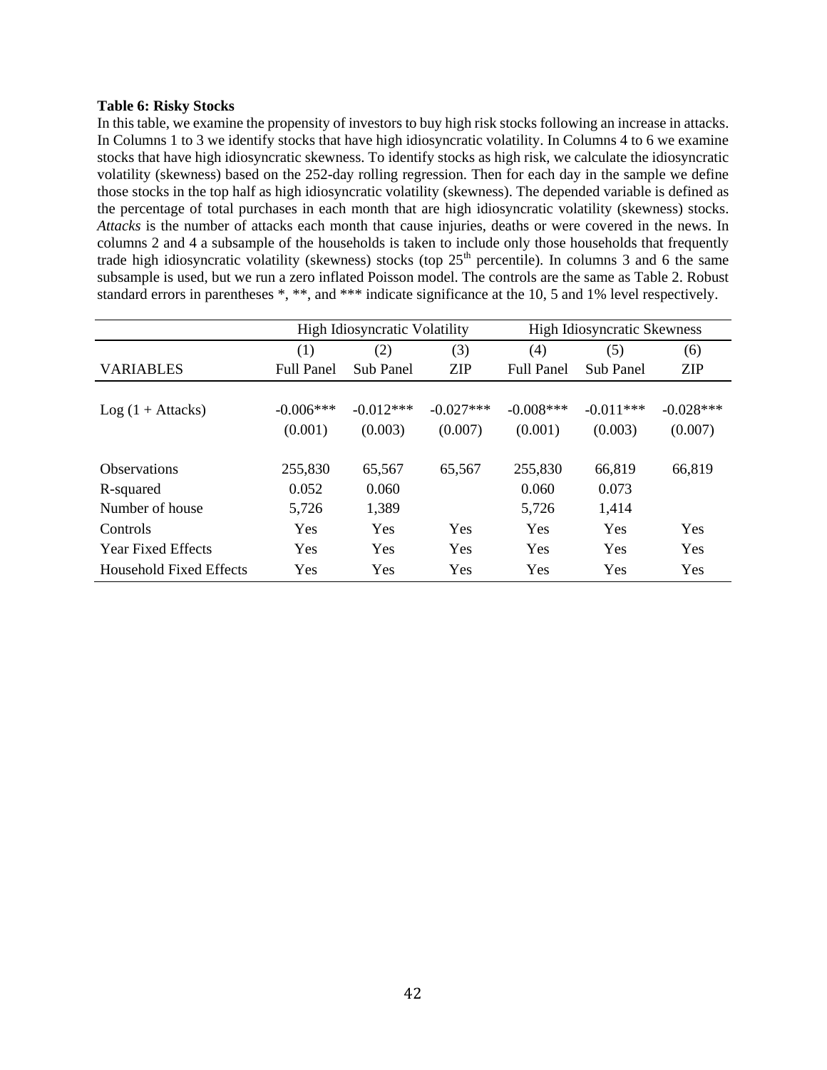**Table 6: Risky Stocks**

In this table, we examine the propensity of investors to buy high risk stocks following an increase in attacks. In Columns 1 to 3 we identify stocks that have high idiosyncratic volatility. In Columns 4 to 6 we examine stocks that have high idiosyncratic skewness. To identify stocks as high risk, we calculate the idiosyncratic volatility (skewness) based on the 252-day rolling regression. Then for each day in the sample we define those stocks in the top half as high idiosyncratic volatility (skewness). The depended variable is defined as the percentage of total purchases in each month that are high idiosyncratic volatility (skewness) stocks. *Attacks* is the number of attacks each month that cause injuries, deaths or were covered in the news. In columns 2 and 4 a subsample of the households is taken to include only those households that frequently trade high idiosyncratic volatility (skewness) stocks (top $25^{th}$ percentile). In columns 3 and 6 the same subsample is used, but we run a zero inflated Poisson model. The controls are the same as Table 2. Robust standard errors in parentheses *, **, and *** indicate significance at the 10, 5 and 1% level respectively.

| | High Idiosyncratic Volatility | | | High Idiosyncratic Skewness | | |
|---|---|---|---|---|---|---|
| | (1) | (2) | (3) | (4) | (5) | (6) |
| VARIABLES | Full Panel | Sub Panel | ZIP | Full Panel | Sub Panel | ZIP |
| Log (1 + Attacks) | -0.006*** | -0.012*** | -0.027*** | -0.008*** | -0.011*** | -0.028*** |
| | (0.001) | (0.003) | (0.007) | (0.001) | (0.003) | (0.007) |
| Observations | 255,830 | 65,567 | 65,567 | 255,830 | 66,819 | 66,819 |
| R-squared | 0.052 | 0.060 | | 0.060 | 0.073 | |
| Number of house | 5,726 | 1,389 | | 5,726 | 1,414 | |
| Controls | Yes | Yes | Yes | Yes | Yes | Yes |
| Year Fixed Effects | Yes | Yes | Yes | Yes | Yes | Yes |
| Household Fixed Effects | Yes | Yes | Yes | Yes | Yes | Yes |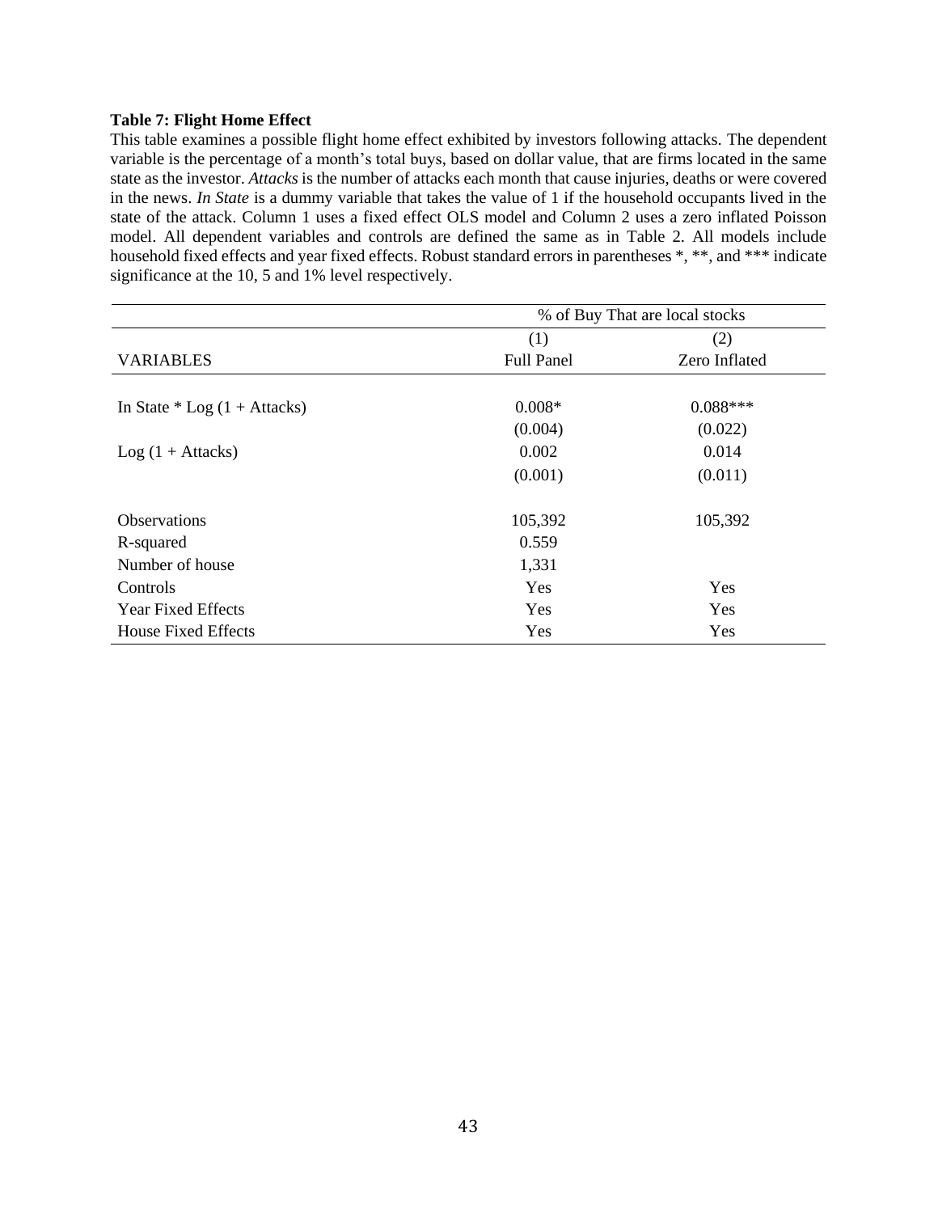**Table 7: Flight Home Effect**

This table examines a possible flight home effect exhibited by investors following attacks. The dependent variable is the percentage of a month's total buys, based on dollar value, that are firms located in the same state as the investor. *Attacks* is the number of attacks each month that cause injuries, deaths or were covered in the news. *In State* is a dummy variable that takes the value of 1 if the household occupants lived in the state of the attack. Column 1 uses a fixed effect OLS model and Column 2 uses a zero inflated Poisson model. All dependent variables and controls are defined the same as in Table 2. All models include household fixed effects and year fixed effects. Robust standard errors in parentheses *, **, and *** indicate significance at the 10, 5 and 1% level respectively.

| | % of Buy That are local stocks | |
|---|---|---|
| | (1) | (2) |
| VARIABLES | Full Panel | Zero Inflated |
| In State * Log (1 + Attacks) | 0.008* | 0.088*** |
| | (0.004) | (0.022) |
| Log (1 + Attacks) | 0.002 | 0.014 |
| | (0.001) | (0.011) |
| Observations | 105,392 | 105,392 |
| R-squared | 0.559 | |
| Number of house | 1,331 | |
| Controls | Yes | Yes |
| Year Fixed Effects | Yes | Yes |
| House Fixed Effects | Yes | Yes |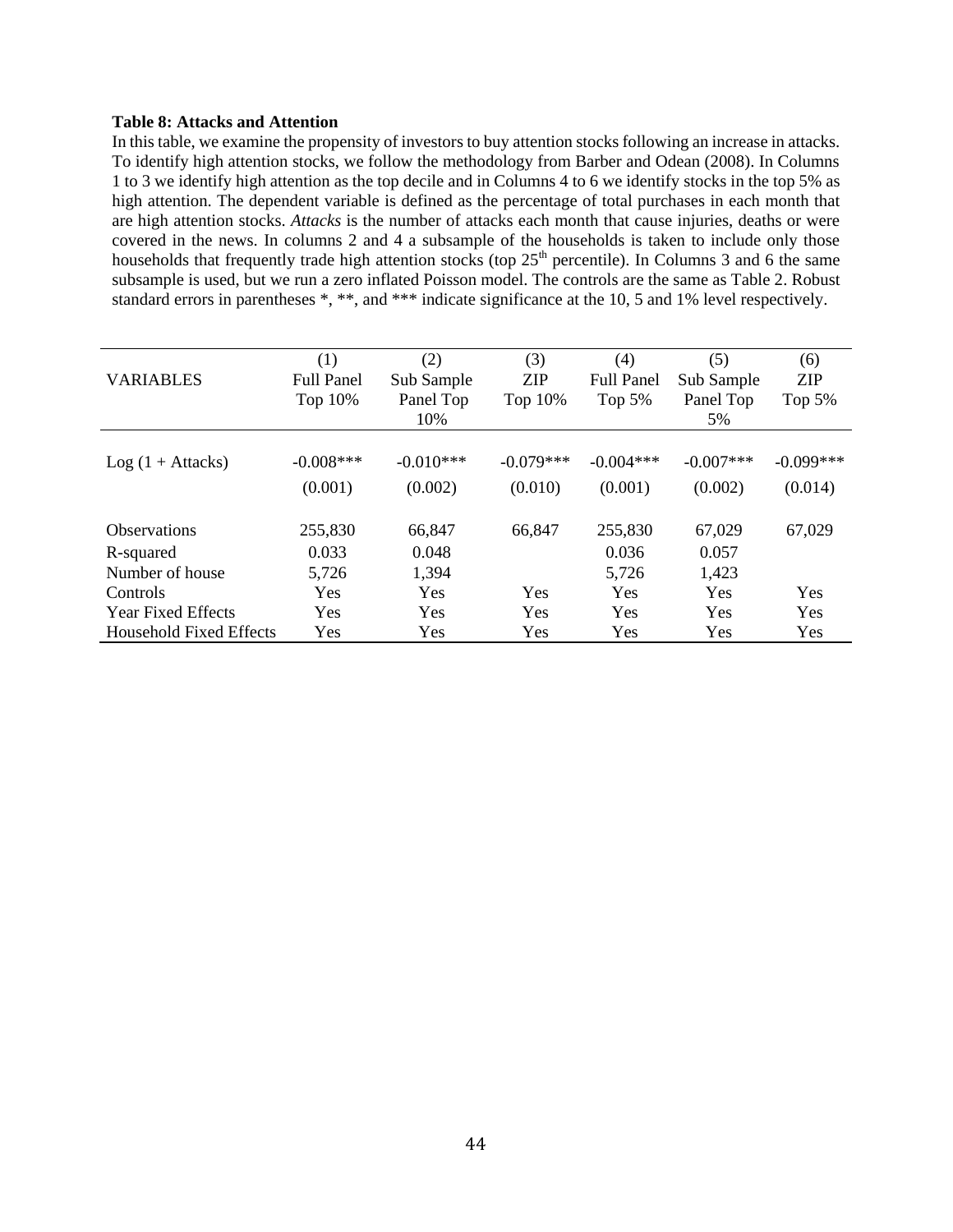**Table 8: Attacks and Attention**

In this table, we examine the propensity of investors to buy attention stocks following an increase in attacks. To identify high attention stocks, we follow the methodology from Barber and Odean (2008). In Columns 1 to 3 we identify high attention as the top decile and in Columns 4 to 6 we identify stocks in the top 5% as high attention. The dependent variable is defined as the percentage of total purchases in each month that are high attention stocks. *Attacks* is the number of attacks each month that cause injuries, deaths or were covered in the news. In columns 2 and 4 a subsample of the households is taken to include only those households that frequently trade high attention stocks (top $25^{th}$ percentile). In Columns 3 and 6 the same subsample is used, but we run a zero inflated Poisson model. The controls are the same as Table 2. Robust standard errors in parentheses *, **, and *** indicate significance at the 10, 5 and 1% level respectively.

| VARIABLES | (1) Full Panel Top 10% | (2) Sub Sample Panel Top 10% | (3) ZIP Top 10% | (4) Full Panel Top 5% | (5) Sub Sample Panel Top 5% | (6) ZIP Top 5% |
|---|---|---|---|---|---|---|
| Log (1 + Attacks) | -0.008*** | -0.010*** | -0.079*** | -0.004*** | -0.007*** | -0.099*** |
| | (0.001) | (0.002) | (0.010) | (0.001) | (0.002) | (0.014) |
| Observations | 255,830 | 66,847 | 66,847 | 255,830 | 67,029 | 67,029 |
| R-squared | 0.033 | 0.048 | | 0.036 | 0.057 | |
| Number of house | 5,726 | 1,394 | | 5,726 | 1,423 | |
| Controls | Yes | Yes | Yes | Yes | Yes | Yes |
| Year Fixed Effects | Yes | Yes | Yes | Yes | Yes | Yes |
| Household Fixed Effects | Yes | Yes | Yes | Yes | Yes | Yes |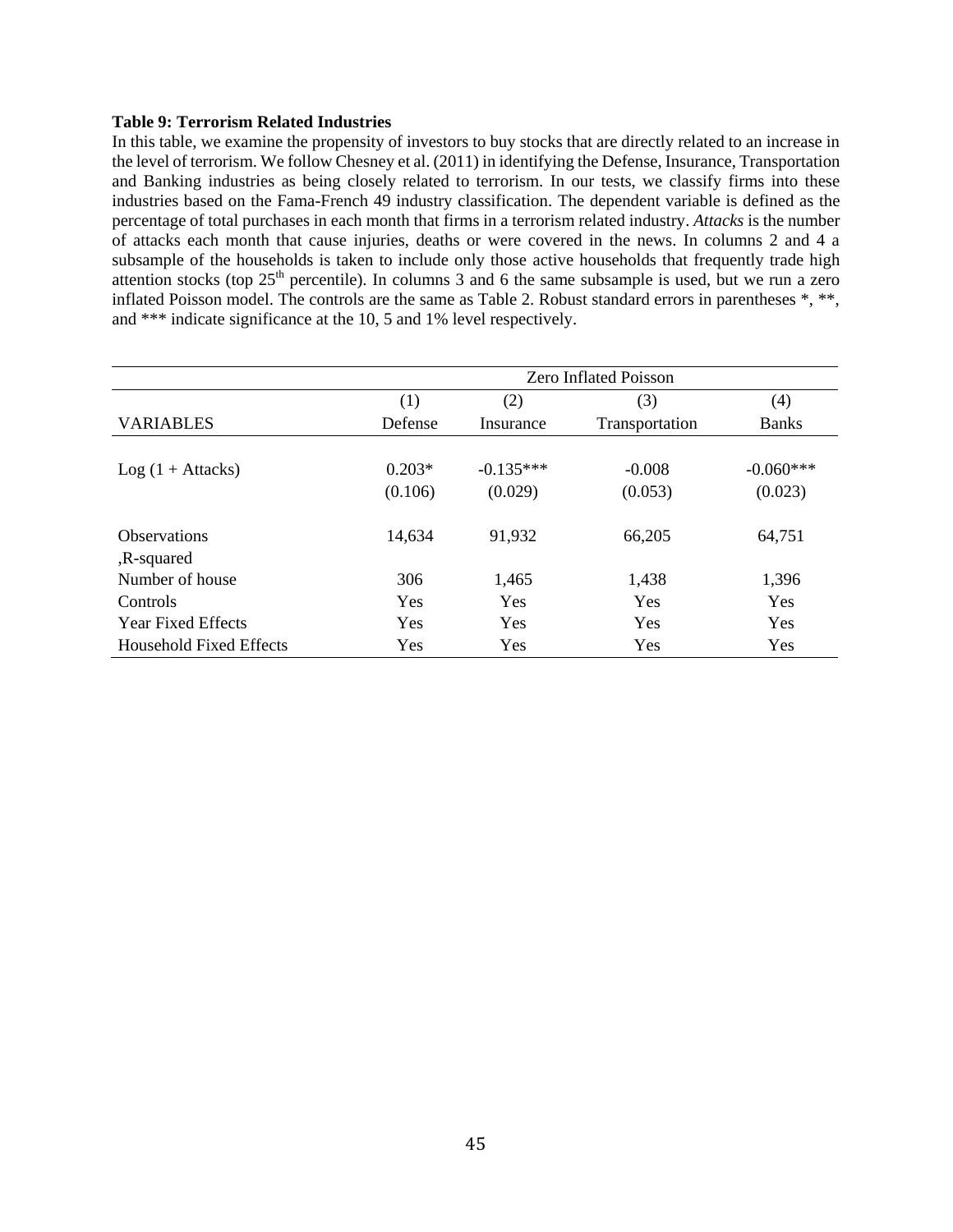**Table 9: Terrorism Related Industries**

In this table, we examine the propensity of investors to buy stocks that are directly related to an increase in the level of terrorism. We follow Chesney et al. (2011) in identifying the Defense, Insurance, Transportation and Banking industries as being closely related to terrorism. In our tests, we classify firms into these industries based on the Fama-French 49 industry classification. The dependent variable is defined as the percentage of total purchases in each month that firms in a terrorism related industry. *Attacks* is the number of attacks each month that cause injuries, deaths or were covered in the news. In columns 2 and 4 a subsample of the households is taken to include only those active households that frequently trade high attention stocks (top 25[th] percentile). In columns 3 and 6 the same subsample is used, but we run a zero inflated Poisson model. The controls are the same as Table 2. Robust standard errors in parentheses *, **, and *** indicate significance at the 10, 5 and 1% level respectively.

| | Zero Inflated Poisson | | | |
|---|---|---|---|---|
| | (1) | (2) | (3) | (4) |
| VARIABLES | Defense | Insurance | Transportation | Banks |
| Log (1 + Attacks) | 0.203* | -0.135*** | -0.008 | -0.060*** |
| | (0.106) | (0.029) | (0.053) | (0.023) |
| Observations | 14,634 | 91,932 | 66,205 | 64,751 |
| ,R-squared | | | | |
| Number of house | 306 | 1,465 | 1,438 | 1,396 |
| Controls | Yes | Yes | Yes | Yes |
| Year Fixed Effects | Yes | Yes | Yes | Yes |
| Household Fixed Effects | Yes | Yes | Yes | Yes |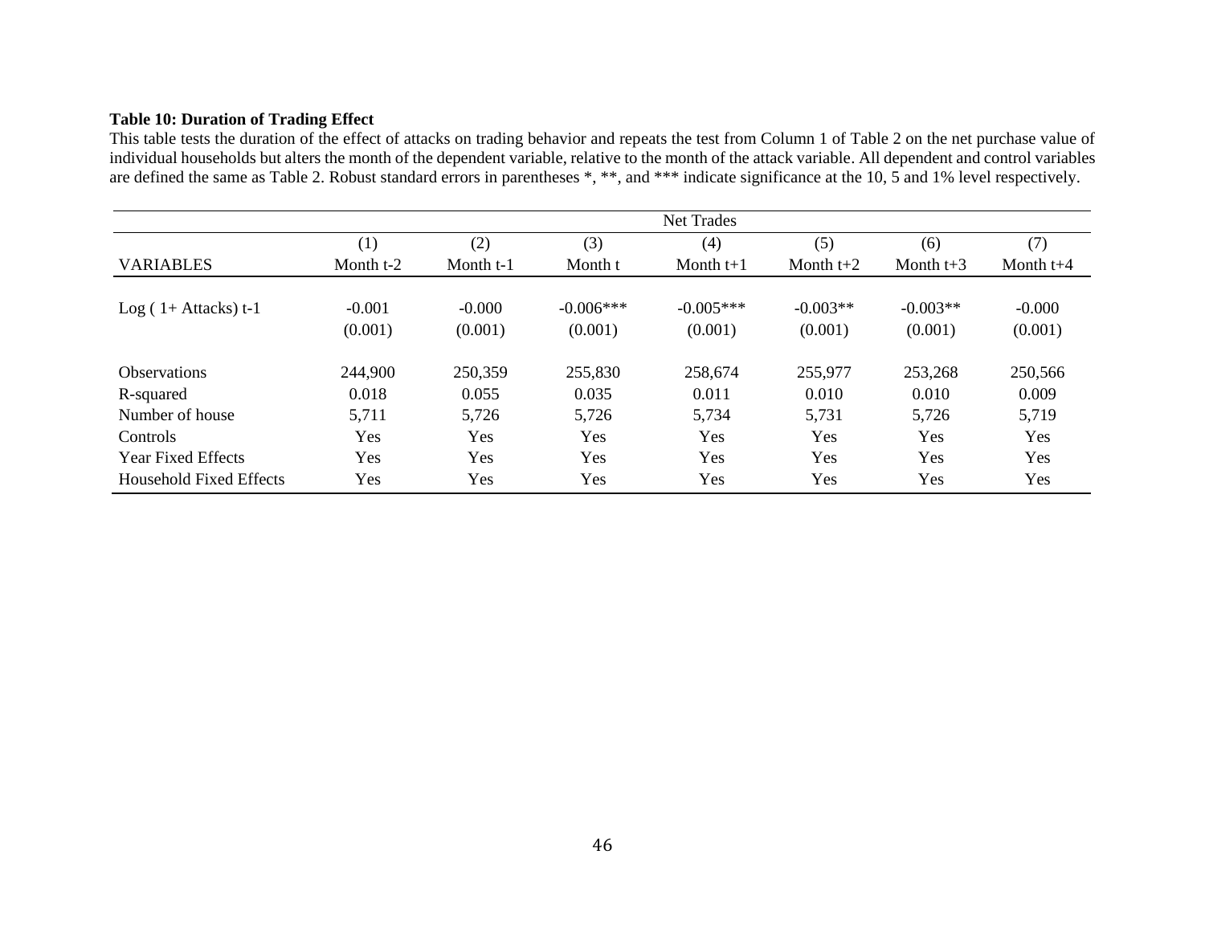**Table 10: Duration of Trading Effect**

This table tests the duration of the effect of attacks on trading behavior and repeats the test from Column 1 of Table 2 on the net purchase value of individual households but alters the month of the dependent variable, relative to the month of the attack variable. All dependent and control variables are defined the same as Table 2. Robust standard errors in parentheses *, **, and *** indicate significance at the 10, 5 and 1% level respectively.

| | Net Trades | | | | | | |
|---|---|---|---|---|---|---|---|
| | (1) | (2) | (3) | (4) | (5) | (6) | (7) |
| VARIABLES | Month t-2 | Month t-1 | Month t | Month t+1 | Month t+2 | Month t+3 | Month t+4 |
| Log ( 1+ Attacks) t-1 | -0.001 | -0.000 | -0.006*** | -0.005*** | -0.003** | -0.003** | -0.000 |
| | (0.001) | (0.001) | (0.001) | (0.001) | (0.001) | (0.001) | (0.001) |
| Observations | 244,900 | 250,359 | 255,830 | 258,674 | 255,977 | 253,268 | 250,566 |
| R-squared | 0.018 | 0.055 | 0.035 | 0.011 | 0.010 | 0.010 | 0.009 |
| Number of house | 5,711 | 5,726 | 5,726 | 5,734 | 5,731 | 5,726 | 5,719 |
| Controls | Yes | Yes | Yes | Yes | Yes | Yes | Yes |
| Year Fixed Effects | Yes | Yes | Yes | Yes | Yes | Yes | Yes |
| Household Fixed Effects | Yes | Yes | Yes | Yes | Yes | Yes | Yes |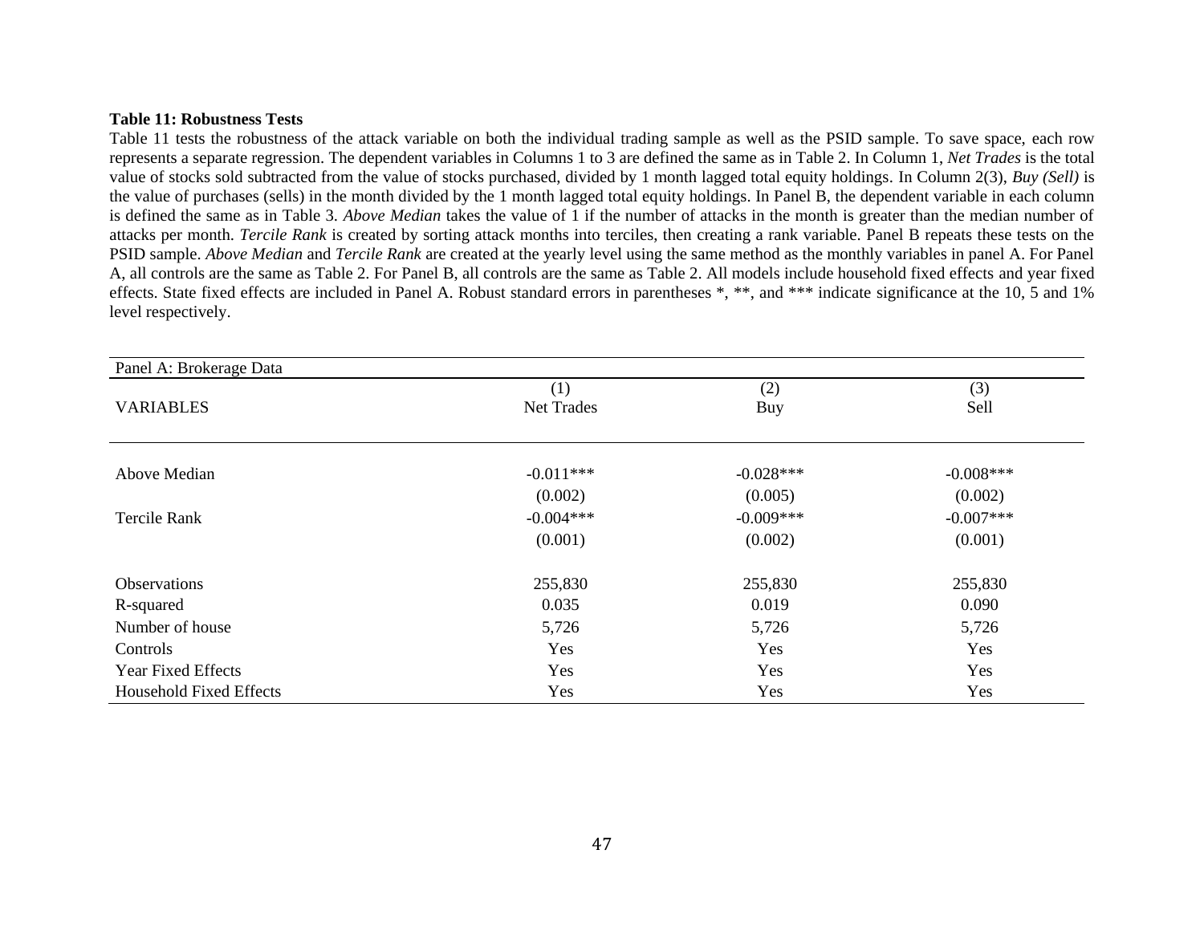**Table 11: Robustness Tests**

Table 11 tests the robustness of the attack variable on both the individual trading sample as well as the PSID sample. To save space, each row represents a separate regression. The dependent variables in Columns 1 to 3 are defined the same as in Table 2. In Column 1, *Net Trades* is the total value of stocks sold subtracted from the value of stocks purchased, divided by 1 month lagged total equity holdings. In Column 2(3), *Buy (Sell)* is the value of purchases (sells) in the month divided by the 1 month lagged total equity holdings. In Panel B, the dependent variable in each column is defined the same as in Table 3. *Above Median* takes the value of 1 if the number of attacks in the month is greater than the median number of attacks per month. *Tercile Rank* is created by sorting attack months into terciles, then creating a rank variable. Panel B repeats these tests on the PSID sample. *Above Median* and *Tercile Rank* are created at the yearly level using the same method as the monthly variables in panel A. For Panel A, all controls are the same as Table 2. For Panel B, all controls are the same as Table 2. All models include household fixed effects and year fixed effects. State fixed effects are included in Panel A. Robust standard errors in parentheses *, **, and *** indicate significance at the 10, 5 and 1% level respectively.

| Panel A: Brokerage Data | | | |
|---|---|---|---|
| | (1) | (2) | (3) |
| VARIABLES | Net Trades | Buy | Sell |
| Above Median | -0.011*** | -0.028*** | -0.008*** |
| | (0.002) | (0.005) | (0.002) |
| Tercile Rank | -0.004*** | -0.009*** | -0.007*** |
| | (0.001) | (0.002) | (0.001) |
| Observations | 255,830 | 255,830 | 255,830 |
| R-squared | 0.035 | 0.019 | 0.090 |
| Number of house | 5,726 | 5,726 | 5,726 |
| Controls | Yes | Yes | Yes |
| Year Fixed Effects | Yes | Yes | Yes |
| Household Fixed Effects | Yes | Yes | Yes |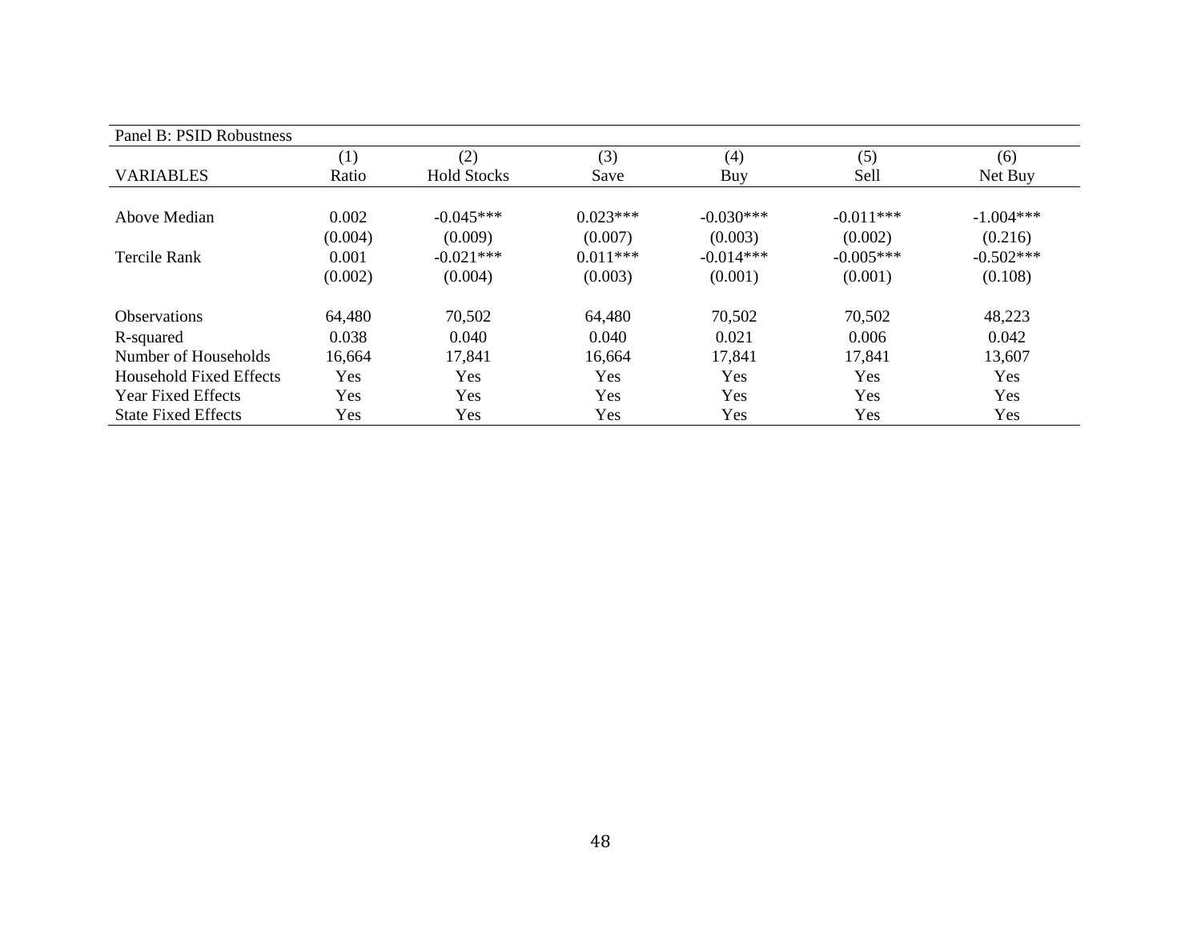Panel B: PSID Robustness

| VARIABLES | (1)<br>Ratio | (2)<br>Hold Stocks | (3)<br>Save | (4)<br>Buy | (5)<br>Sell | (6)<br>Net Buy |
|---|---|---|---|---|---|---|
| Above Median | 0.002 | -0.045*** | 0.023*** | -0.030*** | -0.011*** | -1.004*** |
| | (0.004) | (0.009) | (0.007) | (0.003) | (0.002) | (0.216) |
| Tercile Rank | 0.001 | -0.021*** | 0.011*** | -0.014*** | -0.005*** | -0.502*** |
| | (0.002) | (0.004) | (0.003) | (0.001) | (0.001) | (0.108) |
| Observations | 64,480 | 70,502 | 64,480 | 70,502 | 70,502 | 48,223 |
| R-squared | 0.038 | 0.040 | 0.040 | 0.021 | 0.006 | 0.042 |
| Number of Households | 16,664 | 17,841 | 16,664 | 17,841 | 17,841 | 13,607 |
| Household Fixed Effects | Yes | Yes | Yes | Yes | Yes | Yes |
| Year Fixed Effects | Yes | Yes | Yes | Yes | Yes | Yes |
| State Fixed Effects | Yes | Yes | Yes | Yes | Yes | Yes |